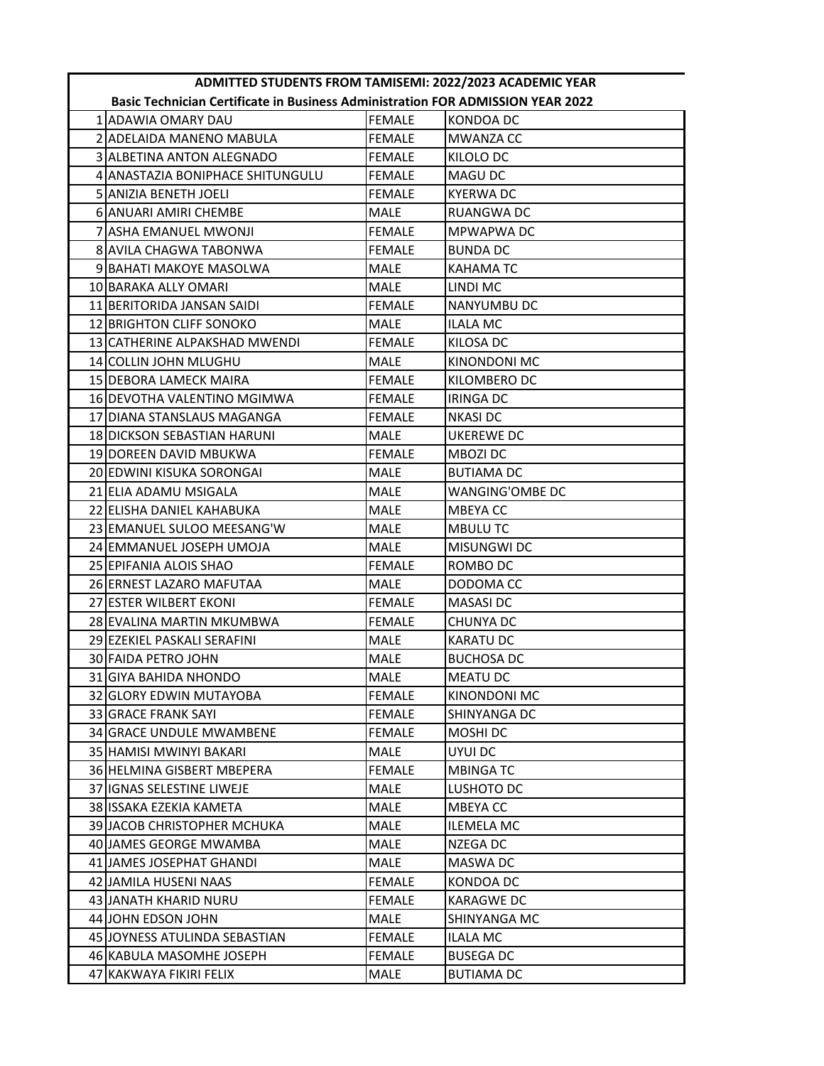## ADMITTED STUDENTS FROM TAMISEMI: 2022/2023 ACADEMIC YEAR

### Basic Technician Certificate in Business Administration FOR ADMISSION YEAR 2022

| No. | Name | Gender | Council |
|---|---|---|---|
| 1 | ADAWIA OMARY DAU | FEMALE | KONDOA DC |
| 2 | ADELAIDA MANENO MABULA | FEMALE | MWANZA CC |
| 3 | ALBETINA ANTON ALEGNADO | FEMALE | KILOLO DC |
| 4 | ANASTAZIA BONIPHACE SHITUNGULU | FEMALE | MAGU DC |
| 5 | ANIZIA BENETH JOELI | FEMALE | KYERWA DC |
| 6 | ANUARI AMIRI CHEMBE | MALE | RUANGWA DC |
| 7 | ASHA EMANUEL MWONJI | FEMALE | MPWAPWA DC |
| 8 | AVILA CHAGWA TABONWA | FEMALE | BUNDA DC |
| 9 | BAHATI MAKOYE MASOLWA | MALE | KAHAMA TC |
| 10 | BARAKA ALLY OMARI | MALE | LINDI MC |
| 11 | BERITORIDA JANSAN SAIDI | FEMALE | NANYUMBU DC |
| 12 | BRIGHTON CLIFF SONOKO | MALE | ILALA MC |
| 13 | CATHERINE ALPAKSHAD MWENDI | FEMALE | KILOSA DC |
| 14 | COLLIN JOHN MLUGHU | MALE | KINONDONI MC |
| 15 | DEBORA LAMECK MAIRA | FEMALE | KILOMBERO DC |
| 16 | DEVOTHA VALENTINO MGIMWA | FEMALE | IRINGA DC |
| 17 | DIANA STANSLAUS MAGANGA | FEMALE | NKASI DC |
| 18 | DICKSON SEBASTIAN HARUNI | MALE | UKEREWE DC |
| 19 | DOREEN DAVID MBUKWA | FEMALE | MBOZI DC |
| 20 | EDWINI KISUKA SORONGAI | MALE | BUTIAMA DC |
| 21 | ELIA ADAMU MSIGALA | MALE | WANGING'OMBE DC |
| 22 | ELISHA DANIEL KAHABUKA | MALE | MBEYA CC |
| 23 | EMANUEL SULOO MEESANG'W | MALE | MBULU TC |
| 24 | EMMANUEL JOSEPH UMOJA | MALE | MISUNGWI DC |
| 25 | EPIFANIA ALOIS SHAO | FEMALE | ROMBO DC |
| 26 | ERNEST LAZARO MAFUTAA | MALE | DODOMA CC |
| 27 | ESTER WILBERT EKONI | FEMALE | MASASI DC |
| 28 | EVALINA MARTIN MKUMBWA | FEMALE | CHUNYA DC |
| 29 | EZEKIEL PASKALI SERAFINI | MALE | KARATU DC |
| 30 | FAIDA PETRO JOHN | MALE | BUCHOSA DC |
| 31 | GIYA BAHIDA NHONDO | MALE | MEATU DC |
| 32 | GLORY EDWIN MUTAYOBA | FEMALE | KINONDONI MC |
| 33 | GRACE FRANK SAYI | FEMALE | SHINYANGA DC |
| 34 | GRACE UNDULE MWAMBENE | FEMALE | MOSHI DC |
| 35 | HAMISI MWINYI BAKARI | MALE | UYUI DC |
| 36 | HELMINA GISBERT MBEPERA | FEMALE | MBINGA TC |
| 37 | IGNAS SELESTINE LIWEJE | MALE | LUSHOTO DC |
| 38 | ISSAKA EZEKIA KAMETA | MALE | MBEYA CC |
| 39 | JACOB CHRISTOPHER MCHUKA | MALE | ILEMELA MC |
| 40 | JAMES GEORGE MWAMBA | MALE | NZEGA DC |
| 41 | JAMES JOSEPHAT GHANDI | MALE | MASWA DC |
| 42 | JAMILA HUSENI NAAS | FEMALE | KONDOA DC |
| 43 | JANATH KHARID NURU | FEMALE | KARAGWE DC |
| 44 | JOHN EDSON JOHN | MALE | SHINYANGA MC |
| 45 | JOYNESS ATULINDA SEBASTIAN | FEMALE | ILALA MC |
| 46 | KABULA MASOMHE JOSEPH | FEMALE | BUSEGA DC |
| 47 | KAKWAYA FIKIRI FELIX | MALE | BUTIAMA DC |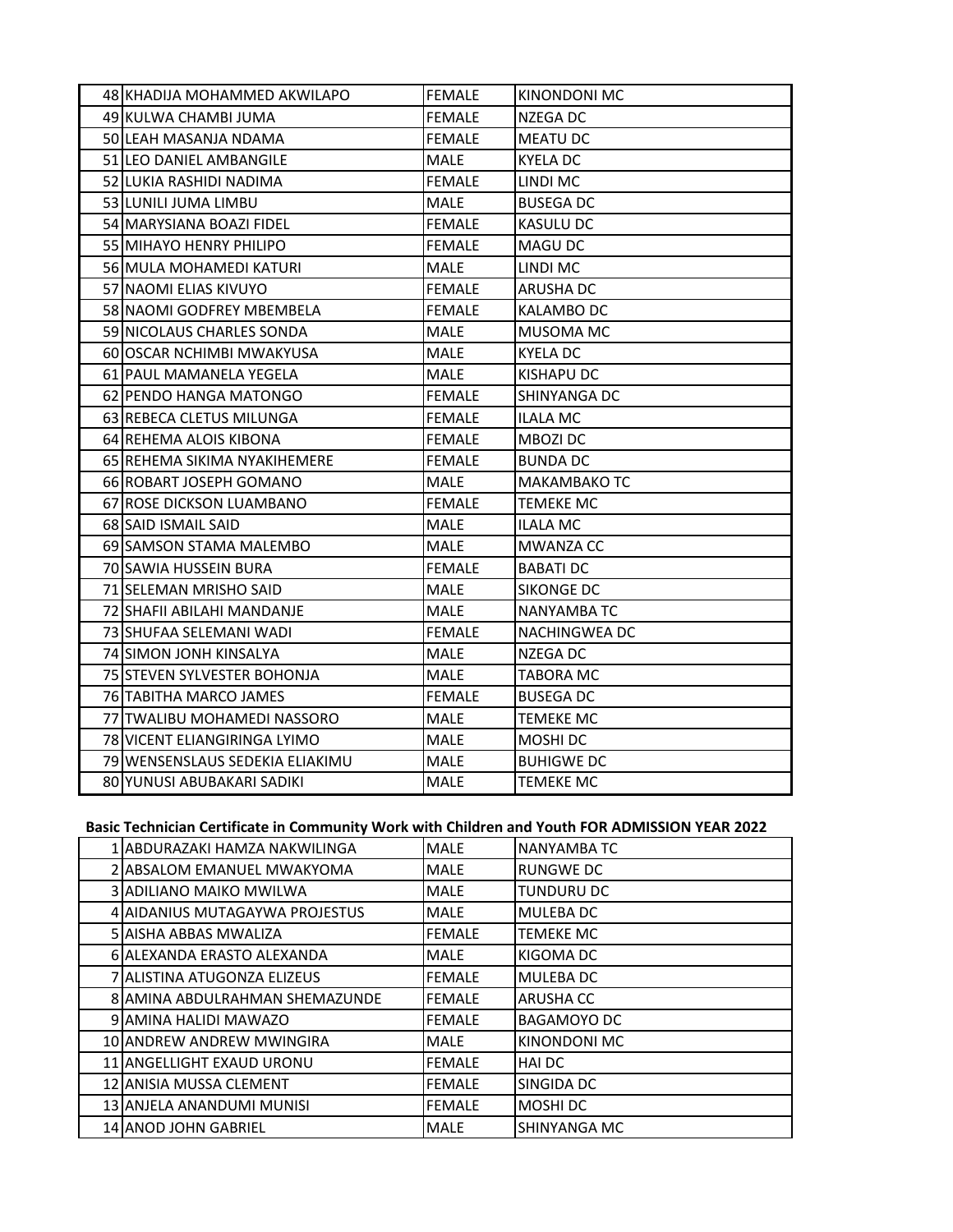| | | | |
|---|---|---|---|
| 48 | KHADIJA MOHAMMED AKWILAPO | FEMALE | KINONDONI MC |
| 49 | KULWA CHAMBI JUMA | FEMALE | NZEGA DC |
| 50 | LEAH MASANJA NDAMA | FEMALE | MEATU DC |
| 51 | LEO DANIEL AMBANGILE | MALE | KYELA DC |
| 52 | LUKIA RASHIDI NADIMA | FEMALE | LINDI MC |
| 53 | LUNILI JUMA LIMBU | MALE | BUSEGA DC |
| 54 | MARYSIANA BOAZI FIDEL | FEMALE | KASULU DC |
| 55 | MIHAYO HENRY PHILIPO | FEMALE | MAGU DC |
| 56 | MULA MOHAMEDI KATURI | MALE | LINDI MC |
| 57 | NAOMI ELIAS KIVUYO | FEMALE | ARUSHA DC |
| 58 | NAOMI GODFREY MBEMBELA | FEMALE | KALAMBO DC |
| 59 | NICOLAUS CHARLES SONDA | MALE | MUSOMA MC |
| 60 | OSCAR NCHIMBI MWAKYUSA | MALE | KYELA DC |
| 61 | PAUL MAMANELA YEGELA | MALE | KISHAPU DC |
| 62 | PENDO HANGA MATONGO | FEMALE | SHINYANGA DC |
| 63 | REBECA CLETUS MILUNGA | FEMALE | ILALA MC |
| 64 | REHEMA ALOIS KIBONA | FEMALE | MBOZI DC |
| 65 | REHEMA SIKIMA NYAKIHEMERE | FEMALE | BUNDA DC |
| 66 | ROBART JOSEPH GOMANO | MALE | MAKAMBAKO TC |
| 67 | ROSE DICKSON LUAMBANO | FEMALE | TEMEKE MC |
| 68 | SAID ISMAIL SAID | MALE | ILALA MC |
| 69 | SAMSON STAMA MALEMBO | MALE | MWANZA CC |
| 70 | SAWIA HUSSEIN BURA | FEMALE | BABATI DC |
| 71 | SELEMAN MRISHO SAID | MALE | SIKONGE DC |
| 72 | SHAFII ABILAHI MANDANJE | MALE | NANYAMBA TC |
| 73 | SHUFAA SELEMANI WADI | FEMALE | NACHINGWEA DC |
| 74 | SIMON JONH KINSALYA | MALE | NZEGA DC |
| 75 | STEVEN SYLVESTER BOHONJA | MALE | TABORA MC |
| 76 | TABITHA MARCO JAMES | FEMALE | BUSEGA DC |
| 77 | TWALIBU MOHAMEDI NASSORO | MALE | TEMEKE MC |
| 78 | VICENT ELIANGIRINGA LYIMO | MALE | MOSHI DC |
| 79 | WENSENSLAUS SEDEKIA ELIAKIMU | MALE | BUHIGWE DC |
| 80 | YUNUSI ABUBAKARI SADIKI | MALE | TEMEKE MC |

**Basic Technician Certificate in Community Work with Children and Youth FOR ADMISSION YEAR 2022**

| | | | |
|---|---|---|---|
| 1 | ABDURAZAKI HAMZA NAKWILINGA | MALE | NANYAMBA TC |
| 2 | ABSALOM EMANUEL MWAKYOMA | MALE | RUNGWE DC |
| 3 | ADILIANO MAIKO MWILWA | MALE | TUNDURU DC |
| 4 | AIDANIUS MUTAGAYWA PROJESTUS | MALE | MULEBA DC |
| 5 | AISHA ABBAS MWALIZA | FEMALE | TEMEKE MC |
| 6 | ALEXANDA ERASTO ALEXANDA | MALE | KIGOMA DC |
| 7 | ALISTINA ATUGONZA ELIZEUS | FEMALE | MULEBA DC |
| 8 | AMINA ABDULRAHMAN SHEMAZUNDE | FEMALE | ARUSHA CC |
| 9 | AMINA HALIDI MAWAZO | FEMALE | BAGAMOYO DC |
| 10 | ANDREW ANDREW MWINGIRA | MALE | KINONDONI MC |
| 11 | ANGELLIGHT EXAUD URONU | FEMALE | HAI DC |
| 12 | ANISIA MUSSA CLEMENT | FEMALE | SINGIDA DC |
| 13 | ANJELA ANANDUMI MUNISI | FEMALE | MOSHI DC |
| 14 | ANOD JOHN GABRIEL | MALE | SHINYANGA MC |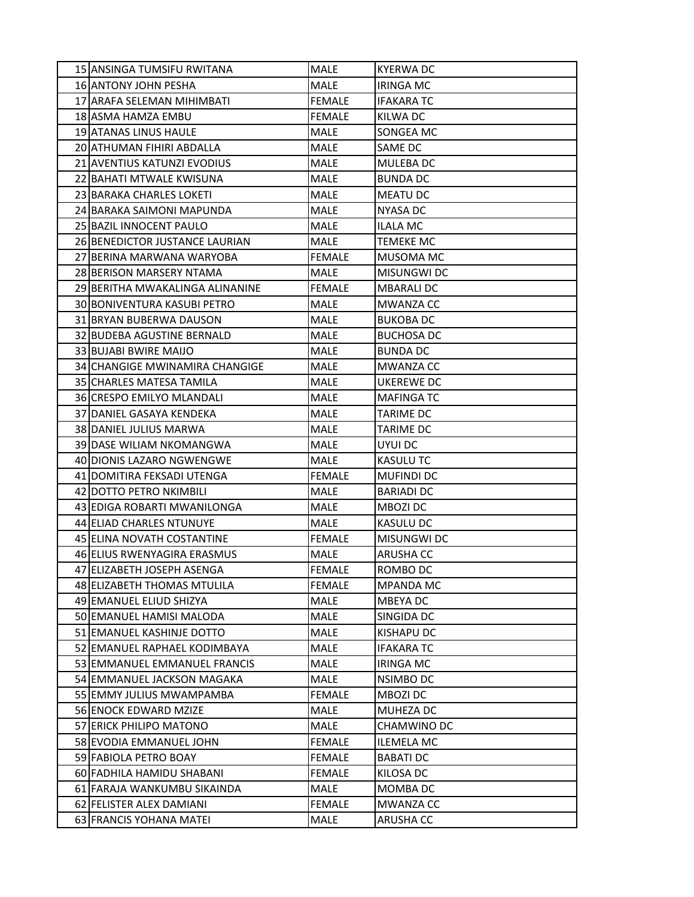| | | | |
|---|---|---|---|
| 15 | ANSINGA TUMSIFU RWITANA | MALE | KYERWA DC |
| 16 | ANTONY JOHN PESHA | MALE | IRINGA MC |
| 17 | ARAFA SELEMAN MIHIMBATI | FEMALE | IFAKARA TC |
| 18 | ASMA HAMZA EMBU | FEMALE | KILWA DC |
| 19 | ATANAS LINUS HAULE | MALE | SONGEA MC |
| 20 | ATHUMAN FIHIRI ABDALLA | MALE | SAME DC |
| 21 | AVENTIUS KATUNZI EVODIUS | MALE | MULEBA DC |
| 22 | BAHATI MTWALE KWISUNA | MALE | BUNDA DC |
| 23 | BARAKA CHARLES LOKETI | MALE | MEATU DC |
| 24 | BARAKA SAIMONI MAPUNDA | MALE | NYASA DC |
| 25 | BAZIL INNOCENT PAULO | MALE | ILALA MC |
| 26 | BENEDICTOR JUSTANCE LAURIAN | MALE | TEMEKE MC |
| 27 | BERINA MARWANA WARYOBA | FEMALE | MUSOMA MC |
| 28 | BERISON MARSERY NTAMA | MALE | MISUNGWI DC |
| 29 | BERITHA MWAKALINGA ALINANINE | FEMALE | MBARALI DC |
| 30 | BONIVENTURA KASUBI PETRO | MALE | MWANZA CC |
| 31 | BRYAN BUBERWA DAUSON | MALE | BUKOBA DC |
| 32 | BUDEBA AGUSTINE BERNALD | MALE | BUCHOSA DC |
| 33 | BUJABI BWIRE MAIJO | MALE | BUNDA DC |
| 34 | CHANGIGE MWINAMIRA CHANGIGE | MALE | MWANZA CC |
| 35 | CHARLES MATESA TAMILA | MALE | UKEREWE DC |
| 36 | CRESPO EMILYO MLANDALI | MALE | MAFINGA TC |
| 37 | DANIEL GASAYA KENDEKA | MALE | TARIME DC |
| 38 | DANIEL JULIUS MARWA | MALE | TARIME DC |
| 39 | DASE WILIAM NKOMANGWA | MALE | UYUI DC |
| 40 | DIONIS LAZARO NGWENGWE | MALE | KASULU TC |
| 41 | DOMITIRA FEKSADI UTENGA | FEMALE | MUFINDI DC |
| 42 | DOTTO PETRO NKIMBILI | MALE | BARIADI DC |
| 43 | EDIGA ROBARTI MWANILONGA | MALE | MBOZI DC |
| 44 | ELIAD CHARLES NTUNUYE | MALE | KASULU DC |
| 45 | ELINA NOVATH COSTANTINE | FEMALE | MISUNGWI DC |
| 46 | ELIUS RWENYAGIRA ERASMUS | MALE | ARUSHA CC |
| 47 | ELIZABETH JOSEPH ASENGA | FEMALE | ROMBO DC |
| 48 | ELIZABETH THOMAS MTULILA | FEMALE | MPANDA MC |
| 49 | EMANUEL ELIUD SHIZYA | MALE | MBEYA DC |
| 50 | EMANUEL HAMISI MALODA | MALE | SINGIDA DC |
| 51 | EMANUEL KASHINJE DOTTO | MALE | KISHAPU DC |
| 52 | EMANUEL RAPHAEL KODIMBAYA | MALE | IFAKARA TC |
| 53 | EMMANUEL EMMANUEL FRANCIS | MALE | IRINGA MC |
| 54 | EMMANUEL JACKSON MAGAKA | MALE | NSIMBO DC |
| 55 | EMMY JULIUS MWAMPAMBA | FEMALE | MBOZI DC |
| 56 | ENOCK EDWARD MZIZE | MALE | MUHEZA DC |
| 57 | ERICK PHILIPO MATONO | MALE | CHAMWINO DC |
| 58 | EVODIA EMMANUEL JOHN | FEMALE | ILEMELA MC |
| 59 | FABIOLA PETRO BOAY | FEMALE | BABATI DC |
| 60 | FADHILA HAMIDU SHABANI | FEMALE | KILOSA DC |
| 61 | FARAJA WANKUMBU SIKAINDA | MALE | MOMBA DC |
| 62 | FELISTER ALEX DAMIANI | FEMALE | MWANZA CC |
| 63 | FRANCIS YOHANA MATEI | MALE | ARUSHA CC |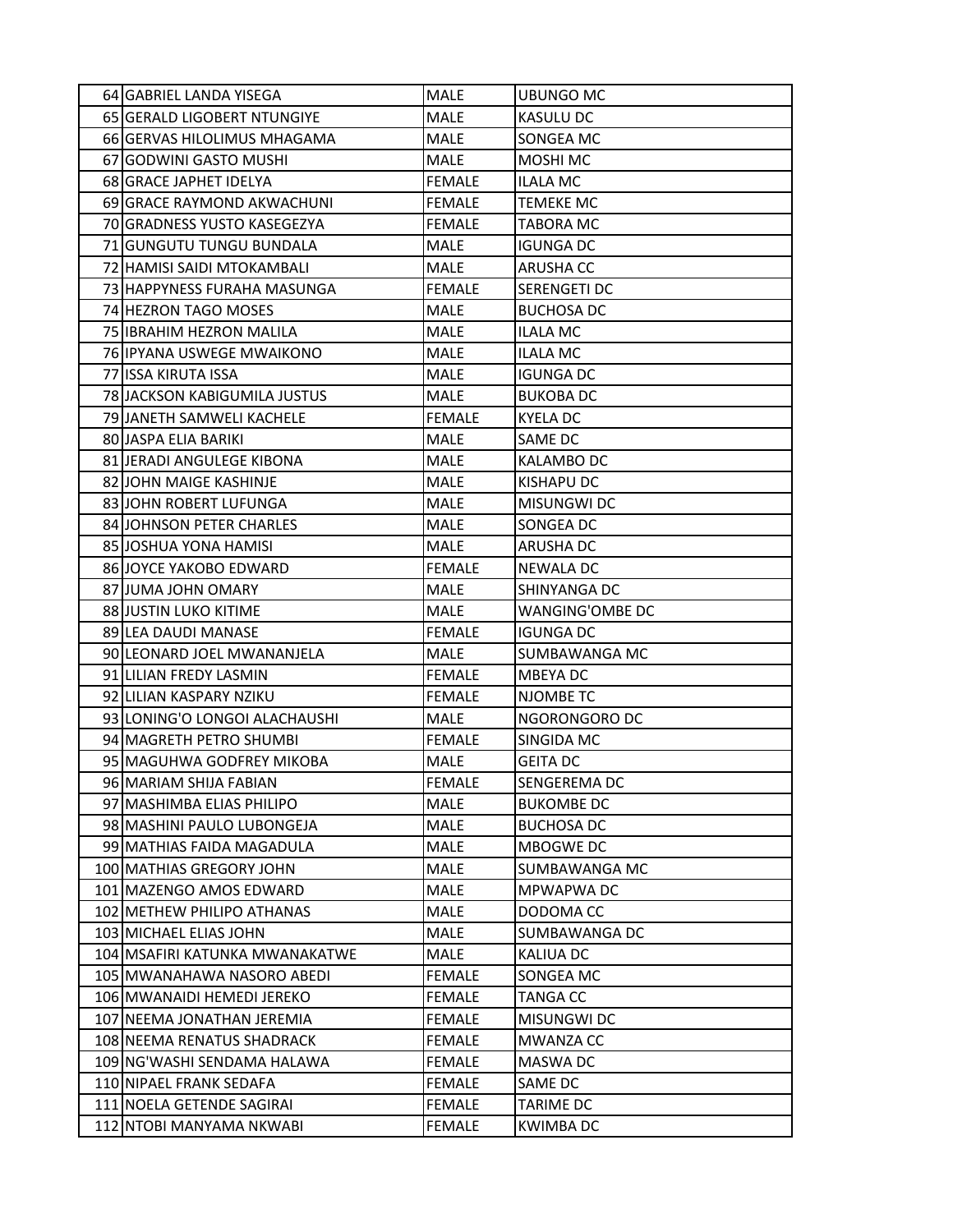| | | | |
|---|---|---|---|
| 64 | GABRIEL LANDA YISEGA | MALE | UBUNGO MC |
| 65 | GERALD LIGOBERT NTUNGIYE | MALE | KASULU DC |
| 66 | GERVAS HILOLIMUS MHAGAMA | MALE | SONGEA MC |
| 67 | GODWINI GASTO MUSHI | MALE | MOSHI MC |
| 68 | GRACE JAPHET IDELYA | FEMALE | ILALA MC |
| 69 | GRACE RAYMOND AKWACHUNI | FEMALE | TEMEKE MC |
| 70 | GRADNESS YUSTO KASEGEZYA | FEMALE | TABORA MC |
| 71 | GUNGUTU TUNGU BUNDALA | MALE | IGUNGA DC |
| 72 | HAMISI SAIDI MTOKAMBALI | MALE | ARUSHA CC |
| 73 | HAPPYNESS FURAHA MASUNGA | FEMALE | SERENGETI DC |
| 74 | HEZRON TAGO MOSES | MALE | BUCHOSA DC |
| 75 | IBRAHIM HEZRON MALILA | MALE | ILALA MC |
| 76 | IPYANA USWEGE MWAIKONO | MALE | ILALA MC |
| 77 | ISSA KIRUTA ISSA | MALE | IGUNGA DC |
| 78 | JACKSON KABIGUMILA JUSTUS | MALE | BUKOBA DC |
| 79 | JANETH SAMWELI KACHELE | FEMALE | KYELA DC |
| 80 | JASPA ELIA BARIKI | MALE | SAME DC |
| 81 | JERADI ANGULEGE KIBONA | MALE | KALAMBO DC |
| 82 | JOHN MAIGE KASHINJE | MALE | KISHAPU DC |
| 83 | JOHN ROBERT LUFUNGA | MALE | MISUNGWI DC |
| 84 | JOHNSON PETER CHARLES | MALE | SONGEA DC |
| 85 | JOSHUA YONA HAMISI | MALE | ARUSHA DC |
| 86 | JOYCE YAKOBO EDWARD | FEMALE | NEWALA DC |
| 87 | JUMA JOHN OMARY | MALE | SHINYANGA DC |
| 88 | JUSTIN LUKO KITIME | MALE | WANGING'OMBE DC |
| 89 | LEA DAUDI MANASE | FEMALE | IGUNGA DC |
| 90 | LEONARD JOEL MWANANJELA | MALE | SUMBAWANGA MC |
| 91 | LILIAN FREDY LASMIN | FEMALE | MBEYA DC |
| 92 | LILIAN KASPARY NZIKU | FEMALE | NJOMBE TC |
| 93 | LONING'O LONGOI ALACHAUSHI | MALE | NGORONGORO DC |
| 94 | MAGRETH PETRO SHUMBI | FEMALE | SINGIDA MC |
| 95 | MAGUHWA GODFREY MIKOBA | MALE | GEITA DC |
| 96 | MARIAM SHIJA FABIAN | FEMALE | SENGEREMA DC |
| 97 | MASHIMBA ELIAS PHILIPO | MALE | BUKOMBE DC |
| 98 | MASHINI PAULO LUBONGEJA | MALE | BUCHOSA DC |
| 99 | MATHIAS FAIDA MAGADULA | MALE | MBOGWE DC |
| 100 | MATHIAS GREGORY JOHN | MALE | SUMBAWANGA MC |
| 101 | MAZENGO AMOS EDWARD | MALE | MPWAPWA DC |
| 102 | METHEW PHILIPO ATHANAS | MALE | DODOMA CC |
| 103 | MICHAEL ELIAS JOHN | MALE | SUMBAWANGA DC |
| 104 | MSAFIRI KATUNKA MWANAKATWE | MALE | KALIUA DC |
| 105 | MWANAHAWA NASORO ABEDI | FEMALE | SONGEA MC |
| 106 | MWANAIDI HEMEDI JEREKO | FEMALE | TANGA CC |
| 107 | NEEMA JONATHAN JEREMIA | FEMALE | MISUNGWI DC |
| 108 | NEEMA RENATUS SHADRACK | FEMALE | MWANZA CC |
| 109 | NG'WASHI SENDAMA HALAWA | FEMALE | MASWA DC |
| 110 | NIPAEL FRANK SEDAFA | FEMALE | SAME DC |
| 111 | NOELA GETENDE SAGIRAI | FEMALE | TARIME DC |
| 112 | NTOBI MANYAMA NKWABI | FEMALE | KWIMBA DC |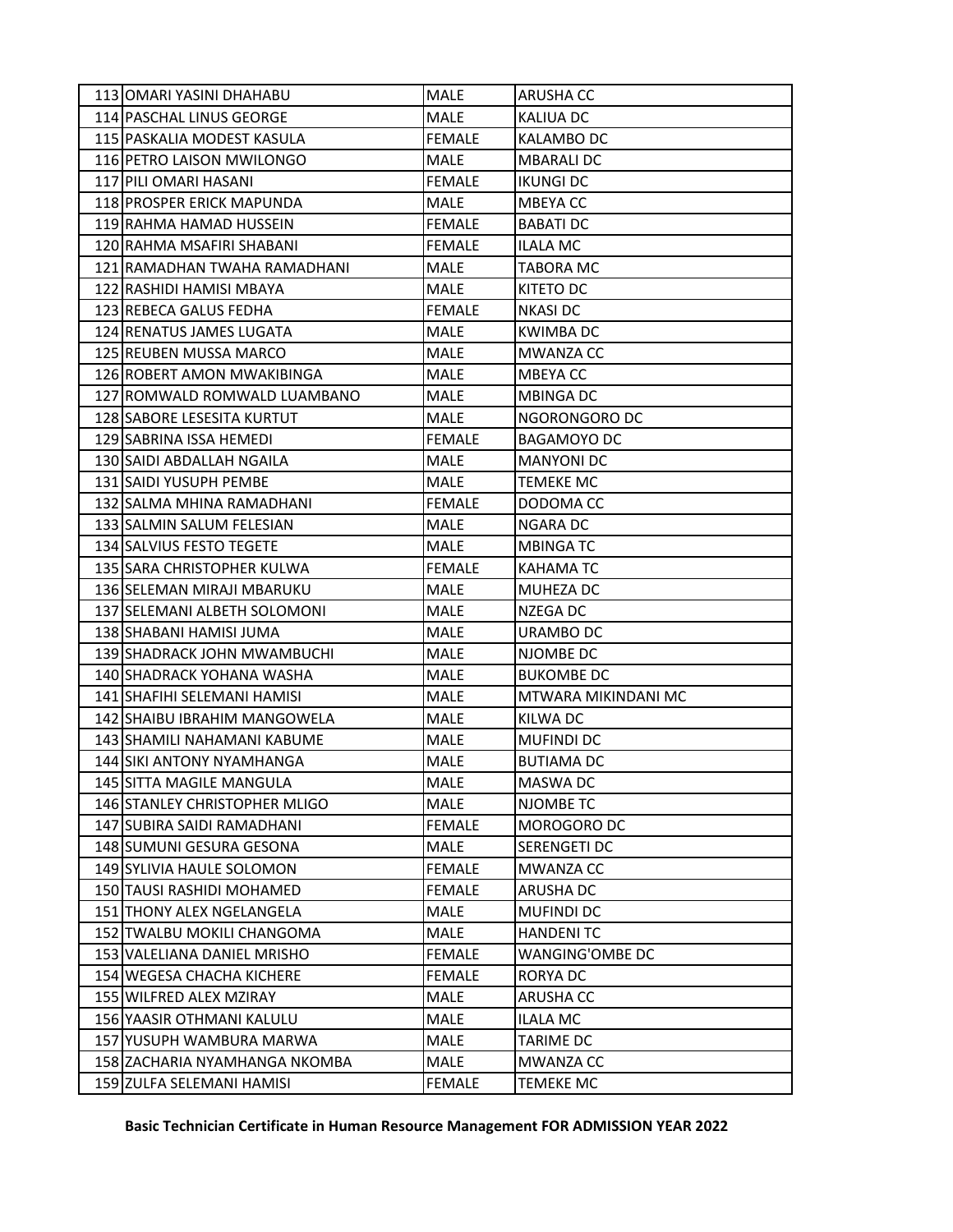| | | | |
|---|---|---|---|
| 113 | OMARI YASINI DHAHABU | MALE | ARUSHA CC |
| 114 | PASCHAL LINUS GEORGE | MALE | KALIUA DC |
| 115 | PASKALIA MODEST KASULA | FEMALE | KALAMBO DC |
| 116 | PETRO LAISON MWILONGO | MALE | MBARALI DC |
| 117 | PILI OMARI HASANI | FEMALE | IKUNGI DC |
| 118 | PROSPER ERICK MAPUNDA | MALE | MBEYA CC |
| 119 | RAHMA HAMAD HUSSEIN | FEMALE | BABATI DC |
| 120 | RAHMA MSAFIRI SHABANI | FEMALE | ILALA MC |
| 121 | RAMADHAN TWAHA RAMADHANI | MALE | TABORA MC |
| 122 | RASHIDI HAMISI MBAYA | MALE | KITETO DC |
| 123 | REBECA GALUS FEDHA | FEMALE | NKASI DC |
| 124 | RENATUS JAMES LUGATA | MALE | KWIMBA DC |
| 125 | REUBEN MUSSA MARCO | MALE | MWANZA CC |
| 126 | ROBERT AMON MWAKIBINGA | MALE | MBEYA CC |
| 127 | ROMWALD ROMWALD LUAMBANO | MALE | MBINGA DC |
| 128 | SABORE LESESITA KURTUT | MALE | NGORONGORO DC |
| 129 | SABRINA ISSA HEMEDI | FEMALE | BAGAMOYO DC |
| 130 | SAIDI ABDALLAH NGAILA | MALE | MANYONI DC |
| 131 | SAIDI YUSUPH PEMBE | MALE | TEMEKE MC |
| 132 | SALMA MHINA RAMADHANI | FEMALE | DODOMA CC |
| 133 | SALMIN SALUM FELESIAN | MALE | NGARA DC |
| 134 | SALVIUS FESTO TEGETE | MALE | MBINGA TC |
| 135 | SARA CHRISTOPHER KULWA | FEMALE | KAHAMA TC |
| 136 | SELEMAN MIRAJI MBARUKU | MALE | MUHEZA DC |
| 137 | SELEMANI ALBETH SOLOMONI | MALE | NZEGA DC |
| 138 | SHABANI HAMISI JUMA | MALE | URAMBO DC |
| 139 | SHADRACK JOHN MWAMBUCHI | MALE | NJOMBE DC |
| 140 | SHADRACK YOHANA WASHA | MALE | BUKOMBE DC |
| 141 | SHAFIHI SELEMANI HAMISI | MALE | MTWARA MIKINDANI MC |
| 142 | SHAIBU IBRAHIM MANGOWELA | MALE | KILWA DC |
| 143 | SHAMILI NAHAMANI KABUME | MALE | MUFINDI DC |
| 144 | SIKI ANTONY NYAMHANGA | MALE | BUTIAMA DC |
| 145 | SITTA MAGILE MANGULA | MALE | MASWA DC |
| 146 | STANLEY CHRISTOPHER MLIGO | MALE | NJOMBE TC |
| 147 | SUBIRA SAIDI RAMADHANI | FEMALE | MOROGORO DC |
| 148 | SUMUNI GESURA GESONA | MALE | SERENGETI DC |
| 149 | SYLIVIA HAULE SOLOMON | FEMALE | MWANZA CC |
| 150 | TAUSI RASHIDI MOHAMED | FEMALE | ARUSHA DC |
| 151 | THONY ALEX NGELANGELA | MALE | MUFINDI DC |
| 152 | TWALBU MOKILI CHANGOMA | MALE | HANDENI TC |
| 153 | VALELIANA DANIEL MRISHO | FEMALE | WANGING'OMBE DC |
| 154 | WEGESA CHACHA KICHERE | FEMALE | RORYA DC |
| 155 | WILFRED ALEX MZIRAY | MALE | ARUSHA CC |
| 156 | YAASIR OTHMANI KALULU | MALE | ILALA MC |
| 157 | YUSUPH WAMBURA MARWA | MALE | TARIME DC |
| 158 | ZACHARIA NYAMHANGA NKOMBA | MALE | MWANZA CC |
| 159 | ZULFA SELEMANI HAMISI | FEMALE | TEMEKE MC |

**Basic Technician Certificate in Human Resource Management FOR ADMISSION YEAR 2022**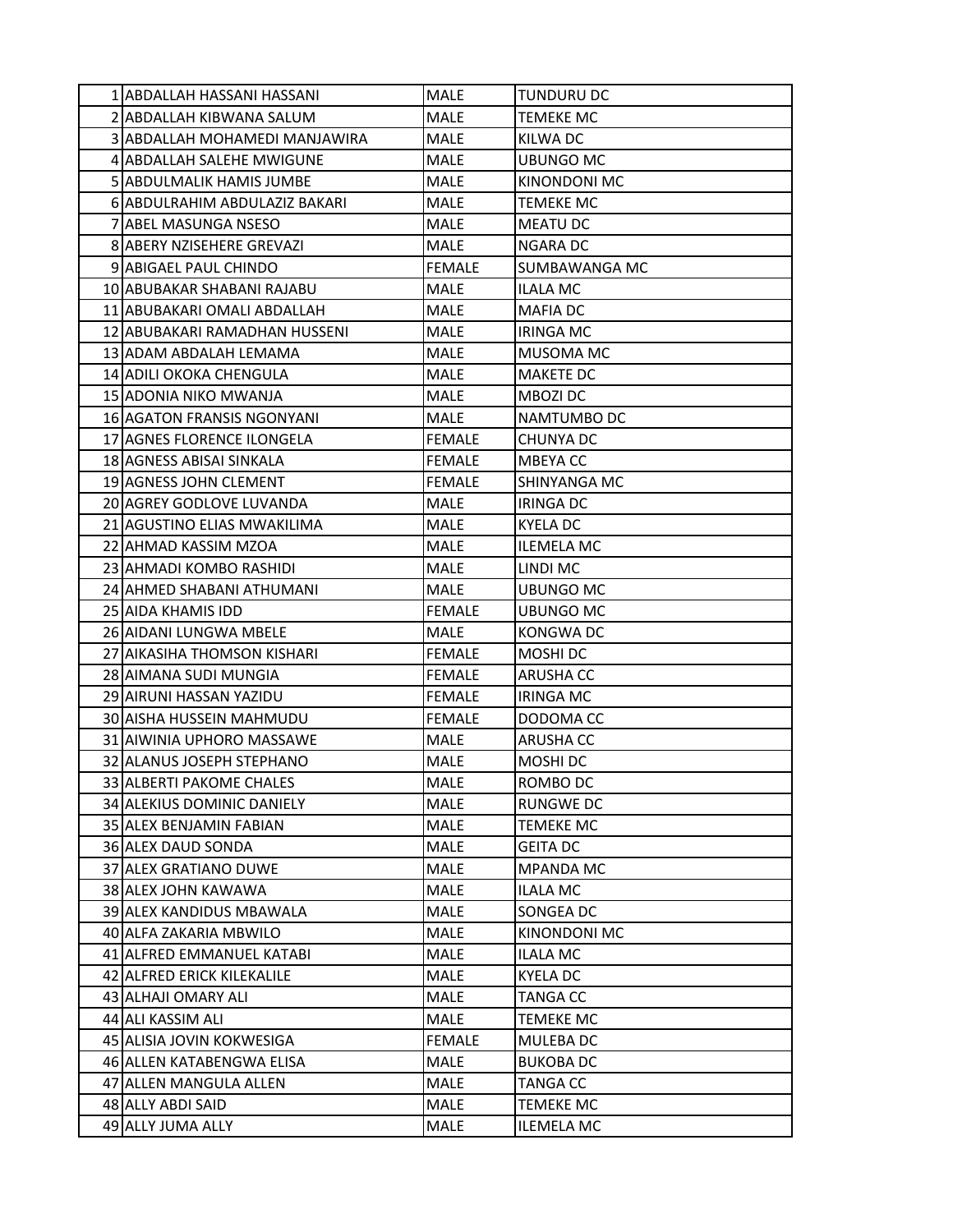| | | | |
|---|---|---|---|
| 1 | ABDALLAH HASSANI HASSANI | MALE | TUNDURU DC |
| 2 | ABDALLAH KIBWANA SALUM | MALE | TEMEKE MC |
| 3 | ABDALLAH MOHAMEDI MANJAWIRA | MALE | KILWA DC |
| 4 | ABDALLAH SALEHE MWIGUNE | MALE | UBUNGO MC |
| 5 | ABDULMALIK HAMIS JUMBE | MALE | KINONDONI MC |
| 6 | ABDULRAHIM ABDULAZIZ BAKARI | MALE | TEMEKE MC |
| 7 | ABEL MASUNGA NSESO | MALE | MEATU DC |
| 8 | ABERY NZISEHERE GREVAZI | MALE | NGARA DC |
| 9 | ABIGAEL PAUL CHINDO | FEMALE | SUMBAWANGA MC |
| 10 | ABUBAKAR SHABANI RAJABU | MALE | ILALA MC |
| 11 | ABUBAKARI OMALI ABDALLAH | MALE | MAFIA DC |
| 12 | ABUBAKARI RAMADHAN HUSSENI | MALE | IRINGA MC |
| 13 | ADAM ABDALAH LEMAMA | MALE | MUSOMA MC |
| 14 | ADILI OKOKA CHENGULA | MALE | MAKETE DC |
| 15 | ADONIA NIKO MWANJA | MALE | MBOZI DC |
| 16 | AGATON FRANSIS NGONYANI | MALE | NAMTUMBO DC |
| 17 | AGNES FLORENCE ILONGELA | FEMALE | CHUNYA DC |
| 18 | AGNESS ABISAI SINKALA | FEMALE | MBEYA CC |
| 19 | AGNESS JOHN CLEMENT | FEMALE | SHINYANGA MC |
| 20 | AGREY GODLOVE LUVANDA | MALE | IRINGA DC |
| 21 | AGUSTINO ELIAS MWAKILIMA | MALE | KYELA DC |
| 22 | AHMAD KASSIM MZOA | MALE | ILEMELA MC |
| 23 | AHMADI KOMBO RASHIDI | MALE | LINDI MC |
| 24 | AHMED SHABANI ATHUMANI | MALE | UBUNGO MC |
| 25 | AIDA KHAMIS IDD | FEMALE | UBUNGO MC |
| 26 | AIDANI LUNGWA MBELE | MALE | KONGWA DC |
| 27 | AIKASIHA THOMSON KISHARI | FEMALE | MOSHI DC |
| 28 | AIMANA SUDI MUNGIA | FEMALE | ARUSHA CC |
| 29 | AIRUNI HASSAN YAZIDU | FEMALE | IRINGA MC |
| 30 | AISHA HUSSEIN MAHMUDU | FEMALE | DODOMA CC |
| 31 | AIWINIA UPHORO MASSAWE | MALE | ARUSHA CC |
| 32 | ALANUS JOSEPH STEPHANO | MALE | MOSHI DC |
| 33 | ALBERTI PAKOME CHALES | MALE | ROMBO DC |
| 34 | ALEKIUS DOMINIC DANIELY | MALE | RUNGWE DC |
| 35 | ALEX BENJAMIN FABIAN | MALE | TEMEKE MC |
| 36 | ALEX DAUD SONDA | MALE | GEITA DC |
| 37 | ALEX GRATIANO DUWE | MALE | MPANDA MC |
| 38 | ALEX JOHN KAWAWA | MALE | ILALA MC |
| 39 | ALEX KANDIDUS MBAWALA | MALE | SONGEA DC |
| 40 | ALFA ZAKARIA MBWILO | MALE | KINONDONI MC |
| 41 | ALFRED EMMANUEL KATABI | MALE | ILALA MC |
| 42 | ALFRED ERICK KILEKALILE | MALE | KYELA DC |
| 43 | ALHAJI OMARY ALI | MALE | TANGA CC |
| 44 | ALI KASSIM ALI | MALE | TEMEKE MC |
| 45 | ALISIA JOVIN KOKWESIGA | FEMALE | MULEBA DC |
| 46 | ALLEN KATABENGWA ELISA | MALE | BUKOBA DC |
| 47 | ALLEN MANGULA ALLEN | MALE | TANGA CC |
| 48 | ALLY ABDI SAID | MALE | TEMEKE MC |
| 49 | ALLY JUMA ALLY | MALE | ILEMELA MC |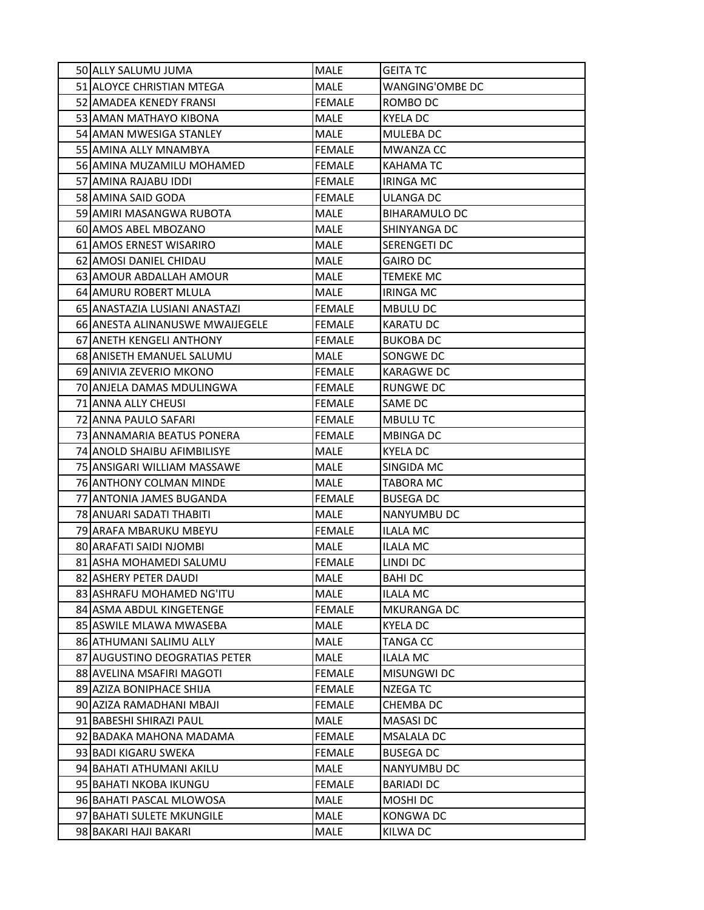| | | | |
|---|---|---|---|
| 50 | ALLY SALUMU JUMA | MALE | GEITA TC |
| 51 | ALOYCE CHRISTIAN MTEGA | MALE | WANGING'OMBE DC |
| 52 | AMADEA KENEDY FRANSI | FEMALE | ROMBO DC |
| 53 | AMAN MATHAYO KIBONA | MALE | KYELA DC |
| 54 | AMAN MWESIGA STANLEY | MALE | MULEBA DC |
| 55 | AMINA ALLY MNAMBYA | FEMALE | MWANZA CC |
| 56 | AMINA MUZAMILU MOHAMED | FEMALE | KAHAMA TC |
| 57 | AMINA RAJABU IDDI | FEMALE | IRINGA MC |
| 58 | AMINA SAID GODA | FEMALE | ULANGA DC |
| 59 | AMIRI MASANGWA RUBOTA | MALE | BIHARAMULO DC |
| 60 | AMOS ABEL MBOZANO | MALE | SHINYANGA DC |
| 61 | AMOS ERNEST WISARIRO | MALE | SERENGETI DC |
| 62 | AMOSI DANIEL CHIDAU | MALE | GAIRO DC |
| 63 | AMOUR ABDALLAH AMOUR | MALE | TEMEKE MC |
| 64 | AMURU ROBERT MLULA | MALE | IRINGA MC |
| 65 | ANASTAZIA LUSIANI ANASTAZI | FEMALE | MBULU DC |
| 66 | ANESTA ALINANUSWE MWAIJEGELE | FEMALE | KARATU DC |
| 67 | ANETH KENGELI ANTHONY | FEMALE | BUKOBA DC |
| 68 | ANISETH EMANUEL SALUMU | MALE | SONGWE DC |
| 69 | ANIVIA ZEVERIO MKONO | FEMALE | KARAGWE DC |
| 70 | ANJELA DAMAS MDULINGWA | FEMALE | RUNGWE DC |
| 71 | ANNA ALLY CHEUSI | FEMALE | SAME DC |
| 72 | ANNA PAULO SAFARI | FEMALE | MBULU TC |
| 73 | ANNAMARIA BEATUS PONERA | FEMALE | MBINGA DC |
| 74 | ANOLD SHAIBU AFIMBILISYE | MALE | KYELA DC |
| 75 | ANSIGARI WILLIAM MASSAWE | MALE | SINGIDA MC |
| 76 | ANTHONY COLMAN MINDE | MALE | TABORA MC |
| 77 | ANTONIA JAMES BUGANDA | FEMALE | BUSEGA DC |
| 78 | ANUARI SADATI THABITI | MALE | NANYUMBU DC |
| 79 | ARAFA MBARUKU MBEYU | FEMALE | ILALA MC |
| 80 | ARAFATI SAIDI NJOMBI | MALE | ILALA MC |
| 81 | ASHA MOHAMEDI SALUMU | FEMALE | LINDI DC |
| 82 | ASHERY PETER DAUDI | MALE | BAHI DC |
| 83 | ASHRAFU MOHAMED NG'ITU | MALE | ILALA MC |
| 84 | ASMA ABDUL KINGETENGE | FEMALE | MKURANGA DC |
| 85 | ASWILE MLAWA MWASEBA | MALE | KYELA DC |
| 86 | ATHUMANI SALIMU ALLY | MALE | TANGA CC |
| 87 | AUGUSTINO DEOGRATIAS PETER | MALE | ILALA MC |
| 88 | AVELINA MSAFIRI MAGOTI | FEMALE | MISUNGWI DC |
| 89 | AZIZA BONIPHACE SHIJA | FEMALE | NZEGA TC |
| 90 | AZIZA RAMADHANI MBAJI | FEMALE | CHEMBA DC |
| 91 | BABESHI SHIRAZI PAUL | MALE | MASASI DC |
| 92 | BADAKA MAHONA MADAMA | FEMALE | MSALALA DC |
| 93 | BADI KIGARU SWEKA | FEMALE | BUSEGA DC |
| 94 | BAHATI ATHUMANI AKILU | MALE | NANYUMBU DC |
| 95 | BAHATI NKOBA IKUNGU | FEMALE | BARIADI DC |
| 96 | BAHATI PASCAL MLOWOSA | MALE | MOSHI DC |
| 97 | BAHATI SULETE MKUNGILE | MALE | KONGWA DC |
| 98 | BAKARI HAJI BAKARI | MALE | KILWA DC |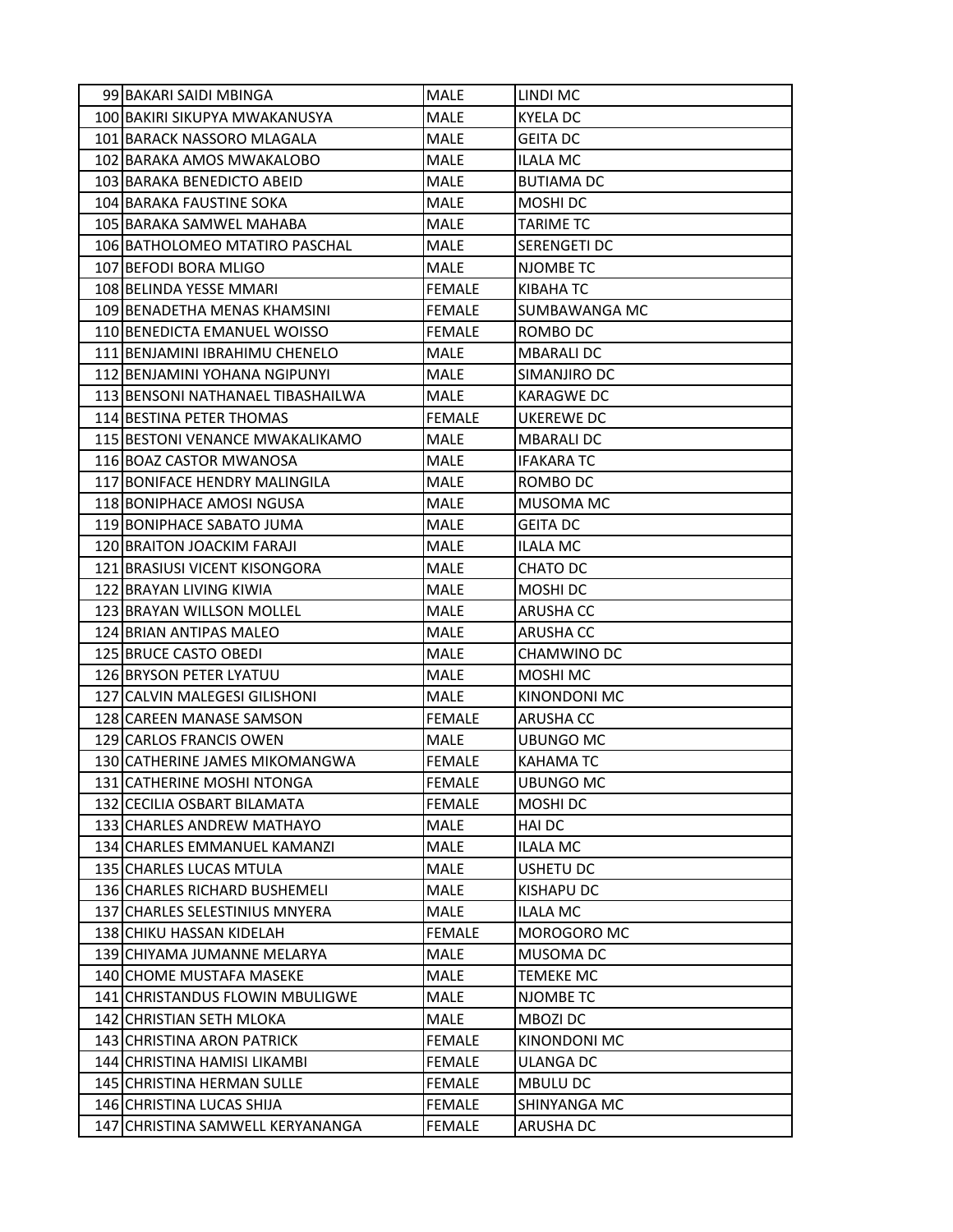| | | | |
|---|---|---|---|
| 99 | BAKARI SAIDI MBINGA | MALE | LINDI MC |
| 100 | BAKIRI SIKUPYA MWAKANUSYA | MALE | KYELA DC |
| 101 | BARACK NASSORO MLAGALA | MALE | GEITA DC |
| 102 | BARAKA AMOS MWAKALOBO | MALE | ILALA MC |
| 103 | BARAKA BENEDICTO ABEID | MALE | BUTIAMA DC |
| 104 | BARAKA FAUSTINE SOKA | MALE | MOSHI DC |
| 105 | BARAKA SAMWEL MAHABA | MALE | TARIME TC |
| 106 | BATHOLOMEO MTATIRO PASCHAL | MALE | SERENGETI DC |
| 107 | BEFODI BORA MLIGO | MALE | NJOMBE TC |
| 108 | BELINDA YESSE MMARI | FEMALE | KIBAHA TC |
| 109 | BENADETHA MENAS KHAMSINI | FEMALE | SUMBAWANGA MC |
| 110 | BENEDICTA EMANUEL WOISSO | FEMALE | ROMBO DC |
| 111 | BENJAMINI IBRAHIMU CHENELO | MALE | MBARALI DC |
| 112 | BENJAMINI YOHANA NGIPUNYI | MALE | SIMANJIRO DC |
| 113 | BENSONI NATHANAEL TIBASHAILWA | MALE | KARAGWE DC |
| 114 | BESTINA PETER THOMAS | FEMALE | UKEREWE DC |
| 115 | BESTONI VENANCE MWAKALIKAMO | MALE | MBARALI DC |
| 116 | BOAZ CASTOR MWANOSA | MALE | IFAKARA TC |
| 117 | BONIFACE HENDRY MALINGILA | MALE | ROMBO DC |
| 118 | BONIPHACE AMOSI NGUSA | MALE | MUSOMA MC |
| 119 | BONIPHACE SABATO JUMA | MALE | GEITA DC |
| 120 | BRAITON JOACKIM FARAJI | MALE | ILALA MC |
| 121 | BRASIUSI VICENT KISONGORA | MALE | CHATO DC |
| 122 | BRAYAN LIVING KIWIA | MALE | MOSHI DC |
| 123 | BRAYAN WILLSON MOLLEL | MALE | ARUSHA CC |
| 124 | BRIAN ANTIPAS MALEO | MALE | ARUSHA CC |
| 125 | BRUCE CASTO OBEDI | MALE | CHAMWINO DC |
| 126 | BRYSON PETER LYATUU | MALE | MOSHI MC |
| 127 | CALVIN MALEGESI GILISHONI | MALE | KINONDONI MC |
| 128 | CAREEN MANASE SAMSON | FEMALE | ARUSHA CC |
| 129 | CARLOS FRANCIS OWEN | MALE | UBUNGO MC |
| 130 | CATHERINE JAMES MIKOMANGWA | FEMALE | KAHAMA TC |
| 131 | CATHERINE MOSHI NTONGA | FEMALE | UBUNGO MC |
| 132 | CECILIA OSBART BILAMATA | FEMALE | MOSHI DC |
| 133 | CHARLES ANDREW MATHAYO | MALE | HAI DC |
| 134 | CHARLES EMMANUEL KAMANZI | MALE | ILALA MC |
| 135 | CHARLES LUCAS MTULA | MALE | USHETU DC |
| 136 | CHARLES RICHARD BUSHEMELI | MALE | KISHAPU DC |
| 137 | CHARLES SELESTINIUS MNYERA | MALE | ILALA MC |
| 138 | CHIKU HASSAN KIDELAH | FEMALE | MOROGORO MC |
| 139 | CHIYAMA JUMANNE MELARYA | MALE | MUSOMA DC |
| 140 | CHOME MUSTAFA MASEKE | MALE | TEMEKE MC |
| 141 | CHRISTANDUS FLOWIN MBULIGWE | MALE | NJOMBE TC |
| 142 | CHRISTIAN SETH MLOKA | MALE | MBOZI DC |
| 143 | CHRISTINA ARON PATRICK | FEMALE | KINONDONI MC |
| 144 | CHRISTINA HAMISI LIKAMBI | FEMALE | ULANGA DC |
| 145 | CHRISTINA HERMAN SULLE | FEMALE | MBULU DC |
| 146 | CHRISTINA LUCAS SHIJA | FEMALE | SHINYANGA MC |
| 147 | CHRISTINA SAMWELL KERYANANGA | FEMALE | ARUSHA DC |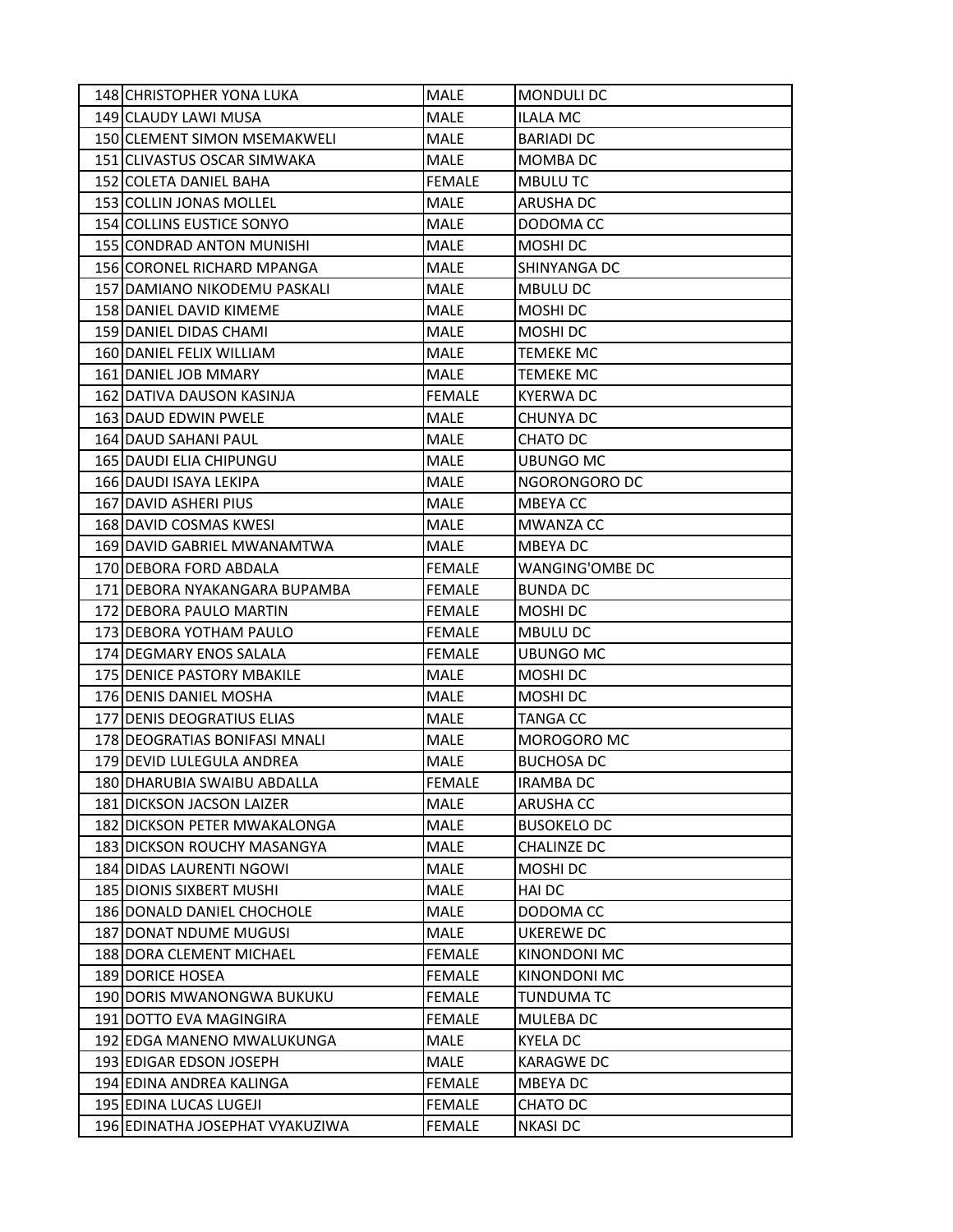| | | | |
|---|---|---|---|
| 148 | CHRISTOPHER YONA LUKA | MALE | MONDULI DC |
| 149 | CLAUDY LAWI MUSA | MALE | ILALA MC |
| 150 | CLEMENT SIMON MSEMAKWELI | MALE | BARIADI DC |
| 151 | CLIVASTUS OSCAR SIMWAKA | MALE | MOMBA DC |
| 152 | COLETA DANIEL BAHA | FEMALE | MBULU TC |
| 153 | COLLIN JONAS MOLLEL | MALE | ARUSHA DC |
| 154 | COLLINS EUSTICE SONYO | MALE | DODOMA CC |
| 155 | CONDRAD ANTON MUNISHI | MALE | MOSHI DC |
| 156 | CORONEL RICHARD MPANGA | MALE | SHINYANGA DC |
| 157 | DAMIANO NIKODEMU PASKALI | MALE | MBULU DC |
| 158 | DANIEL DAVID KIMEME | MALE | MOSHI DC |
| 159 | DANIEL DIDAS CHAMI | MALE | MOSHI DC |
| 160 | DANIEL FELIX WILLIAM | MALE | TEMEKE MC |
| 161 | DANIEL JOB MMARY | MALE | TEMEKE MC |
| 162 | DATIVA DAUSON KASINJA | FEMALE | KYERWA DC |
| 163 | DAUD EDWIN PWELE | MALE | CHUNYA DC |
| 164 | DAUD SAHANI PAUL | MALE | CHATO DC |
| 165 | DAUDI ELIA CHIPUNGU | MALE | UBUNGO MC |
| 166 | DAUDI ISAYA LEKIPA | MALE | NGORONGORO DC |
| 167 | DAVID ASHERI PIUS | MALE | MBEYA CC |
| 168 | DAVID COSMAS KWESI | MALE | MWANZA CC |
| 169 | DAVID GABRIEL MWANAMTWA | MALE | MBEYA DC |
| 170 | DEBORA FORD ABDALA | FEMALE | WANGING'OMBE DC |
| 171 | DEBORA NYAKANGARA BUPAMBA | FEMALE | BUNDA DC |
| 172 | DEBORA PAULO MARTIN | FEMALE | MOSHI DC |
| 173 | DEBORA YOTHAM PAULO | FEMALE | MBULU DC |
| 174 | DEGMARY ENOS SALALA | FEMALE | UBUNGO MC |
| 175 | DENICE PASTORY MBAKILE | MALE | MOSHI DC |
| 176 | DENIS DANIEL MOSHA | MALE | MOSHI DC |
| 177 | DENIS DEOGRATIUS ELIAS | MALE | TANGA CC |
| 178 | DEOGRATIAS BONIFASI MNALI | MALE | MOROGORO MC |
| 179 | DEVID LULEGULA ANDREA | MALE | BUCHOSA DC |
| 180 | DHARUBIA SWAIBU ABDALLA | FEMALE | IRAMBA DC |
| 181 | DICKSON JACSON LAIZER | MALE | ARUSHA CC |
| 182 | DICKSON PETER MWAKALONGA | MALE | BUSOKELO DC |
| 183 | DICKSON ROUCHY MASANGYA | MALE | CHALINZE DC |
| 184 | DIDAS LAURENTI NGOWI | MALE | MOSHI DC |
| 185 | DIONIS SIXBERT MUSHI | MALE | HAI DC |
| 186 | DONALD DANIEL CHOCHOLE | MALE | DODOMA CC |
| 187 | DONAT NDUME MUGUSI | MALE | UKEREWE DC |
| 188 | DORA CLEMENT MICHAEL | FEMALE | KINONDONI MC |
| 189 | DORICE HOSEA | FEMALE | KINONDONI MC |
| 190 | DORIS MWANONGWA BUKUKU | FEMALE | TUNDUMA TC |
| 191 | DOTTO EVA MAGINGIRA | FEMALE | MULEBA DC |
| 192 | EDGA MANENO MWALUKUNGA | MALE | KYELA DC |
| 193 | EDIGAR EDSON JOSEPH | MALE | KARAGWE DC |
| 194 | EDINA ANDREA KALINGA | FEMALE | MBEYA DC |
| 195 | EDINA LUCAS LUGEJI | FEMALE | CHATO DC |
| 196 | EDINATHA JOSEPHAT VYAKUZIWA | FEMALE | NKASI DC |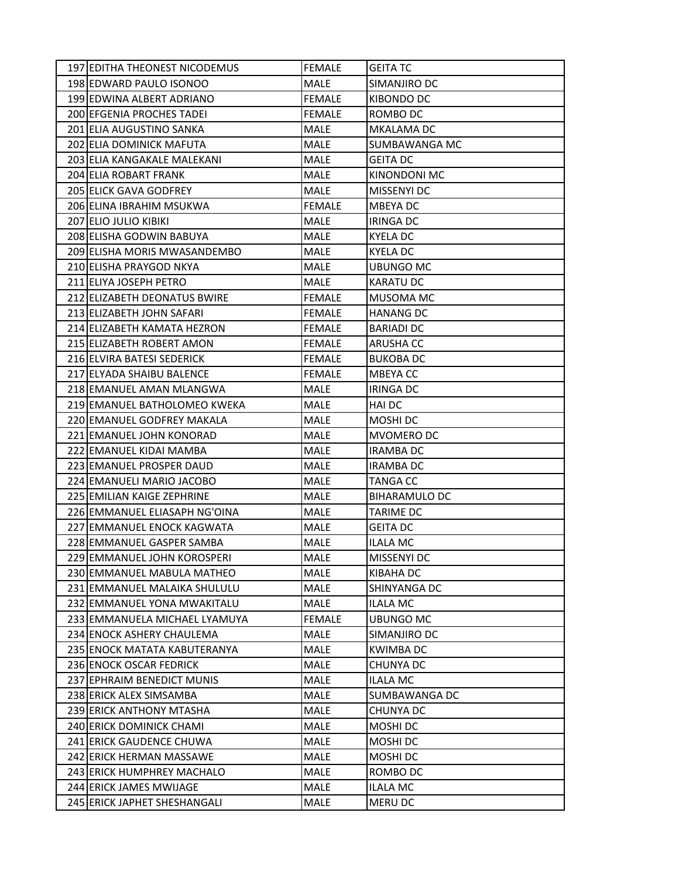| 197 | EDITHA THEONEST NICODEMUS | FEMALE | GEITA TC |
|---|---|---|---|
| 198 | EDWARD PAULO ISONOO | MALE | SIMANJIRO DC |
| 199 | EDWINA ALBERT ADRIANO | FEMALE | KIBONDO DC |
| 200 | EFGENIA PROCHES TADEI | FEMALE | ROMBO DC |
| 201 | ELIA AUGUSTINO SANKA | MALE | MKALAMA DC |
| 202 | ELIA DOMINICK MAFUTA | MALE | SUMBAWANGA MC |
| 203 | ELIA KANGAKALE MALEKANI | MALE | GEITA DC |
| 204 | ELIA ROBART FRANK | MALE | KINONDONI MC |
| 205 | ELICK GAVA GODFREY | MALE | MISSENYI DC |
| 206 | ELINA IBRAHIM MSUKWA | FEMALE | MBEYA DC |
| 207 | ELIO JULIO KIBIKI | MALE | IRINGA DC |
| 208 | ELISHA GODWIN BABUYA | MALE | KYELA DC |
| 209 | ELISHA MORIS MWASANDEMBO | MALE | KYELA DC |
| 210 | ELISHA PRAYGOD NKYA | MALE | UBUNGO MC |
| 211 | ELIYA JOSEPH PETRO | MALE | KARATU DC |
| 212 | ELIZABETH DEONATUS BWIRE | FEMALE | MUSOMA MC |
| 213 | ELIZABETH JOHN SAFARI | FEMALE | HANANG DC |
| 214 | ELIZABETH KAMATA HEZRON | FEMALE | BARIADI DC |
| 215 | ELIZABETH ROBERT AMON | FEMALE | ARUSHA CC |
| 216 | ELVIRA BATESI SEDERICK | FEMALE | BUKOBA DC |
| 217 | ELYADA SHAIBU BALENCE | FEMALE | MBEYA CC |
| 218 | EMANUEL AMAN MLANGWA | MALE | IRINGA DC |
| 219 | EMANUEL BATHOLOMEO KWEKA | MALE | HAI DC |
| 220 | EMANUEL GODFREY MAKALA | MALE | MOSHI DC |
| 221 | EMANUEL JOHN KONORAD | MALE | MVOMERO DC |
| 222 | EMANUEL KIDAI MAMBA | MALE | IRAMBA DC |
| 223 | EMANUEL PROSPER DAUD | MALE | IRAMBA DC |
| 224 | EMANUELI MARIO JACOBO | MALE | TANGA CC |
| 225 | EMILIAN KAIGE ZEPHRINE | MALE | BIHARAMULO DC |
| 226 | EMMANUEL ELIASAPH NG'OINA | MALE | TARIME DC |
| 227 | EMMANUEL ENOCK KAGWATA | MALE | GEITA DC |
| 228 | EMMANUEL GASPER SAMBA | MALE | ILALA MC |
| 229 | EMMANUEL JOHN KOROSPERI | MALE | MISSENYI DC |
| 230 | EMMANUEL MABULA MATHEO | MALE | KIBAHA DC |
| 231 | EMMANUEL MALAIKA SHULULU | MALE | SHINYANGA DC |
| 232 | EMMANUEL YONA MWAKITALU | MALE | ILALA MC |
| 233 | EMMANUELA MICHAEL LYAMUYA | FEMALE | UBUNGO MC |
| 234 | ENOCK ASHERY CHAULEMA | MALE | SIMANJIRO DC |
| 235 | ENOCK MATATA KABUTERANYA | MALE | KWIMBA DC |
| 236 | ENOCK OSCAR FEDRICK | MALE | CHUNYA DC |
| 237 | EPHRAIM BENEDICT MUNIS | MALE | ILALA MC |
| 238 | ERICK ALEX SIMSAMBA | MALE | SUMBAWANGA DC |
| 239 | ERICK ANTHONY MTASHA | MALE | CHUNYA DC |
| 240 | ERICK DOMINICK CHAMI | MALE | MOSHI DC |
| 241 | ERICK GAUDENCE CHUWA | MALE | MOSHI DC |
| 242 | ERICK HERMAN MASSAWE | MALE | MOSHI DC |
| 243 | ERICK HUMPHREY MACHALO | MALE | ROMBO DC |
| 244 | ERICK JAMES MWIJAGE | MALE | ILALA MC |
| 245 | ERICK JAPHET SHESHANGALI | MALE | MERU DC |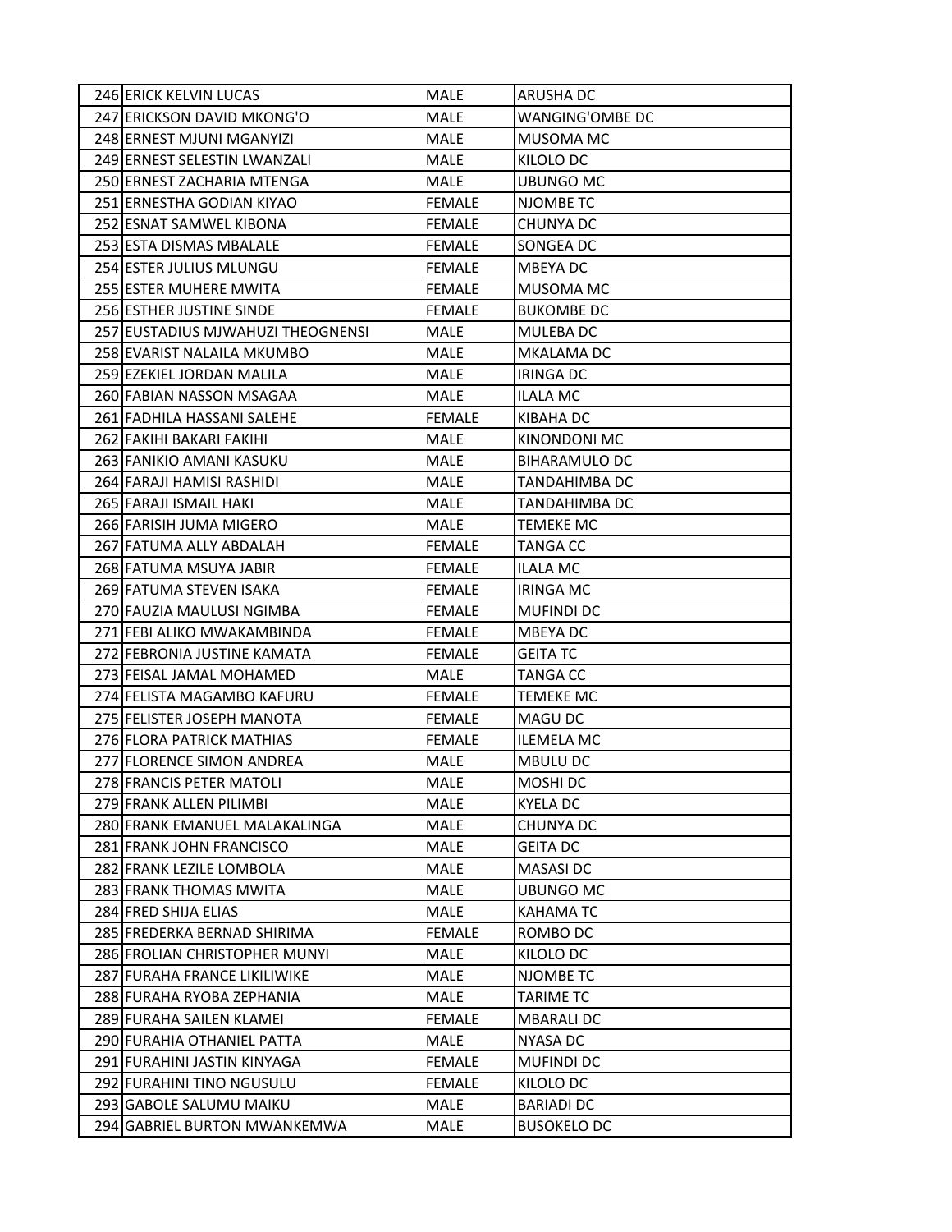| | | | |
|---|---|---|---|
| 246 | ERICK KELVIN LUCAS | MALE | ARUSHA DC |
| 247 | ERICKSON DAVID MKONG'O | MALE | WANGING'OMBE DC |
| 248 | ERNEST MJUNI MGANYIZI | MALE | MUSOMA MC |
| 249 | ERNEST SELESTIN LWANZALI | MALE | KILOLO DC |
| 250 | ERNEST ZACHARIA MTENGA | MALE | UBUNGO MC |
| 251 | ERNESTHA GODIAN KIYAO | FEMALE | NJOMBE TC |
| 252 | ESNAT SAMWEL KIBONA | FEMALE | CHUNYA DC |
| 253 | ESTA DISMAS MBALALE | FEMALE | SONGEA DC |
| 254 | ESTER JULIUS MLUNGU | FEMALE | MBEYA DC |
| 255 | ESTER MUHERE MWITA | FEMALE | MUSOMA MC |
| 256 | ESTHER JUSTINE SINDE | FEMALE | BUKOMBE DC |
| 257 | EUSTADIUS MJWAHUZI THEOGNENSI | MALE | MULEBA DC |
| 258 | EVARIST NALAILA MKUMBO | MALE | MKALAMA DC |
| 259 | EZEKIEL JORDAN MALILA | MALE | IRINGA DC |
| 260 | FABIAN NASSON MSAGAA | MALE | ILALA MC |
| 261 | FADHILA HASSANI SALEHE | FEMALE | KIBAHA DC |
| 262 | FAKIHI BAKARI FAKIHI | MALE | KINONDONI MC |
| 263 | FANIKIO AMANI KASUKU | MALE | BIHARAMULO DC |
| 264 | FARAJI HAMISI RASHIDI | MALE | TANDAHIMBA DC |
| 265 | FARAJI ISMAIL HAKI | MALE | TANDAHIMBA DC |
| 266 | FARISIH JUMA MIGERO | MALE | TEMEKE MC |
| 267 | FATUMA ALLY ABDALAH | FEMALE | TANGA CC |
| 268 | FATUMA MSUYA JABIR | FEMALE | ILALA MC |
| 269 | FATUMA STEVEN ISAKA | FEMALE | IRINGA MC |
| 270 | FAUZIA MAULUSI NGIMBA | FEMALE | MUFINDI DC |
| 271 | FEBI ALIKO MWAKAMBINDA | FEMALE | MBEYA DC |
| 272 | FEBRONIA JUSTINE KAMATA | FEMALE | GEITA TC |
| 273 | FEISAL JAMAL MOHAMED | MALE | TANGA CC |
| 274 | FELISTA MAGAMBO KAFURU | FEMALE | TEMEKE MC |
| 275 | FELISTER JOSEPH MANOTA | FEMALE | MAGU DC |
| 276 | FLORA PATRICK MATHIAS | FEMALE | ILEMELA MC |
| 277 | FLORENCE SIMON ANDREA | MALE | MBULU DC |
| 278 | FRANCIS PETER MATOLI | MALE | MOSHI DC |
| 279 | FRANK ALLEN PILIMBI | MALE | KYELA DC |
| 280 | FRANK EMANUEL MALAKALINGA | MALE | CHUNYA DC |
| 281 | FRANK JOHN FRANCISCO | MALE | GEITA DC |
| 282 | FRANK LEZILE LOMBOLA | MALE | MASASI DC |
| 283 | FRANK THOMAS MWITA | MALE | UBUNGO MC |
| 284 | FRED SHIJA ELIAS | MALE | KAHAMA TC |
| 285 | FREDERKA BERNAD SHIRIMA | FEMALE | ROMBO DC |
| 286 | FROLIAN CHRISTOPHER MUNYI | MALE | KILOLO DC |
| 287 | FURAHA FRANCE LIKILIWIKE | MALE | NJOMBE TC |
| 288 | FURAHA RYOBA ZEPHANIA | MALE | TARIME TC |
| 289 | FURAHA SAILEN KLAMEI | FEMALE | MBARALI DC |
| 290 | FURAHIA OTHANIEL PATTA | MALE | NYASA DC |
| 291 | FURAHINI JASTIN KINYAGA | FEMALE | MUFINDI DC |
| 292 | FURAHINI TINO NGUSULU | FEMALE | KILOLO DC |
| 293 | GABOLE SALUMU MAIKU | MALE | BARIADI DC |
| 294 | GABRIEL BURTON MWANKEMWA | MALE | BUSOKELO DC |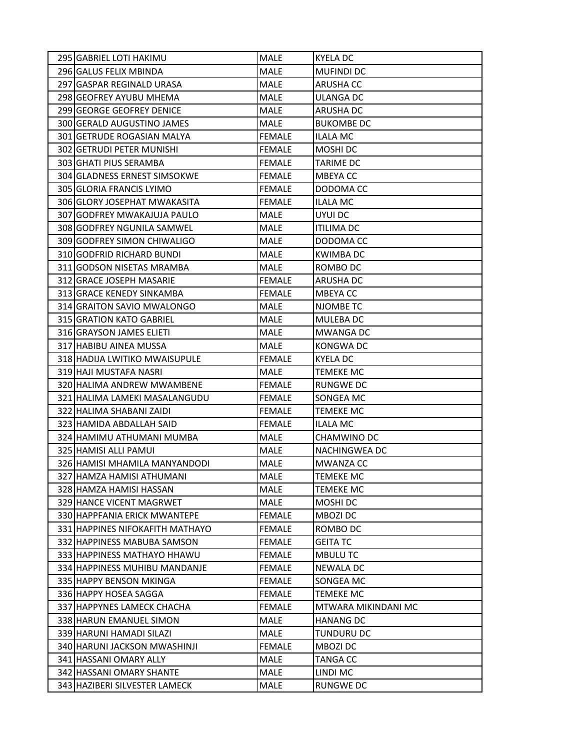| | | | |
|---|---|---|---|
| 295 | GABRIEL LOTI HAKIMU | MALE | KYELA DC |
| 296 | GALUS FELIX MBINDA | MALE | MUFINDI DC |
| 297 | GASPAR REGINALD URASA | MALE | ARUSHA CC |
| 298 | GEOFREY AYUBU MHEMA | MALE | ULANGA DC |
| 299 | GEORGE GEOFREY DENICE | MALE | ARUSHA DC |
| 300 | GERALD AUGUSTINO JAMES | MALE | BUKOMBE DC |
| 301 | GETRUDE ROGASIAN MALYA | FEMALE | ILALA MC |
| 302 | GETRUDI PETER MUNISHI | FEMALE | MOSHI DC |
| 303 | GHATI PIUS SERAMBA | FEMALE | TARIME DC |
| 304 | GLADNESS ERNEST SIMSOKWE | FEMALE | MBEYA CC |
| 305 | GLORIA FRANCIS LYIMO | FEMALE | DODOMA CC |
| 306 | GLORY JOSEPHAT MWAKASITA | FEMALE | ILALA MC |
| 307 | GODFREY MWAKAJUJA PAULO | MALE | UYUI DC |
| 308 | GODFREY NGUNILA SAMWEL | MALE | ITILIMA DC |
| 309 | GODFREY SIMON CHIWALIGO | MALE | DODOMA CC |
| 310 | GODFRID RICHARD BUNDI | MALE | KWIMBA DC |
| 311 | GODSON NISETAS MRAMBA | MALE | ROMBO DC |
| 312 | GRACE JOSEPH MASARIE | FEMALE | ARUSHA DC |
| 313 | GRACE KENEDY SINKAMBA | FEMALE | MBEYA CC |
| 314 | GRAITON SAVIO MWALONGO | MALE | NJOMBE TC |
| 315 | GRATION KATO GABRIEL | MALE | MULEBA DC |
| 316 | GRAYSON JAMES ELIETI | MALE | MWANGA DC |
| 317 | HABIBU AINEA MUSSA | MALE | KONGWA DC |
| 318 | HADIJA LWITIKO MWAISUPULE | FEMALE | KYELA DC |
| 319 | HAJI MUSTAFA NASRI | MALE | TEMEKE MC |
| 320 | HALIMA ANDREW MWAMBENE | FEMALE | RUNGWE DC |
| 321 | HALIMA LAMEKI MASALANGUDU | FEMALE | SONGEA MC |
| 322 | HALIMA SHABANI ZAIDI | FEMALE | TEMEKE MC |
| 323 | HAMIDA ABDALLAH SAID | FEMALE | ILALA MC |
| 324 | HAMIMU ATHUMANI MUMBA | MALE | CHAMWINO DC |
| 325 | HAMISI ALLI PAMUI | MALE | NACHINGWEA DC |
| 326 | HAMISI MHAMILA MANYANDODI | MALE | MWANZA CC |
| 327 | HAMZA HAMISI ATHUMANI | MALE | TEMEKE MC |
| 328 | HAMZA HAMISI HASSAN | MALE | TEMEKE MC |
| 329 | HANCE VICENT MAGRWET | MALE | MOSHI DC |
| 330 | HAPPFANIA ERICK MWANTEPE | FEMALE | MBOZI DC |
| 331 | HAPPINES NIFOKAFITH MATHAYO | FEMALE | ROMBO DC |
| 332 | HAPPINESS MABUBA SAMSON | FEMALE | GEITA TC |
| 333 | HAPPINESS MATHAYO HHAWU | FEMALE | MBULU TC |
| 334 | HAPPINESS MUHIBU MANDANJE | FEMALE | NEWALA DC |
| 335 | HAPPY BENSON MKINGA | FEMALE | SONGEA MC |
| 336 | HAPPY HOSEA SAGGA | FEMALE | TEMEKE MC |
| 337 | HAPPYNES LAMECK CHACHA | FEMALE | MTWARA MIKINDANI MC |
| 338 | HARUN EMANUEL SIMON | MALE | HANANG DC |
| 339 | HARUNI HAMADI SILAZI | MALE | TUNDURU DC |
| 340 | HARUNI JACKSON MWASHINJI | FEMALE | MBOZI DC |
| 341 | HASSANI OMARY ALLY | MALE | TANGA CC |
| 342 | HASSANI OMARY SHANTE | MALE | LINDI MC |
| 343 | HAZIBERI SILVESTER LAMECK | MALE | RUNGWE DC |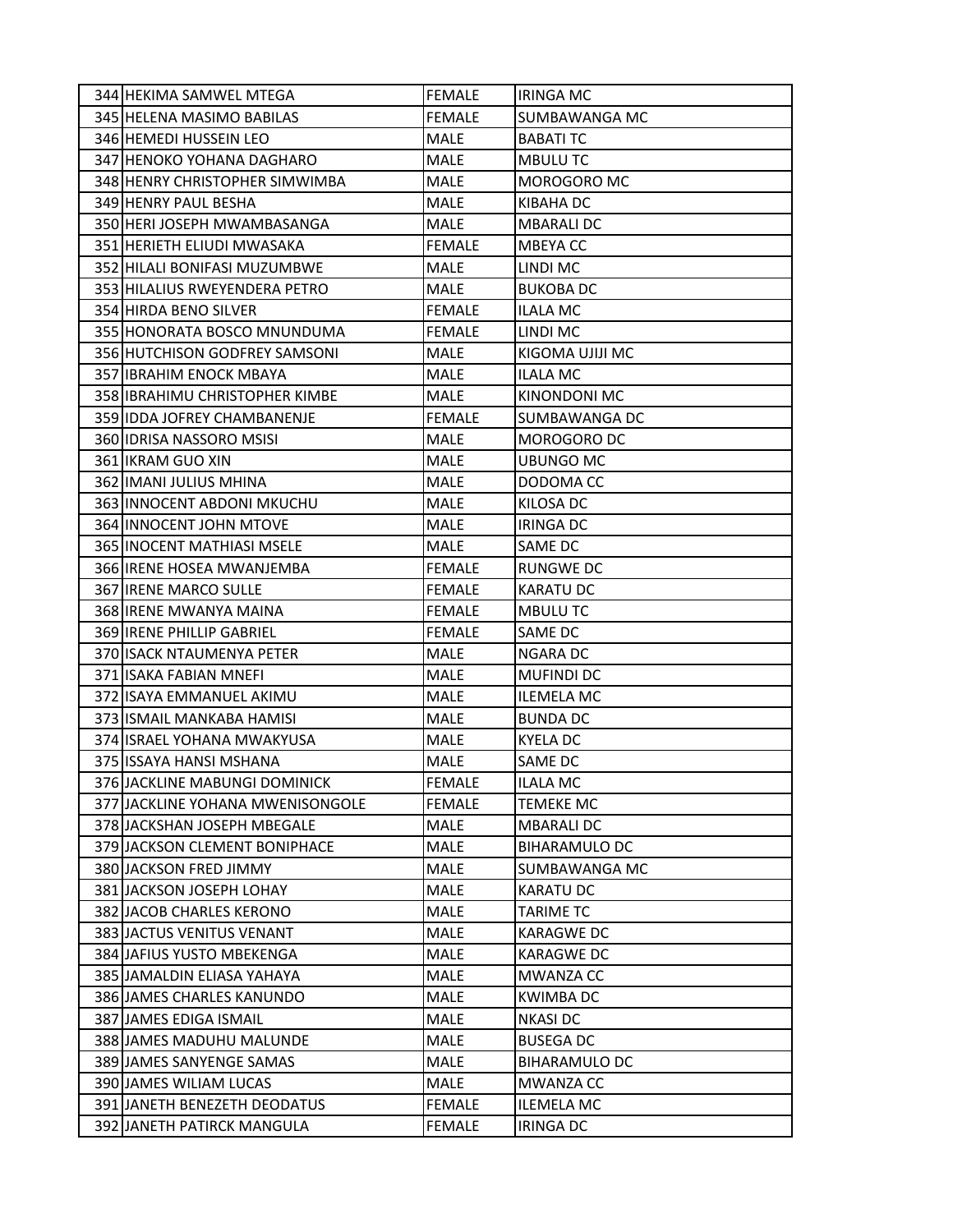| | | | |
|---|---|---|---|
| 344 | HEKIMA SAMWEL MTEGA | FEMALE | IRINGA MC |
| 345 | HELENA MASIMO BABILAS | FEMALE | SUMBAWANGA MC |
| 346 | HEMEDI HUSSEIN LEO | MALE | BABATI TC |
| 347 | HENOKO YOHANA DAGHARO | MALE | MBULU TC |
| 348 | HENRY CHRISTOPHER SIMWIMBA | MALE | MOROGORO MC |
| 349 | HENRY PAUL BESHA | MALE | KIBAHA DC |
| 350 | HERI JOSEPH MWAMBASANGA | MALE | MBARALI DC |
| 351 | HERIETH ELIUDI MWASAKA | FEMALE | MBEYA CC |
| 352 | HILALI BONIFASI MUZUMBWE | MALE | LINDI MC |
| 353 | HILALIUS RWEYENDERA PETRO | MALE | BUKOBA DC |
| 354 | HIRDA BENO SILVER | FEMALE | ILALA MC |
| 355 | HONORATA BOSCO MNUNDUMA | FEMALE | LINDI MC |
| 356 | HUTCHISON GODFREY SAMSONI | MALE | KIGOMA UJIJI MC |
| 357 | IBRAHIM ENOCK MBAYA | MALE | ILALA MC |
| 358 | IBRAHIMU CHRISTOPHER KIMBE | MALE | KINONDONI MC |
| 359 | IDDA JOFREY CHAMBANENJE | FEMALE | SUMBAWANGA DC |
| 360 | IDRISA NASSORO MSISI | MALE | MOROGORO DC |
| 361 | IKRAM GUO XIN | MALE | UBUNGO MC |
| 362 | IMANI JULIUS MHINA | MALE | DODOMA CC |
| 363 | INNOCENT ABDONI MKUCHU | MALE | KILOSA DC |
| 364 | INNOCENT JOHN MTOVE | MALE | IRINGA DC |
| 365 | INOCENT MATHIASI MSELE | MALE | SAME DC |
| 366 | IRENE HOSEA MWANJEMBA | FEMALE | RUNGWE DC |
| 367 | IRENE MARCO SULLE | FEMALE | KARATU DC |
| 368 | IRENE MWANYA MAINA | FEMALE | MBULU TC |
| 369 | IRENE PHILLIP GABRIEL | FEMALE | SAME DC |
| 370 | ISACK NTAUMENYA PETER | MALE | NGARA DC |
| 371 | ISAKA FABIAN MNEFI | MALE | MUFINDI DC |
| 372 | ISAYA EMMANUEL AKIMU | MALE | ILEMELA MC |
| 373 | ISMAIL MANKABA HAMISI | MALE | BUNDA DC |
| 374 | ISRAEL YOHANA MWAKYUSA | MALE | KYELA DC |
| 375 | ISSAYA HANSI MSHANA | MALE | SAME DC |
| 376 | JACKLINE MABUNGI DOMINICK | FEMALE | ILALA MC |
| 377 | JACKLINE YOHANA MWENISONGOLE | FEMALE | TEMEKE MC |
| 378 | JACKSHAN JOSEPH MBEGALE | MALE | MBARALI DC |
| 379 | JACKSON CLEMENT BONIPHACE | MALE | BIHARAMULO DC |
| 380 | JACKSON FRED JIMMY | MALE | SUMBAWANGA MC |
| 381 | JACKSON JOSEPH LOHAY | MALE | KARATU DC |
| 382 | JACOB CHARLES KERONO | MALE | TARIME TC |
| 383 | JACTUS VENITUS VENANT | MALE | KARAGWE DC |
| 384 | JAFIUS YUSTO MBEKENGA | MALE | KARAGWE DC |
| 385 | JAMALDIN ELIASA YAHAYA | MALE | MWANZA CC |
| 386 | JAMES CHARLES KANUNDO | MALE | KWIMBA DC |
| 387 | JAMES EDIGA ISMAIL | MALE | NKASI DC |
| 388 | JAMES MADUHU MALUNDE | MALE | BUSEGA DC |
| 389 | JAMES SANYENGE SAMAS | MALE | BIHARAMULO DC |
| 390 | JAMES WILIAM LUCAS | MALE | MWANZA CC |
| 391 | JANETH BENEZETH DEODATUS | FEMALE | ILEMELA MC |
| 392 | JANETH PATIRCK MANGULA | FEMALE | IRINGA DC |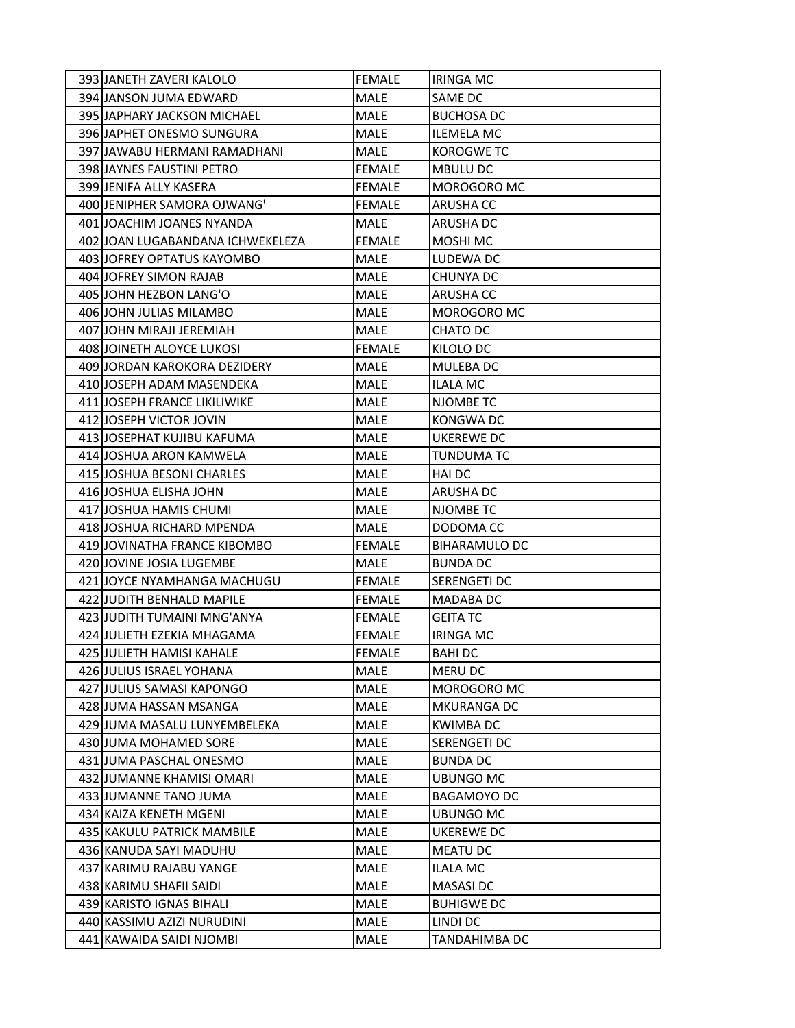| | | | |
|---|---|---|---|
| 393 | JANETH ZAVERI KALOLO | FEMALE | IRINGA MC |
| 394 | JANSON JUMA EDWARD | MALE | SAME DC |
| 395 | JAPHARY JACKSON MICHAEL | MALE | BUCHOSA DC |
| 396 | JAPHET ONESMO SUNGURA | MALE | ILEMELA MC |
| 397 | JAWABU HERMANI RAMADHANI | MALE | KOROGWE TC |
| 398 | JAYNES FAUSTINI PETRO | FEMALE | MBULU DC |
| 399 | JENIFA ALLY KASERA | FEMALE | MOROGORO MC |
| 400 | JENIPHER SAMORA OJWANG' | FEMALE | ARUSHA CC |
| 401 | JOACHIM JOANES NYANDA | MALE | ARUSHA DC |
| 402 | JOAN LUGABANDANA ICHWEKELEZA | FEMALE | MOSHI MC |
| 403 | JOFREY OPTATUS KAYOMBO | MALE | LUDEWA DC |
| 404 | JOFREY SIMON RAJAB | MALE | CHUNYA DC |
| 405 | JOHN HEZBON LANG'O | MALE | ARUSHA CC |
| 406 | JOHN JULIAS MILAMBO | MALE | MOROGORO MC |
| 407 | JOHN MIRAJI JEREMIAH | MALE | CHATO DC |
| 408 | JOINETH ALOYCE LUKOSI | FEMALE | KILOLO DC |
| 409 | JORDAN KAROKORA DEZIDERY | MALE | MULEBA DC |
| 410 | JOSEPH ADAM MASENDEKA | MALE | ILALA MC |
| 411 | JOSEPH FRANCE LIKILIWIKE | MALE | NJOMBE TC |
| 412 | JOSEPH VICTOR JOVIN | MALE | KONGWA DC |
| 413 | JOSEPHAT KUJIBU KAFUMA | MALE | UKEREWE DC |
| 414 | JOSHUA ARON KAMWELA | MALE | TUNDUMA TC |
| 415 | JOSHUA BESONI CHARLES | MALE | HAI DC |
| 416 | JOSHUA ELISHA JOHN | MALE | ARUSHA DC |
| 417 | JOSHUA HAMIS CHUMI | MALE | NJOMBE TC |
| 418 | JOSHUA RICHARD MPENDA | MALE | DODOMA CC |
| 419 | JOVINATHA FRANCE KIBOMBO | FEMALE | BIHARAMULO DC |
| 420 | JOVINE JOSIA LUGEMBE | MALE | BUNDA DC |
| 421 | JOYCE NYAMHANGA MACHUGU | FEMALE | SERENGETI DC |
| 422 | JUDITH BENHALD MAPILE | FEMALE | MADABA DC |
| 423 | JUDITH TUMAINI MNG'ANYA | FEMALE | GEITA TC |
| 424 | JULIETH EZEKIA MHAGAMA | FEMALE | IRINGA MC |
| 425 | JULIETH HAMISI KAHALE | FEMALE | BAHI DC |
| 426 | JULIUS ISRAEL YOHANA | MALE | MERU DC |
| 427 | JULIUS SAMASI KAPONGO | MALE | MOROGORO MC |
| 428 | JUMA HASSAN MSANGA | MALE | MKURANGA DC |
| 429 | JUMA MASALU LUNYEMBELEKA | MALE | KWIMBA DC |
| 430 | JUMA MOHAMED SORE | MALE | SERENGETI DC |
| 431 | JUMA PASCHAL ONESMO | MALE | BUNDA DC |
| 432 | JUMANNE KHAMISI OMARI | MALE | UBUNGO MC |
| 433 | JUMANNE TANO JUMA | MALE | BAGAMOYO DC |
| 434 | KAIZA KENETH MGENI | MALE | UBUNGO MC |
| 435 | KAKULU PATRICK MAMBILE | MALE | UKEREWE DC |
| 436 | KANUDA SAYI MADUHU | MALE | MEATU DC |
| 437 | KARIMU RAJABU YANGE | MALE | ILALA MC |
| 438 | KARIMU SHAFII SAIDI | MALE | MASASI DC |
| 439 | KARISTO IGNAS BIHALI | MALE | BUHIGWE DC |
| 440 | KASSIMU AZIZI NURUDINI | MALE | LINDI DC |
| 441 | KAWAIDA SAIDI NJOMBI | MALE | TANDAHIMBA DC |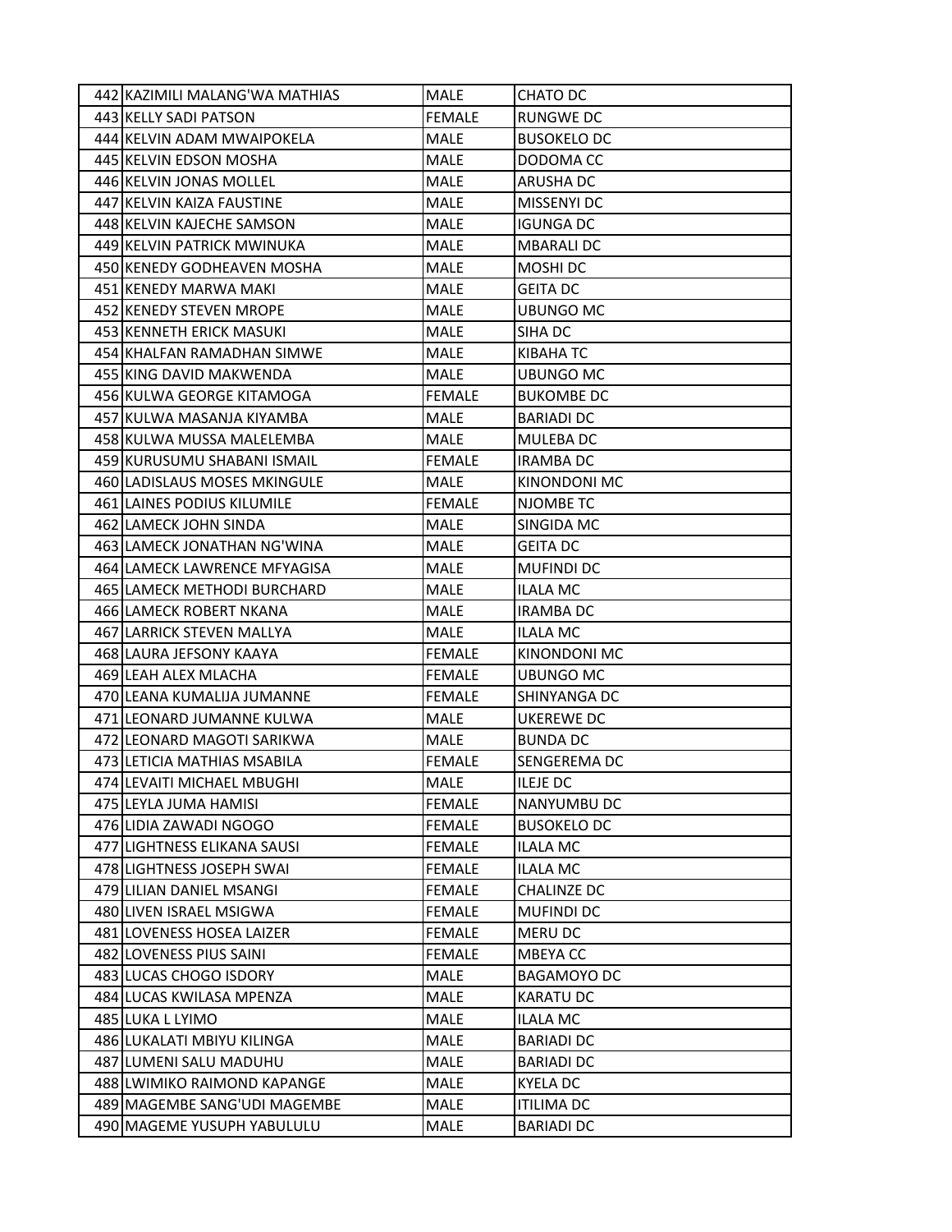| 442 | KAZIMILI MALANG'WA MATHIAS | MALE | CHATO DC |
|---|---|---|---|
| 443 | KELLY SADI PATSON | FEMALE | RUNGWE DC |
| 444 | KELVIN ADAM MWAIPOKELA | MALE | BUSOKELO DC |
| 445 | KELVIN EDSON MOSHA | MALE | DODOMA CC |
| 446 | KELVIN JONAS MOLLEL | MALE | ARUSHA DC |
| 447 | KELVIN KAIZA FAUSTINE | MALE | MISSENYI DC |
| 448 | KELVIN KAJECHE SAMSON | MALE | IGUNGA DC |
| 449 | KELVIN PATRICK MWINUKA | MALE | MBARALI DC |
| 450 | KENEDY GODHEAVEN MOSHA | MALE | MOSHI DC |
| 451 | KENEDY MARWA MAKI | MALE | GEITA DC |
| 452 | KENEDY STEVEN MROPE | MALE | UBUNGO MC |
| 453 | KENNETH ERICK MASUKI | MALE | SIHA DC |
| 454 | KHALFAN RAMADHAN SIMWE | MALE | KIBAHA TC |
| 455 | KING DAVID MAKWENDA | MALE | UBUNGO MC |
| 456 | KULWA GEORGE KITAMOGA | FEMALE | BUKOMBE DC |
| 457 | KULWA MASANJA KIYAMBA | MALE | BARIADI DC |
| 458 | KULWA MUSSA MALELEMBA | MALE | MULEBA DC |
| 459 | KURUSUMU SHABANI ISMAIL | FEMALE | IRAMBA DC |
| 460 | LADISLAUS MOSES MKINGULE | MALE | KINONDONI MC |
| 461 | LAINES PODIUS KILUMILE | FEMALE | NJOMBE TC |
| 462 | LAMECK JOHN SINDA | MALE | SINGIDA MC |
| 463 | LAMECK JONATHAN NG'WINA | MALE | GEITA DC |
| 464 | LAMECK LAWRENCE MFYAGISA | MALE | MUFINDI DC |
| 465 | LAMECK METHODI BURCHARD | MALE | ILALA MC |
| 466 | LAMECK ROBERT NKANA | MALE | IRAMBA DC |
| 467 | LARRICK STEVEN MALLYA | MALE | ILALA MC |
| 468 | LAURA JEFSONY KAAYA | FEMALE | KINONDONI MC |
| 469 | LEAH ALEX MLACHA | FEMALE | UBUNGO MC |
| 470 | LEANA KUMALIJA JUMANNE | FEMALE | SHINYANGA DC |
| 471 | LEONARD JUMANNE KULWA | MALE | UKEREWE DC |
| 472 | LEONARD MAGOTI SARIKWA | MALE | BUNDA DC |
| 473 | LETICIA MATHIAS MSABILA | FEMALE | SENGEREMA DC |
| 474 | LEVAITI MICHAEL MBUGHI | MALE | ILEJE DC |
| 475 | LEYLA JUMA HAMISI | FEMALE | NANYUMBU DC |
| 476 | LIDIA ZAWADI NGOGO | FEMALE | BUSOKELO DC |
| 477 | LIGHTNESS ELIKANA SAUSI | FEMALE | ILALA MC |
| 478 | LIGHTNESS JOSEPH SWAI | FEMALE | ILALA MC |
| 479 | LILIAN DANIEL MSANGI | FEMALE | CHALINZE DC |
| 480 | LIVEN ISRAEL MSIGWA | FEMALE | MUFINDI DC |
| 481 | LOVENESS HOSEA LAIZER | FEMALE | MERU DC |
| 482 | LOVENESS PIUS SAINI | FEMALE | MBEYA CC |
| 483 | LUCAS CHOGO ISDORY | MALE | BAGAMOYO DC |
| 484 | LUCAS KWILASA MPENZA | MALE | KARATU DC |
| 485 | LUKA L LYIMO | MALE | ILALA MC |
| 486 | LUKALATI MBIYU KILINGA | MALE | BARIADI DC |
| 487 | LUMENI SALU MADUHU | MALE | BARIADI DC |
| 488 | LWIMIKO RAIMOND KAPANGE | MALE | KYELA DC |
| 489 | MAGEMBE SANG'UDI MAGEMBE | MALE | ITILIMA DC |
| 490 | MAGEME YUSUPH YABULULU | MALE | BARIADI DC |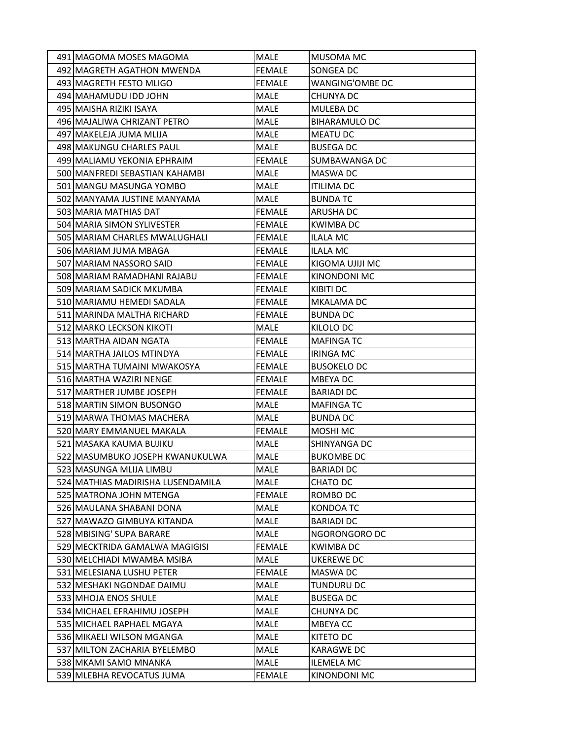| | | | |
|---|---|---|---|
| 491 | MAGOMA MOSES MAGOMA | MALE | MUSOMA MC |
| 492 | MAGRETH AGATHON MWENDA | FEMALE | SONGEA DC |
| 493 | MAGRETH FESTO MLIGO | FEMALE | WANGING'OMBE DC |
| 494 | MAHAMUDU IDD JOHN | MALE | CHUNYA DC |
| 495 | MAISHA RIZIKI ISAYA | MALE | MULEBA DC |
| 496 | MAJALIWA CHRIZANT PETRO | MALE | BIHARAMULO DC |
| 497 | MAKELEJA JUMA MLIJA | MALE | MEATU DC |
| 498 | MAKUNGU CHARLES PAUL | MALE | BUSEGA DC |
| 499 | MALIAMU YEKONIA EPHRAIM | FEMALE | SUMBAWANGA DC |
| 500 | MANFREDI SEBASTIAN KAHAMBI | MALE | MASWA DC |
| 501 | MANGU MASUNGA YOMBO | MALE | ITILIMA DC |
| 502 | MANYAMA JUSTINE MANYAMA | MALE | BUNDA TC |
| 503 | MARIA MATHIAS DAT | FEMALE | ARUSHA DC |
| 504 | MARIA SIMON SYLIVESTER | FEMALE | KWIMBA DC |
| 505 | MARIAM CHARLES MWALUGHALI | FEMALE | ILALA MC |
| 506 | MARIAM JUMA MBAGA | FEMALE | ILALA MC |
| 507 | MARIAM NASSORO SAID | FEMALE | KIGOMA UJIJI MC |
| 508 | MARIAM RAMADHANI RAJABU | FEMALE | KINONDONI MC |
| 509 | MARIAM SADICK MKUMBA | FEMALE | KIBITI DC |
| 510 | MARIAMU HEMEDI SADALA | FEMALE | MKALAMA DC |
| 511 | MARINDA MALTHA RICHARD | FEMALE | BUNDA DC |
| 512 | MARKO LECKSON KIKOTI | MALE | KILOLO DC |
| 513 | MARTHA AIDAN NGATA | FEMALE | MAFINGA TC |
| 514 | MARTHA JAILOS MTINDYA | FEMALE | IRINGA MC |
| 515 | MARTHA TUMAINI MWAKOSYA | FEMALE | BUSOKELO DC |
| 516 | MARTHA WAZIRI NENGE | FEMALE | MBEYA DC |
| 517 | MARTHER JUMBE JOSEPH | FEMALE | BARIADI DC |
| 518 | MARTIN SIMON BUSONGO | MALE | MAFINGA TC |
| 519 | MARWA THOMAS MACHERA | MALE | BUNDA DC |
| 520 | MARY EMMANUEL MAKALA | FEMALE | MOSHI MC |
| 521 | MASAKA KAUMA BUJIKU | MALE | SHINYANGA DC |
| 522 | MASUMBUKO JOSEPH KWANUKULWA | MALE | BUKOMBE DC |
| 523 | MASUNGA MLIJA LIMBU | MALE | BARIADI DC |
| 524 | MATHIAS MADIRISHA LUSENDAMILA | MALE | CHATO DC |
| 525 | MATRONA JOHN MTENGA | FEMALE | ROMBO DC |
| 526 | MAULANA SHABANI DONA | MALE | KONDOA TC |
| 527 | MAWAZO GIMBUYA KITANDA | MALE | BARIADI DC |
| 528 | MBISING' SUPA BARARE | MALE | NGORONGORO DC |
| 529 | MECKTRIDA GAMALWA MAGIGISI | FEMALE | KWIMBA DC |
| 530 | MELCHIADI MWAMBA MSIBA | MALE | UKEREWE DC |
| 531 | MELESIANA LUSHU PETER | FEMALE | MASWA DC |
| 532 | MESHAKI NGONDAE DAIMU | MALE | TUNDURU DC |
| 533 | MHOJA ENOS SHULE | MALE | BUSEGA DC |
| 534 | MICHAEL EFRAHIMU JOSEPH | MALE | CHUNYA DC |
| 535 | MICHAEL RAPHAEL MGAYA | MALE | MBEYA CC |
| 536 | MIKAELI WILSON MGANGA | MALE | KITETO DC |
| 537 | MILTON ZACHARIA BYELEMBO | MALE | KARAGWE DC |
| 538 | MKAMI SAMO MNANKA | MALE | ILEMELA MC |
| 539 | MLEBHA REVOCATUS JUMA | FEMALE | KINONDONI MC |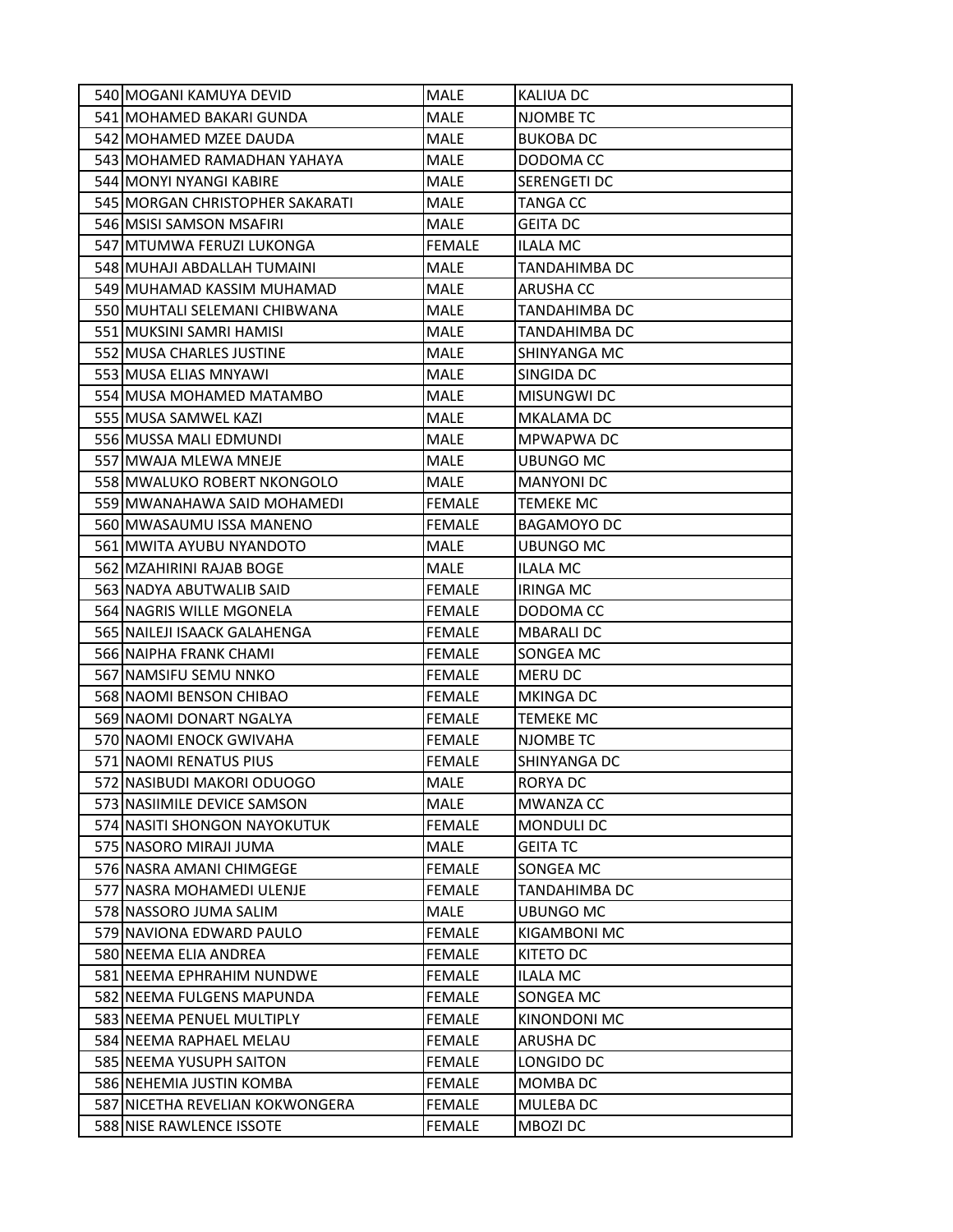| | | | |
|---|---|---|---|
| 540 | MOGANI KAMUYA DEVID | MALE | KALIUA DC |
| 541 | MOHAMED BAKARI GUNDA | MALE | NJOMBE TC |
| 542 | MOHAMED MZEE DAUDA | MALE | BUKOBA DC |
| 543 | MOHAMED RAMADHAN YAHAYA | MALE | DODOMA CC |
| 544 | MONYI NYANGI KABIRE | MALE | SERENGETI DC |
| 545 | MORGAN CHRISTOPHER SAKARATI | MALE | TANGA CC |
| 546 | MSISI SAMSON MSAFIRI | MALE | GEITA DC |
| 547 | MTUMWA FERUZI LUKONGA | FEMALE | ILALA MC |
| 548 | MUHAJI ABDALLAH TUMAINI | MALE | TANDAHIMBA DC |
| 549 | MUHAMAD KASSIM MUHAMAD | MALE | ARUSHA CC |
| 550 | MUHTALI SELEMANI CHIBWANA | MALE | TANDAHIMBA DC |
| 551 | MUKSINI SAMRI HAMISI | MALE | TANDAHIMBA DC |
| 552 | MUSA CHARLES JUSTINE | MALE | SHINYANGA MC |
| 553 | MUSA ELIAS MNYAWI | MALE | SINGIDA DC |
| 554 | MUSA MOHAMED MATAMBO | MALE | MISUNGWI DC |
| 555 | MUSA SAMWEL KAZI | MALE | MKALAMA DC |
| 556 | MUSSA MALI EDMUNDI | MALE | MPWAPWA DC |
| 557 | MWAJA MLEWA MNEJE | MALE | UBUNGO MC |
| 558 | MWALUKO ROBERT NKONGOLO | MALE | MANYONI DC |
| 559 | MWANAHAWA SAID MOHAMEDI | FEMALE | TEMEKE MC |
| 560 | MWASAUMU ISSA MANENO | FEMALE | BAGAMOYO DC |
| 561 | MWITA AYUBU NYANDOTO | MALE | UBUNGO MC |
| 562 | MZAHIRINI RAJAB BOGE | MALE | ILALA MC |
| 563 | NADYA ABUTWALIB SAID | FEMALE | IRINGA MC |
| 564 | NAGRIS WILLE MGONELA | FEMALE | DODOMA CC |
| 565 | NAILEJI ISAACK GALAHENGA | FEMALE | MBARALI DC |
| 566 | NAIPHA FRANK CHAMI | FEMALE | SONGEA MC |
| 567 | NAMSIFU SEMU NNKO | FEMALE | MERU DC |
| 568 | NAOMI BENSON CHIBAO | FEMALE | MKINGA DC |
| 569 | NAOMI DONART NGALYA | FEMALE | TEMEKE MC |
| 570 | NAOMI ENOCK GWIVAHA | FEMALE | NJOMBE TC |
| 571 | NAOMI RENATUS PIUS | FEMALE | SHINYANGA DC |
| 572 | NASIBUDI MAKORI ODUOGO | MALE | RORYA DC |
| 573 | NASIIMILE DEVICE SAMSON | MALE | MWANZA CC |
| 574 | NASITI SHONGON NAYOKUTUK | FEMALE | MONDULI DC |
| 575 | NASORO MIRAJI JUMA | MALE | GEITA TC |
| 576 | NASRA AMANI CHIMGEGE | FEMALE | SONGEA MC |
| 577 | NASRA MOHAMEDI ULENJE | FEMALE | TANDAHIMBA DC |
| 578 | NASSORO JUMA SALIM | MALE | UBUNGO MC |
| 579 | NAVIONA EDWARD PAULO | FEMALE | KIGAMBONI MC |
| 580 | NEEMA ELIA ANDREA | FEMALE | KITETO DC |
| 581 | NEEMA EPHRAHIM NUNDWE | FEMALE | ILALA MC |
| 582 | NEEMA FULGENS MAPUNDA | FEMALE | SONGEA MC |
| 583 | NEEMA PENUEL MULTIPLY | FEMALE | KINONDONI MC |
| 584 | NEEMA RAPHAEL MELAU | FEMALE | ARUSHA DC |
| 585 | NEEMA YUSUPH SAITON | FEMALE | LONGIDO DC |
| 586 | NEHEMIA JUSTIN KOMBA | FEMALE | MOMBA DC |
| 587 | NICETHA REVELIAN KOKWONGERA | FEMALE | MULEBA DC |
| 588 | NISE RAWLENCE ISSOTE | FEMALE | MBOZI DC |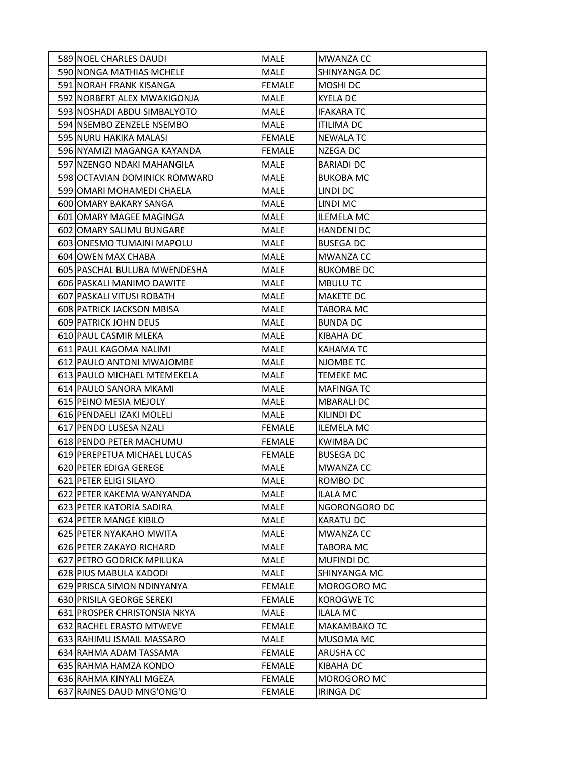| 589 | NOEL CHARLES DAUDI | MALE | MWANZA CC |
|---|---|---|---|
| 590 | NONGA MATHIAS MCHELE | MALE | SHINYANGA DC |
| 591 | NORAH FRANK KISANGA | FEMALE | MOSHI DC |
| 592 | NORBERT ALEX MWAKIGONJA | MALE | KYELA DC |
| 593 | NOSHADI ABDU SIMBALYOTO | MALE | IFAKARA TC |
| 594 | NSEMBO ZENZELE NSEMBO | MALE | ITILIMA DC |
| 595 | NURU HAKIKA MALASI | FEMALE | NEWALA TC |
| 596 | NYAMIZI MAGANGA KAYANDA | FEMALE | NZEGA DC |
| 597 | NZENGO NDAKI MAHANGILA | MALE | BARIADI DC |
| 598 | OCTAVIAN DOMINICK ROMWARD | MALE | BUKOBA MC |
| 599 | OMARI MOHAMEDI CHAELA | MALE | LINDI DC |
| 600 | OMARY BAKARY SANGA | MALE | LINDI MC |
| 601 | OMARY MAGEE MAGINGA | MALE | ILEMELA MC |
| 602 | OMARY SALIMU BUNGARE | MALE | HANDENI DC |
| 603 | ONESMO TUMAINI MAPOLU | MALE | BUSEGA DC |
| 604 | OWEN MAX CHABA | MALE | MWANZA CC |
| 605 | PASCHAL BULUBA MWENDESHA | MALE | BUKOMBE DC |
| 606 | PASKALI MANIMO DAWITE | MALE | MBULU TC |
| 607 | PASKALI VITUSI ROBATH | MALE | MAKETE DC |
| 608 | PATRICK JACKSON MBISA | MALE | TABORA MC |
| 609 | PATRICK JOHN DEUS | MALE | BUNDA DC |
| 610 | PAUL CASMIR MLEKA | MALE | KIBAHA DC |
| 611 | PAUL KAGOMA NALIMI | MALE | KAHAMA TC |
| 612 | PAULO ANTONI MWAJOMBE | MALE | NJOMBE TC |
| 613 | PAULO MICHAEL MTEMEKELA | MALE | TEMEKE MC |
| 614 | PAULO SANORA MKAMI | MALE | MAFINGA TC |
| 615 | PEINO MESIA MEJOLY | MALE | MBARALI DC |
| 616 | PENDAELI IZAKI MOLELI | MALE | KILINDI DC |
| 617 | PENDO LUSESA NZALI | FEMALE | ILEMELA MC |
| 618 | PENDO PETER MACHUMU | FEMALE | KWIMBA DC |
| 619 | PEREPETUA MICHAEL LUCAS | FEMALE | BUSEGA DC |
| 620 | PETER EDIGA GEREGE | MALE | MWANZA CC |
| 621 | PETER ELIGI SILAYO | MALE | ROMBO DC |
| 622 | PETER KAKEMA WANYANDA | MALE | ILALA MC |
| 623 | PETER KATORIA SADIRA | MALE | NGORONGORO DC |
| 624 | PETER MANGE KIBILO | MALE | KARATU DC |
| 625 | PETER NYAKAHO MWITA | MALE | MWANZA CC |
| 626 | PETER ZAKAYO RICHARD | MALE | TABORA MC |
| 627 | PETRO GODRICK MPILUKA | MALE | MUFINDI DC |
| 628 | PIUS MABULA KADODI | MALE | SHINYANGA MC |
| 629 | PRISCA SIMON NDINYANYA | FEMALE | MOROGORO MC |
| 630 | PRISILA GEORGE SEREKI | FEMALE | KOROGWE TC |
| 631 | PROSPER CHRISTONSIA NKYA | MALE | ILALA MC |
| 632 | RACHEL ERASTO MTWEVE | FEMALE | MAKAMBAKO TC |
| 633 | RAHIMU ISMAIL MASSARO | MALE | MUSOMA MC |
| 634 | RAHMA ADAM TASSAMA | FEMALE | ARUSHA CC |
| 635 | RAHMA HAMZA KONDO | FEMALE | KIBAHA DC |
| 636 | RAHMA KINYALI MGEZA | FEMALE | MOROGORO MC |
| 637 | RAINES DAUD MNG'ONG'O | FEMALE | IRINGA DC |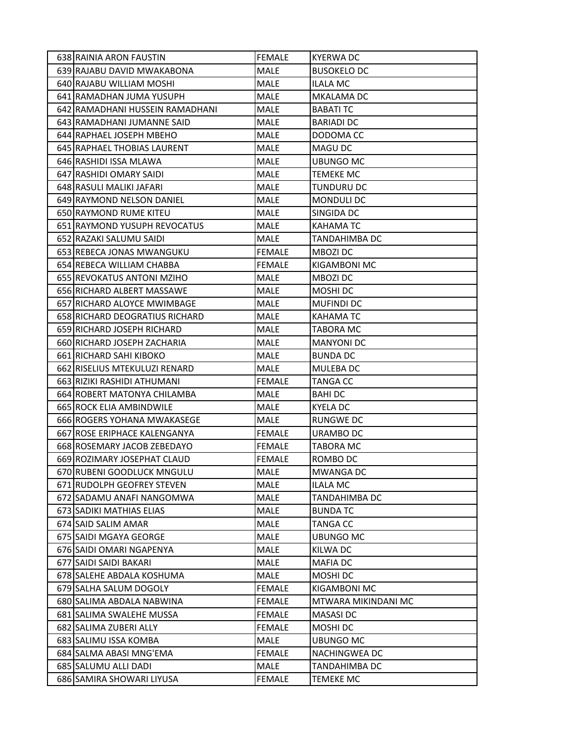| | | | |
|---|---|---|---|
| 638 | RAINIA ARON FAUSTIN | FEMALE | KYERWA DC |
| 639 | RAJABU DAVID MWAKABONA | MALE | BUSOKELO DC |
| 640 | RAJABU WILLIAM MOSHI | MALE | ILALA MC |
| 641 | RAMADHAN JUMA YUSUPH | MALE | MKALAMA DC |
| 642 | RAMADHANI HUSSEIN RAMADHANI | MALE | BABATI TC |
| 643 | RAMADHANI JUMANNE SAID | MALE | BARIADI DC |
| 644 | RAPHAEL JOSEPH MBEHO | MALE | DODOMA CC |
| 645 | RAPHAEL THOBIAS LAURENT | MALE | MAGU DC |
| 646 | RASHIDI ISSA MLAWA | MALE | UBUNGO MC |
| 647 | RASHIDI OMARY SAIDI | MALE | TEMEKE MC |
| 648 | RASULI MALIKI JAFARI | MALE | TUNDURU DC |
| 649 | RAYMOND NELSON DANIEL | MALE | MONDULI DC |
| 650 | RAYMOND RUME KITEU | MALE | SINGIDA DC |
| 651 | RAYMOND YUSUPH REVOCATUS | MALE | KAHAMA TC |
| 652 | RAZAKI SALUMU SAIDI | MALE | TANDAHIMBA DC |
| 653 | REBECA JONAS MWANGUKU | FEMALE | MBOZI DC |
| 654 | REBECA WILLIAM CHABBA | FEMALE | KIGAMBONI MC |
| 655 | REVOKATUS ANTONI MZIHO | MALE | MBOZI DC |
| 656 | RICHARD ALBERT MASSAWE | MALE | MOSHI DC |
| 657 | RICHARD ALOYCE MWIMBAGE | MALE | MUFINDI DC |
| 658 | RICHARD DEOGRATIUS RICHARD | MALE | KAHAMA TC |
| 659 | RICHARD JOSEPH RICHARD | MALE | TABORA MC |
| 660 | RICHARD JOSEPH ZACHARIA | MALE | MANYONI DC |
| 661 | RICHARD SAHI KIBOKO | MALE | BUNDA DC |
| 662 | RISELIUS MTEKULUZI RENARD | MALE | MULEBA DC |
| 663 | RIZIKI RASHIDI ATHUMANI | FEMALE | TANGA CC |
| 664 | ROBERT MATONYA CHILAMBA | MALE | BAHI DC |
| 665 | ROCK ELIA AMBINDWILE | MALE | KYELA DC |
| 666 | ROGERS YOHANA MWAKASEGE | MALE | RUNGWE DC |
| 667 | ROSE ERIPHACE KALENGANYA | FEMALE | URAMBO DC |
| 668 | ROSEMARY JACOB ZEBEDAYO | FEMALE | TABORA MC |
| 669 | ROZIMARY JOSEPHAT CLAUD | FEMALE | ROMBO DC |
| 670 | RUBENI GOODLUCK MNGULU | MALE | MWANGA DC |
| 671 | RUDOLPH GEOFREY STEVEN | MALE | ILALA MC |
| 672 | SADAMU ANAFI NANGOMWA | MALE | TANDAHIMBA DC |
| 673 | SADIKI MATHIAS ELIAS | MALE | BUNDA TC |
| 674 | SAID SALIM AMAR | MALE | TANGA CC |
| 675 | SAIDI MGAYA GEORGE | MALE | UBUNGO MC |
| 676 | SAIDI OMARI NGAPENYA | MALE | KILWA DC |
| 677 | SAIDI SAIDI BAKARI | MALE | MAFIA DC |
| 678 | SALEHE ABDALA KOSHUMA | MALE | MOSHI DC |
| 679 | SALHA SALUM DOGOLY | FEMALE | KIGAMBONI MC |
| 680 | SALIMA ABDALA NABWINA | FEMALE | MTWARA MIKINDANI MC |
| 681 | SALIMA SWALEHE MUSSA | FEMALE | MASASI DC |
| 682 | SALIMA ZUBERI ALLY | FEMALE | MOSHI DC |
| 683 | SALIMU ISSA KOMBA | MALE | UBUNGO MC |
| 684 | SALMA ABASI MNG'EMA | FEMALE | NACHINGWEA DC |
| 685 | SALUMU ALLI DADI | MALE | TANDAHIMBA DC |
| 686 | SAMIRA SHOWARI LIYUSA | FEMALE | TEMEKE MC |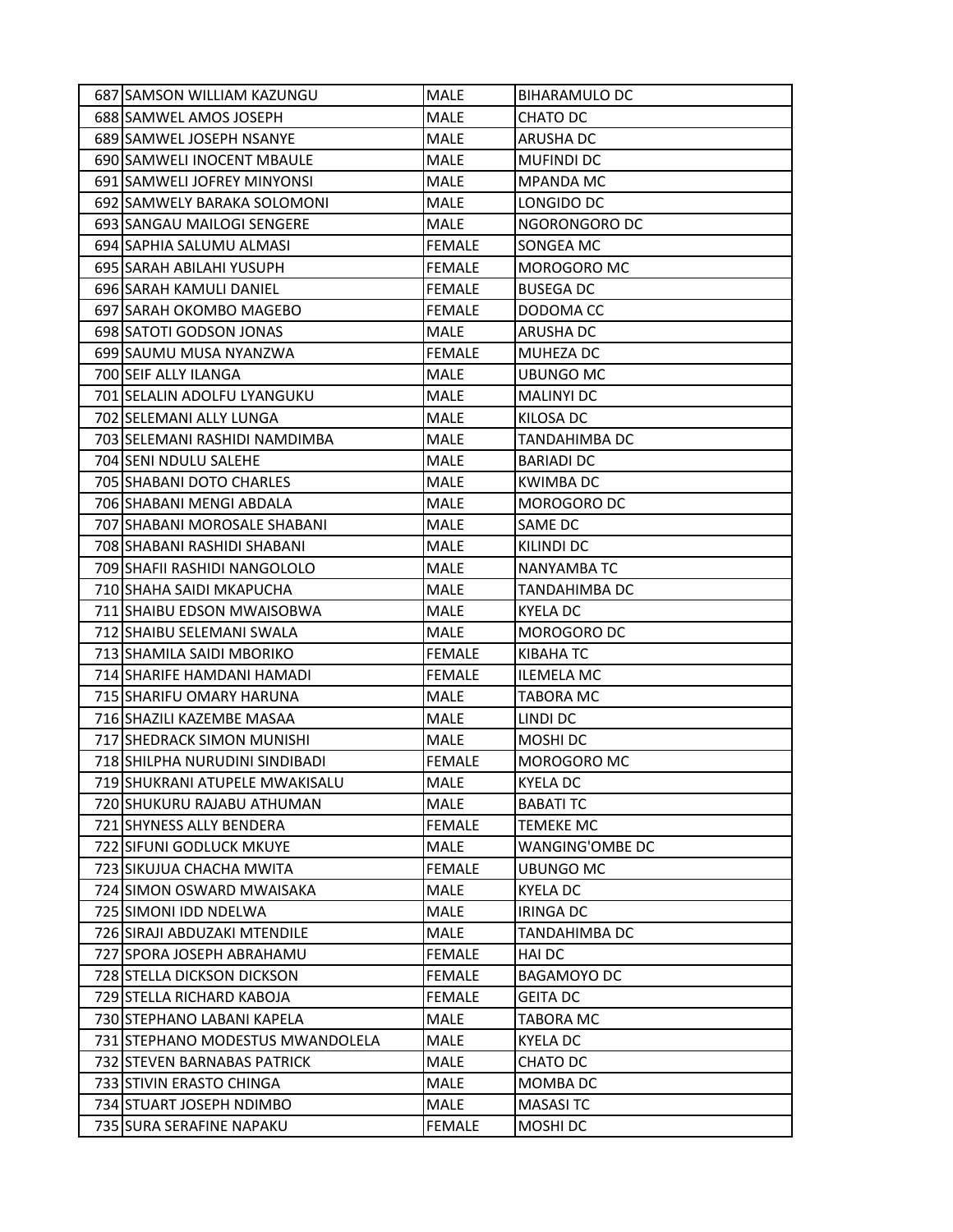| 687 | SAMSON WILLIAM KAZUNGU | MALE | BIHARAMULO DC |
|---|---|---|---|
| 688 | SAMWEL AMOS JOSEPH | MALE | CHATO DC |
| 689 | SAMWEL JOSEPH NSANYE | MALE | ARUSHA DC |
| 690 | SAMWELI INOCENT MBAULE | MALE | MUFINDI DC |
| 691 | SAMWELI JOFREY MINYONSI | MALE | MPANDA MC |
| 692 | SAMWELY BARAKA SOLOMONI | MALE | LONGIDO DC |
| 693 | SANGAU MAILOGI SENGERE | MALE | NGORONGORO DC |
| 694 | SAPHIA SALUMU ALMASI | FEMALE | SONGEA MC |
| 695 | SARAH ABILAHI YUSUPH | FEMALE | MOROGORO MC |
| 696 | SARAH KAMULI DANIEL | FEMALE | BUSEGA DC |
| 697 | SARAH OKOMBO MAGEBO | FEMALE | DODOMA CC |
| 698 | SATOTI GODSON JONAS | MALE | ARUSHA DC |
| 699 | SAUMU MUSA NYANZWA | FEMALE | MUHEZA DC |
| 700 | SEIF ALLY ILANGA | MALE | UBUNGO MC |
| 701 | SELALIN ADOLFU LYANGUKU | MALE | MALINYI DC |
| 702 | SELEMANI ALLY LUNGA | MALE | KILOSA DC |
| 703 | SELEMANI RASHIDI NAMDIMBA | MALE | TANDAHIMBA DC |
| 704 | SENI NDULU SALEHE | MALE | BARIADI DC |
| 705 | SHABANI DOTO CHARLES | MALE | KWIMBA DC |
| 706 | SHABANI MENGI ABDALA | MALE | MOROGORO DC |
| 707 | SHABANI MOROSALE SHABANI | MALE | SAME DC |
| 708 | SHABANI RASHIDI SHABANI | MALE | KILINDI DC |
| 709 | SHAFII RASHIDI NANGOLOLO | MALE | NANYAMBA TC |
| 710 | SHAHA SAIDI MKAPUCHA | MALE | TANDAHIMBA DC |
| 711 | SHAIBU EDSON MWAISOBWA | MALE | KYELA DC |
| 712 | SHAIBU SELEMANI SWALA | MALE | MOROGORO DC |
| 713 | SHAMILA SAIDI MBORIKO | FEMALE | KIBAHA TC |
| 714 | SHARIFE HAMDANI HAMADI | FEMALE | ILEMELA MC |
| 715 | SHARIFU OMARY HARUNA | MALE | TABORA MC |
| 716 | SHAZILI KAZEMBE MASAA | MALE | LINDI DC |
| 717 | SHEDRACK SIMON MUNISHI | MALE | MOSHI DC |
| 718 | SHILPHA NURUDINI SINDIBADI | FEMALE | MOROGORO MC |
| 719 | SHUKRANI ATUPELE MWAKISALU | MALE | KYELA DC |
| 720 | SHUKURU RAJABU ATHUMAN | MALE | BABATI TC |
| 721 | SHYNESS ALLY BENDERA | FEMALE | TEMEKE MC |
| 722 | SIFUNI GODLUCK MKUYE | MALE | WANGING'OMBE DC |
| 723 | SIKUJUA CHACHA MWITA | FEMALE | UBUNGO MC |
| 724 | SIMON OSWARD MWAISAKA | MALE | KYELA DC |
| 725 | SIMONI IDD NDELWA | MALE | IRINGA DC |
| 726 | SIRAJI ABDUZAKI MTENDILE | MALE | TANDAHIMBA DC |
| 727 | SPORA JOSEPH ABRAHAMU | FEMALE | HAI DC |
| 728 | STELLA DICKSON DICKSON | FEMALE | BAGAMOYO DC |
| 729 | STELLA RICHARD KABOJA | FEMALE | GEITA DC |
| 730 | STEPHANO LABANI KAPELA | MALE | TABORA MC |
| 731 | STEPHANO MODESTUS MWANDOLELA | MALE | KYELA DC |
| 732 | STEVEN BARNABAS PATRICK | MALE | CHATO DC |
| 733 | STIVIN ERASTO CHINGA | MALE | MOMBA DC |
| 734 | STUART JOSEPH NDIMBO | MALE | MASASI TC |
| 735 | SURA SERAFINE NAPAKU | FEMALE | MOSHI DC |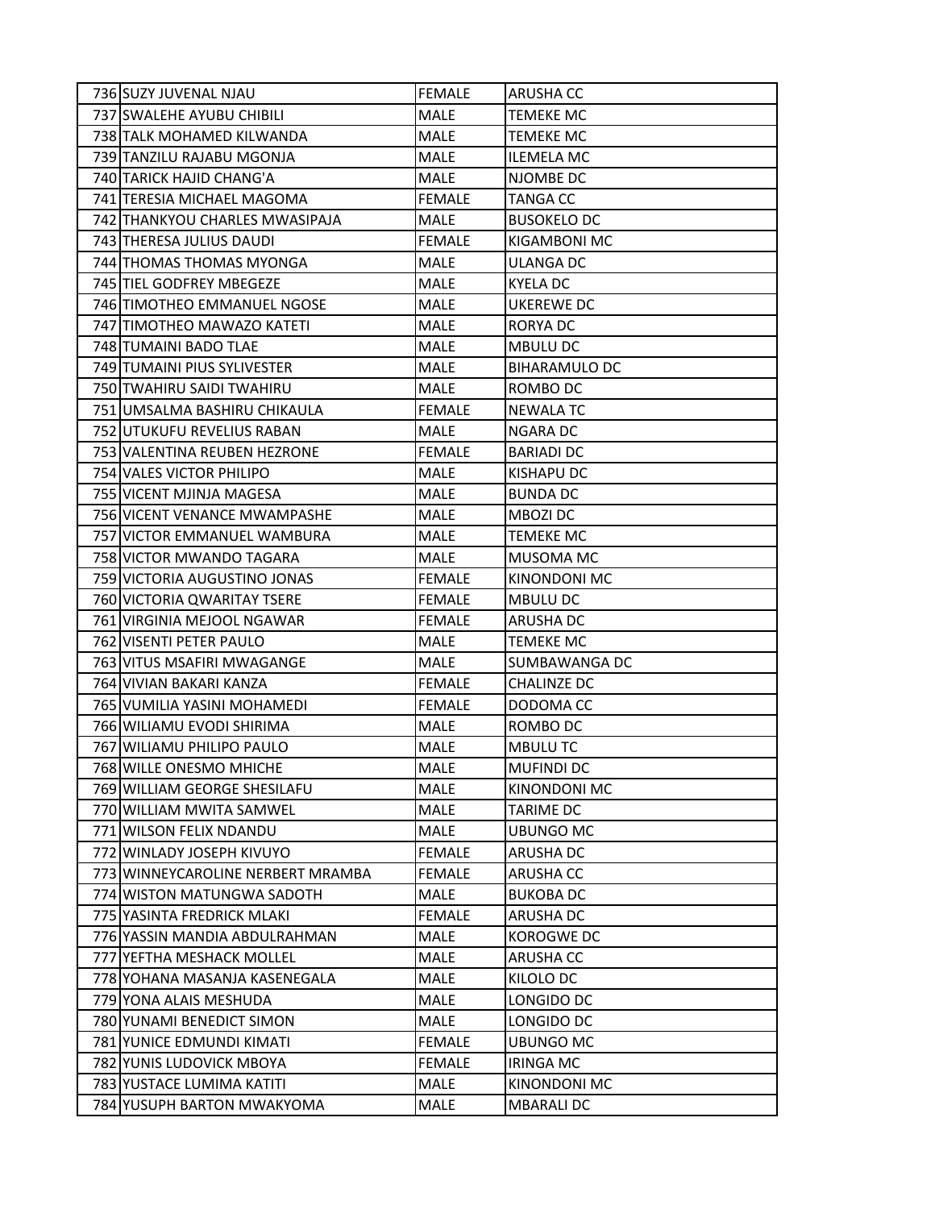| | | | |
|---|---|---|---|
| 736 | SUZY JUVENAL NJAU | FEMALE | ARUSHA CC |
| 737 | SWALEHE AYUBU CHIBILI | MALE | TEMEKE MC |
| 738 | TALK MOHAMED KILWANDA | MALE | TEMEKE MC |
| 739 | TANZILU RAJABU MGONJA | MALE | ILEMELA MC |
| 740 | TARICK HAJID CHANG'A | MALE | NJOMBE DC |
| 741 | TERESIA MICHAEL MAGOMA | FEMALE | TANGA CC |
| 742 | THANKYOU CHARLES MWASIPAJA | MALE | BUSOKELO DC |
| 743 | THERESA JULIUS DAUDI | FEMALE | KIGAMBONI MC |
| 744 | THOMAS THOMAS MYONGA | MALE | ULANGA DC |
| 745 | TIEL GODFREY MBEGEZE | MALE | KYELA DC |
| 746 | TIMOTHEO EMMANUEL NGOSE | MALE | UKEREWE DC |
| 747 | TIMOTHEO MAWAZO KATETI | MALE | RORYA DC |
| 748 | TUMAINI BADO TLAE | MALE | MBULU DC |
| 749 | TUMAINI PIUS SYLIVESTER | MALE | BIHARAMULO DC |
| 750 | TWAHIRU SAIDI TWAHIRU | MALE | ROMBO DC |
| 751 | UMSALMA BASHIRU CHIKAULA | FEMALE | NEWALA TC |
| 752 | UTUKUFU REVELIUS RABAN | MALE | NGARA DC |
| 753 | VALENTINA REUBEN HEZRONE | FEMALE | BARIADI DC |
| 754 | VALES VICTOR PHILIPO | MALE | KISHAPU DC |
| 755 | VICENT MJINJA MAGESA | MALE | BUNDA DC |
| 756 | VICENT VENANCE MWAMPASHE | MALE | MBOZI DC |
| 757 | VICTOR EMMANUEL WAMBURA | MALE | TEMEKE MC |
| 758 | VICTOR MWANDO TAGARA | MALE | MUSOMA MC |
| 759 | VICTORIA AUGUSTINO JONAS | FEMALE | KINONDONI MC |
| 760 | VICTORIA QWARITAY TSERE | FEMALE | MBULU DC |
| 761 | VIRGINIA MEJOOL NGAWAR | FEMALE | ARUSHA DC |
| 762 | VISENTI PETER PAULO | MALE | TEMEKE MC |
| 763 | VITUS MSAFIRI MWAGANGE | MALE | SUMBAWANGA DC |
| 764 | VIVIAN BAKARI KANZA | FEMALE | CHALINZE DC |
| 765 | VUMILIA YASINI MOHAMEDI | FEMALE | DODOMA CC |
| 766 | WILIAMU EVODI SHIRIMA | MALE | ROMBO DC |
| 767 | WILIAMU PHILIPO PAULO | MALE | MBULU TC |
| 768 | WILLE ONESMO MHICHE | MALE | MUFINDI DC |
| 769 | WILLIAM GEORGE SHESILAFU | MALE | KINONDONI MC |
| 770 | WILLIAM MWITA SAMWEL | MALE | TARIME DC |
| 771 | WILSON FELIX NDANDU | MALE | UBUNGO MC |
| 772 | WINLADY JOSEPH KIVUYO | FEMALE | ARUSHA DC |
| 773 | WINNEYCAROLINE NERBERT MRAMBA | FEMALE | ARUSHA CC |
| 774 | WISTON MATUNGWA SADOTH | MALE | BUKOBA DC |
| 775 | YASINTA FREDRICK MLAKI | FEMALE | ARUSHA DC |
| 776 | YASSIN MANDIA ABDULRAHMAN | MALE | KOROGWE DC |
| 777 | YEFTHA MESHACK MOLLEL | MALE | ARUSHA CC |
| 778 | YOHANA MASANJA KASENEGALA | MALE | KILOLO DC |
| 779 | YONA ALAIS MESHUDA | MALE | LONGIDO DC |
| 780 | YUNAMI BENEDICT SIMON | MALE | LONGIDO DC |
| 781 | YUNICE EDMUNDI KIMATI | FEMALE | UBUNGO MC |
| 782 | YUNIS LUDOVICK MBOYA | FEMALE | IRINGA MC |
| 783 | YUSTACE LUMIMA KATITI | MALE | KINONDONI MC |
| 784 | YUSUPH BARTON MWAKYOMA | MALE | MBARALI DC |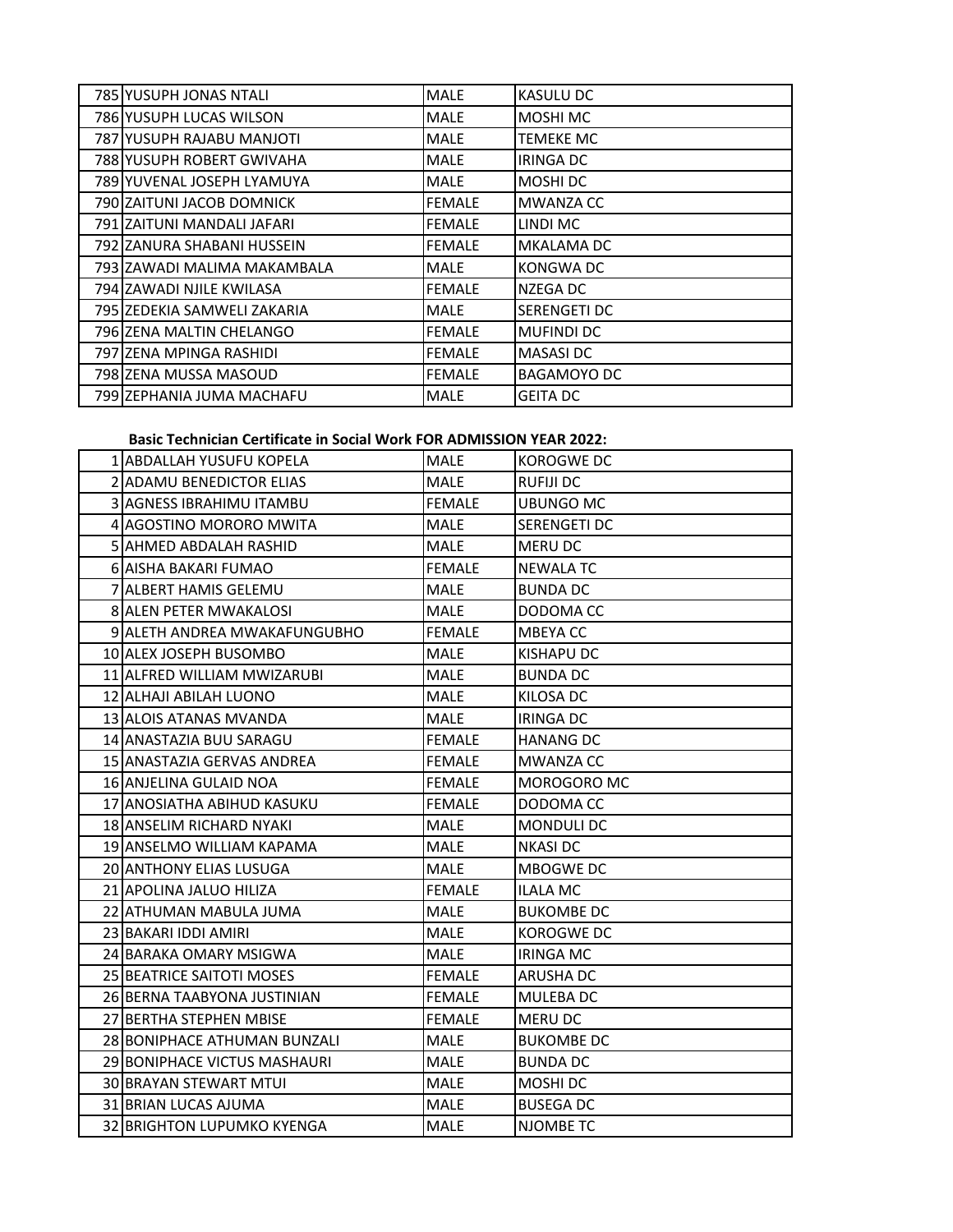| | | | |
|---|---|---|---|
| 785 | YUSUPH JONAS NTALI | MALE | KASULU DC |
| 786 | YUSUPH LUCAS WILSON | MALE | MOSHI MC |
| 787 | YUSUPH RAJABU MANJOTI | MALE | TEMEKE MC |
| 788 | YUSUPH ROBERT GWIVAHA | MALE | IRINGA DC |
| 789 | YUVENAL JOSEPH LYAMUYA | MALE | MOSHI DC |
| 790 | ZAITUNI JACOB DOMNICK | FEMALE | MWANZA CC |
| 791 | ZAITUNI MANDALI JAFARI | FEMALE | LINDI MC |
| 792 | ZANURA SHABANI HUSSEIN | FEMALE | MKALAMA DC |
| 793 | ZAWADI MALIMA MAKAMBALA | MALE | KONGWA DC |
| 794 | ZAWADI NJILE KWILASA | FEMALE | NZEGA DC |
| 795 | ZEDEKIA SAMWELI ZAKARIA | MALE | SERENGETI DC |
| 796 | ZENA MALTIN CHELANGO | FEMALE | MUFINDI DC |
| 797 | ZENA MPINGA RASHIDI | FEMALE | MASASI DC |
| 798 | ZENA MUSSA MASOUD | FEMALE | BAGAMOYO DC |
| 799 | ZEPHANIA JUMA MACHAFU | MALE | GEITA DC |

**Basic Technician Certificate in Social Work FOR ADMISSION YEAR 2022:**

| | | | |
|---|---|---|---|
| 1 | ABDALLAH YUSUFU KOPELA | MALE | KOROGWE DC |
| 2 | ADAMU BENEDICTOR ELIAS | MALE | RUFIJI DC |
| 3 | AGNESS IBRAHIMU ITAMBU | FEMALE | UBUNGO MC |
| 4 | AGOSTINO MORORO MWITA | MALE | SERENGETI DC |
| 5 | AHMED ABDALAH RASHID | MALE | MERU DC |
| 6 | AISHA BAKARI FUMAO | FEMALE | NEWALA TC |
| 7 | ALBERT HAMIS GELEMU | MALE | BUNDA DC |
| 8 | ALEN PETER MWAKALOSI | MALE | DODOMA CC |
| 9 | ALETH ANDREA MWAKAFUNGUBHO | FEMALE | MBEYA CC |
| 10 | ALEX JOSEPH BUSOMBO | MALE | KISHAPU DC |
| 11 | ALFRED WILLIAM MWIZARUBI | MALE | BUNDA DC |
| 12 | ALHAJI ABILAH LUONO | MALE | KILOSA DC |
| 13 | ALOIS ATANAS MVANDA | MALE | IRINGA DC |
| 14 | ANASTAZIA BUU SARAGU | FEMALE | HANANG DC |
| 15 | ANASTAZIA GERVAS ANDREA | FEMALE | MWANZA CC |
| 16 | ANJELINA GULAID NOA | FEMALE | MOROGORO MC |
| 17 | ANOSIATHA ABIHUD KASUKU | FEMALE | DODOMA CC |
| 18 | ANSELIM RICHARD NYAKI | MALE | MONDULI DC |
| 19 | ANSELMO WILLIAM KAPAMA | MALE | NKASI DC |
| 20 | ANTHONY ELIAS LUSUGA | MALE | MBOGWE DC |
| 21 | APOLINA JALUO HILIZA | FEMALE | ILALA MC |
| 22 | ATHUMAN MABULA JUMA | MALE | BUKOMBE DC |
| 23 | BAKARI IDDI AMIRI | MALE | KOROGWE DC |
| 24 | BARAKA OMARY MSIGWA | MALE | IRINGA MC |
| 25 | BEATRICE SAITOTI MOSES | FEMALE | ARUSHA DC |
| 26 | BERNA TAABYONA JUSTINIAN | FEMALE | MULEBA DC |
| 27 | BERTHA STEPHEN MBISE | FEMALE | MERU DC |
| 28 | BONIPHACE ATHUMAN BUNZALI | MALE | BUKOMBE DC |
| 29 | BONIPHACE VICTUS MASHAURI | MALE | BUNDA DC |
| 30 | BRAYAN STEWART MTUI | MALE | MOSHI DC |
| 31 | BRIAN LUCAS AJUMA | MALE | BUSEGA DC |
| 32 | BRIGHTON LUPUMKO KYENGA | MALE | NJOMBE TC |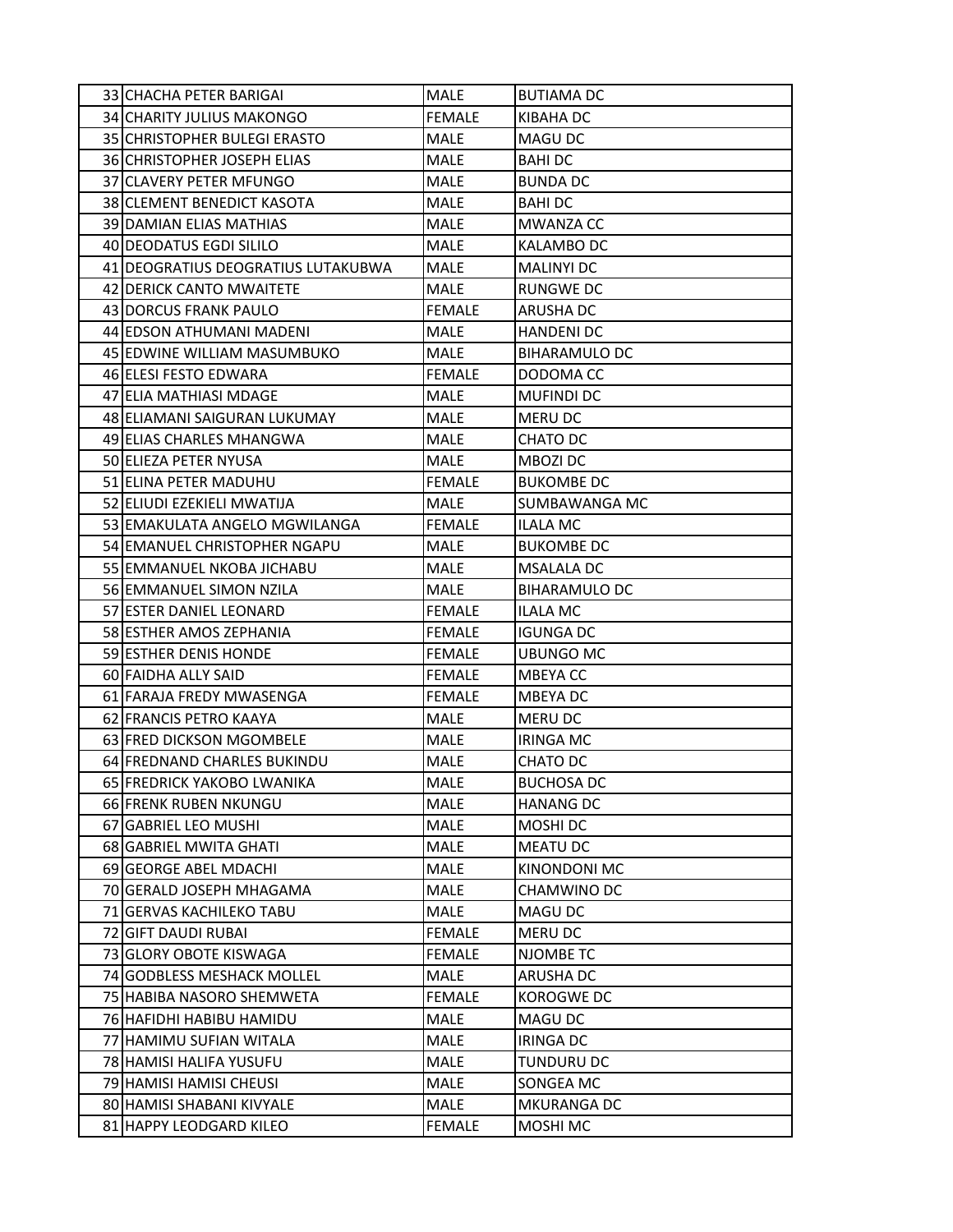| | | | |
|---|---|---|---|
| 33 | CHACHA PETER BARIGAI | MALE | BUTIAMA DC |
| 34 | CHARITY JULIUS MAKONGO | FEMALE | KIBAHA DC |
| 35 | CHRISTOPHER BULEGI ERASTO | MALE | MAGU DC |
| 36 | CHRISTOPHER JOSEPH ELIAS | MALE | BAHI DC |
| 37 | CLAVERY PETER MFUNGO | MALE | BUNDA DC |
| 38 | CLEMENT BENEDICT KASOTA | MALE | BAHI DC |
| 39 | DAMIAN ELIAS MATHIAS | MALE | MWANZA CC |
| 40 | DEODATUS EGDI SILILO | MALE | KALAMBO DC |
| 41 | DEOGRATIUS DEOGRATIUS LUTAKUBWA | MALE | MALINYI DC |
| 42 | DERICK CANTO MWAITETE | MALE | RUNGWE DC |
| 43 | DORCUS FRANK PAULO | FEMALE | ARUSHA DC |
| 44 | EDSON ATHUMANI MADENI | MALE | HANDENI DC |
| 45 | EDWINE WILLIAM MASUMBUKO | MALE | BIHARAMULO DC |
| 46 | ELESI FESTO EDWARA | FEMALE | DODOMA CC |
| 47 | ELIA MATHIASI MDAGE | MALE | MUFINDI DC |
| 48 | ELIAMANI SAIGURAN LUKUMAY | MALE | MERU DC |
| 49 | ELIAS CHARLES MHANGWA | MALE | CHATO DC |
| 50 | ELIEZA PETER NYUSA | MALE | MBOZI DC |
| 51 | ELINA PETER MADUHU | FEMALE | BUKOMBE DC |
| 52 | ELIUDI EZEKIELI MWATIJA | MALE | SUMBAWANGA MC |
| 53 | EMAKULATA ANGELO MGWILANGA | FEMALE | ILALA MC |
| 54 | EMANUEL CHRISTOPHER NGAPU | MALE | BUKOMBE DC |
| 55 | EMMANUEL NKOBA JICHABU | MALE | MSALALA DC |
| 56 | EMMANUEL SIMON NZILA | MALE | BIHARAMULO DC |
| 57 | ESTER DANIEL LEONARD | FEMALE | ILALA MC |
| 58 | ESTHER AMOS ZEPHANIA | FEMALE | IGUNGA DC |
| 59 | ESTHER DENIS HONDE | FEMALE | UBUNGO MC |
| 60 | FAIDHA ALLY SAID | FEMALE | MBEYA CC |
| 61 | FARAJA FREDY MWASENGA | FEMALE | MBEYA DC |
| 62 | FRANCIS PETRO KAAYA | MALE | MERU DC |
| 63 | FRED DICKSON MGOMBELE | MALE | IRINGA MC |
| 64 | FREDNAND CHARLES BUKINDU | MALE | CHATO DC |
| 65 | FREDRICK YAKOBO LWANIKA | MALE | BUCHOSA DC |
| 66 | FRENK RUBEN NKUNGU | MALE | HANANG DC |
| 67 | GABRIEL LEO MUSHI | MALE | MOSHI DC |
| 68 | GABRIEL MWITA GHATI | MALE | MEATU DC |
| 69 | GEORGE ABEL MDACHI | MALE | KINONDONI MC |
| 70 | GERALD JOSEPH MHAGAMA | MALE | CHAMWINO DC |
| 71 | GERVAS KACHILEKO TABU | MALE | MAGU DC |
| 72 | GIFT DAUDI RUBAI | FEMALE | MERU DC |
| 73 | GLORY OBOTE KISWAGA | FEMALE | NJOMBE TC |
| 74 | GODBLESS MESHACK MOLLEL | MALE | ARUSHA DC |
| 75 | HABIBA NASORO SHEMWETA | FEMALE | KOROGWE DC |
| 76 | HAFIDHI HABIBU HAMIDU | MALE | MAGU DC |
| 77 | HAMIMU SUFIAN WITALA | MALE | IRINGA DC |
| 78 | HAMISI HALIFA YUSUFU | MALE | TUNDURU DC |
| 79 | HAMISI HAMISI CHEUSI | MALE | SONGEA MC |
| 80 | HAMISI SHABANI KIVYALE | MALE | MKURANGA DC |
| 81 | HAPPY LEODGARD KILEO | FEMALE | MOSHI MC |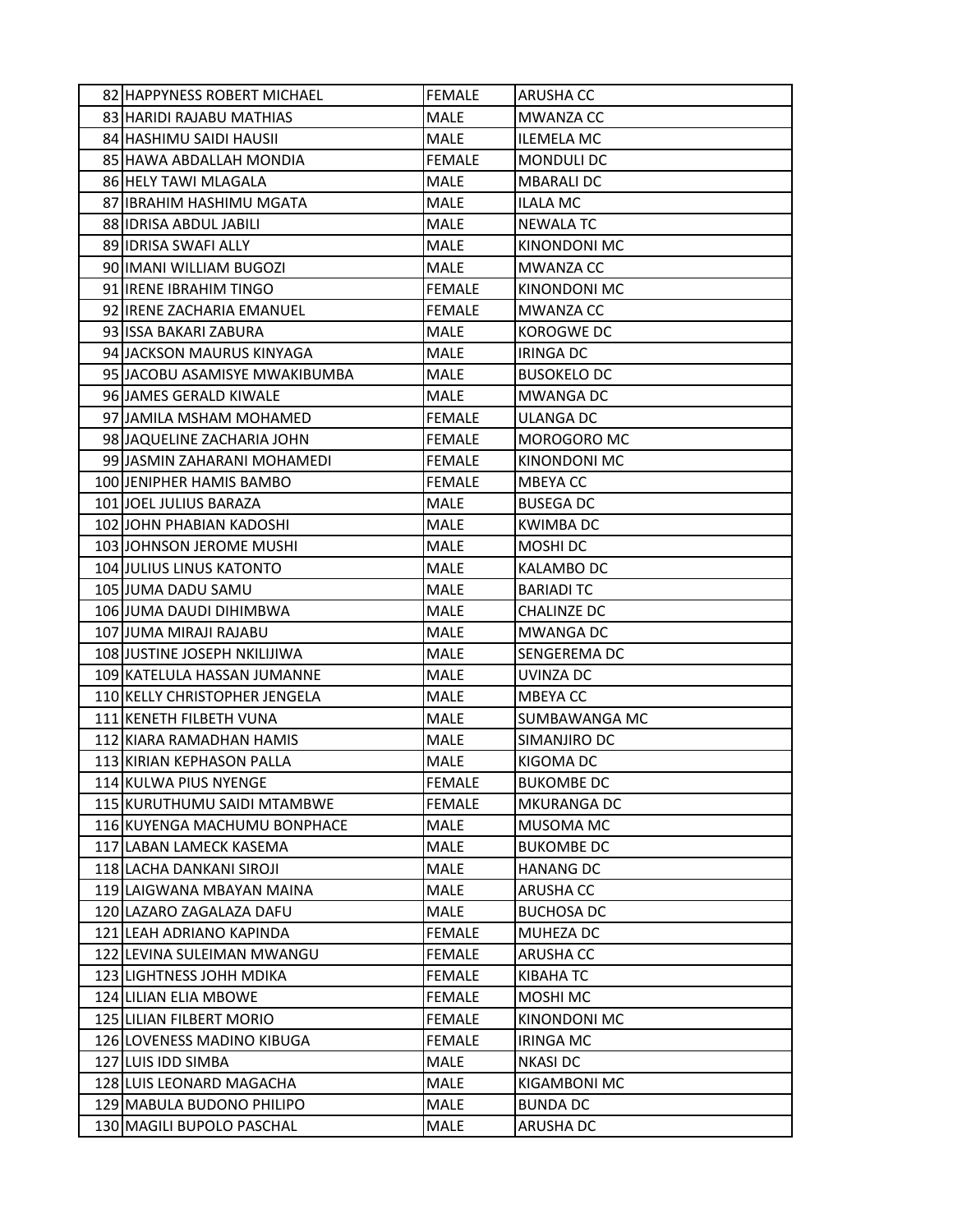| | | | |
|---|---|---|---|
| 82 | HAPPYNESS ROBERT MICHAEL | FEMALE | ARUSHA CC |
| 83 | HARIDI RAJABU MATHIAS | MALE | MWANZA CC |
| 84 | HASHIMU SAIDI HAUSII | MALE | ILEMELA MC |
| 85 | HAWA ABDALLAH MONDIA | FEMALE | MONDULI DC |
| 86 | HELY TAWI MLAGALA | MALE | MBARALI DC |
| 87 | IBRAHIM HASHIMU MGATA | MALE | ILALA MC |
| 88 | IDRISA ABDUL JABILI | MALE | NEWALA TC |
| 89 | IDRISA SWAFI ALLY | MALE | KINONDONI MC |
| 90 | IMANI WILLIAM BUGOZI | MALE | MWANZA CC |
| 91 | IRENE IBRAHIM TINGO | FEMALE | KINONDONI MC |
| 92 | IRENE ZACHARIA EMANUEL | FEMALE | MWANZA CC |
| 93 | ISSA BAKARI ZABURA | MALE | KOROGWE DC |
| 94 | JACKSON MAURUS KINYAGA | MALE | IRINGA DC |
| 95 | JACOBU ASAMISYE MWAKIBUMBA | MALE | BUSOKELO DC |
| 96 | JAMES GERALD KIWALE | MALE | MWANGA DC |
| 97 | JAMILA MSHAM MOHAMED | FEMALE | ULANGA DC |
| 98 | JAQUELINE ZACHARIA JOHN | FEMALE | MOROGORO MC |
| 99 | JASMIN ZAHARANI MOHAMEDI | FEMALE | KINONDONI MC |
| 100 | JENIPHER HAMIS BAMBO | FEMALE | MBEYA CC |
| 101 | JOEL JULIUS BARAZA | MALE | BUSEGA DC |
| 102 | JOHN PHABIAN KADOSHI | MALE | KWIMBA DC |
| 103 | JOHNSON JEROME MUSHI | MALE | MOSHI DC |
| 104 | JULIUS LINUS KATONTO | MALE | KALAMBO DC |
| 105 | JUMA DADU SAMU | MALE | BARIADI TC |
| 106 | JUMA DAUDI DIHIMBWA | MALE | CHALINZE DC |
| 107 | JUMA MIRAJI RAJABU | MALE | MWANGA DC |
| 108 | JUSTINE JOSEPH NKILIJIWA | MALE | SENGEREMA DC |
| 109 | KATELULA HASSAN JUMANNE | MALE | UVINZA DC |
| 110 | KELLY CHRISTOPHER JENGELA | MALE | MBEYA CC |
| 111 | KENETH FILBETH VUNA | MALE | SUMBAWANGA MC |
| 112 | KIARA RAMADHAN HAMIS | MALE | SIMANJIRO DC |
| 113 | KIRIAN KEPHASON PALLA | MALE | KIGOMA DC |
| 114 | KULWA PIUS NYENGE | FEMALE | BUKOMBE DC |
| 115 | KURUTHUMU SAIDI MTAMBWE | FEMALE | MKURANGA DC |
| 116 | KUYENGA MACHUMU BONPHACE | MALE | MUSOMA MC |
| 117 | LABAN LAMECK KASEMA | MALE | BUKOMBE DC |
| 118 | LACHA DANKANI SIROJI | MALE | HANANG DC |
| 119 | LAIGWANA MBAYAN MAINA | MALE | ARUSHA CC |
| 120 | LAZARO ZAGALAZA DAFU | MALE | BUCHOSA DC |
| 121 | LEAH ADRIANO KAPINDA | FEMALE | MUHEZA DC |
| 122 | LEVINA SULEIMAN MWANGU | FEMALE | ARUSHA CC |
| 123 | LIGHTNESS JOHH MDIKA | FEMALE | KIBAHA TC |
| 124 | LILIAN ELIA MBOWE | FEMALE | MOSHI MC |
| 125 | LILIAN FILBERT MORIO | FEMALE | KINONDONI MC |
| 126 | LOVENESS MADINO KIBUGA | FEMALE | IRINGA MC |
| 127 | LUIS IDD SIMBA | MALE | NKASI DC |
| 128 | LUIS LEONARD MAGACHA | MALE | KIGAMBONI MC |
| 129 | MABULA BUDONO PHILIPO | MALE | BUNDA DC |
| 130 | MAGILI BUPOLO PASCHAL | MALE | ARUSHA DC |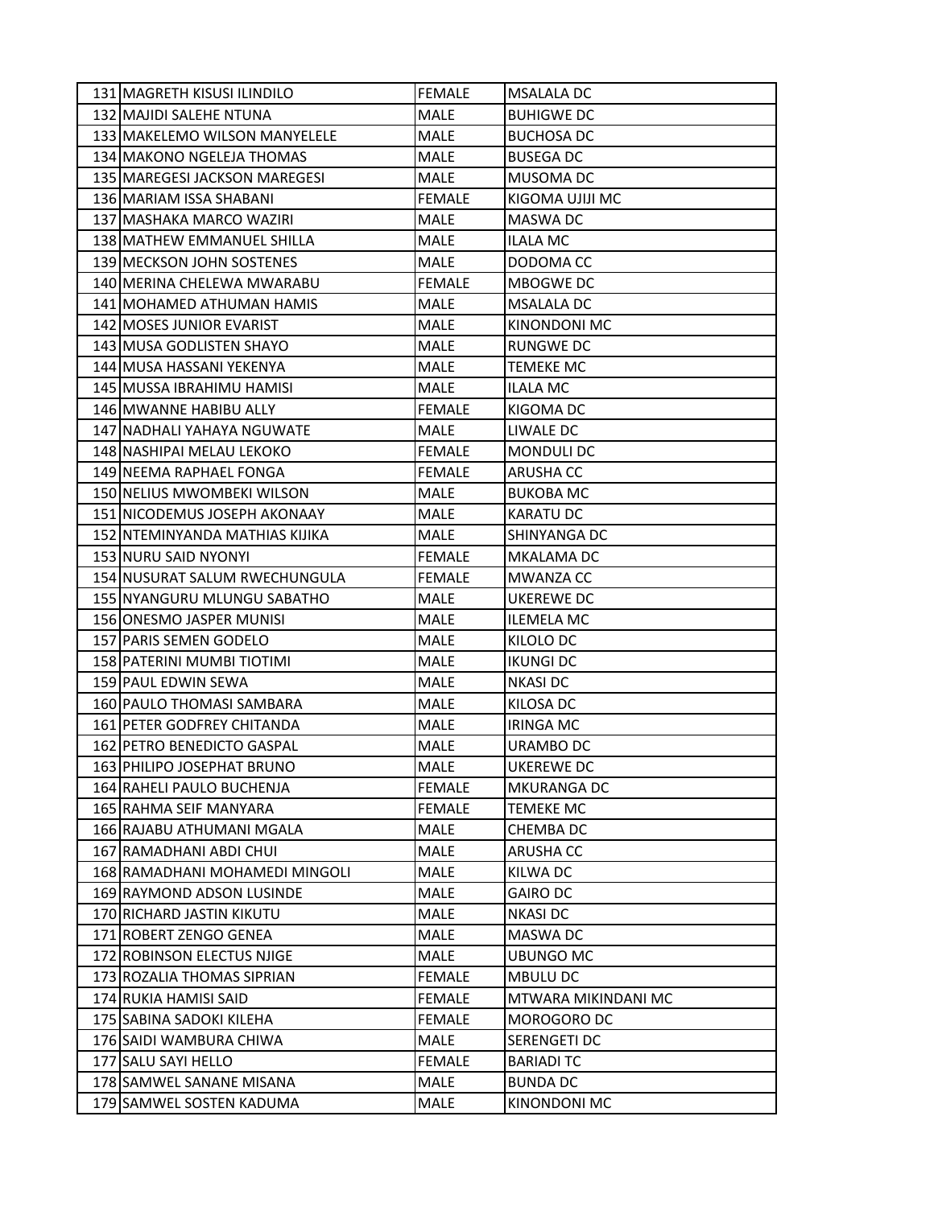| | | | |
|---|---|---|---|
| 131 | MAGRETH KISUSI ILINDILO | FEMALE | MSALALA DC |
| 132 | MAJIDI SALEHE NTUNA | MALE | BUHIGWE DC |
| 133 | MAKELEMO WILSON MANYELELE | MALE | BUCHOSA DC |
| 134 | MAKONO NGELEJA THOMAS | MALE | BUSEGA DC |
| 135 | MAREGESI JACKSON MAREGESI | MALE | MUSOMA DC |
| 136 | MARIAM ISSA SHABANI | FEMALE | KIGOMA UJIJI MC |
| 137 | MASHAKA MARCO WAZIRI | MALE | MASWA DC |
| 138 | MATHEW EMMANUEL SHILLA | MALE | ILALA MC |
| 139 | MECKSON JOHN SOSTENES | MALE | DODOMA CC |
| 140 | MERINA CHELEWA MWARABU | FEMALE | MBOGWE DC |
| 141 | MOHAMED ATHUMAN HAMIS | MALE | MSALALA DC |
| 142 | MOSES JUNIOR EVARIST | MALE | KINONDONI MC |
| 143 | MUSA GODLISTEN SHAYO | MALE | RUNGWE DC |
| 144 | MUSA HASSANI YEKENYA | MALE | TEMEKE MC |
| 145 | MUSSA IBRAHIMU HAMISI | MALE | ILALA MC |
| 146 | MWANNE HABIBU ALLY | FEMALE | KIGOMA DC |
| 147 | NADHALI YAHAYA NGUWATE | MALE | LIWALE DC |
| 148 | NASHIPAI MELAU LEKOKO | FEMALE | MONDULI DC |
| 149 | NEEMA RAPHAEL FONGA | FEMALE | ARUSHA CC |
| 150 | NELIUS MWOMBEKI WILSON | MALE | BUKOBA MC |
| 151 | NICODEMUS JOSEPH AKONAAY | MALE | KARATU DC |
| 152 | NTEMINYANDA MATHIAS KIJIKA | MALE | SHINYANGA DC |
| 153 | NURU SAID NYONYI | FEMALE | MKALAMA DC |
| 154 | NUSURAT SALUM RWECHUNGULA | FEMALE | MWANZA CC |
| 155 | NYANGURU MLUNGU SABATHO | MALE | UKEREWE DC |
| 156 | ONESMO JASPER MUNISI | MALE | ILEMELA MC |
| 157 | PARIS SEMEN GODELO | MALE | KILOLO DC |
| 158 | PATERINI MUMBI TIOTIMI | MALE | IKUNGI DC |
| 159 | PAUL EDWIN SEWA | MALE | NKASI DC |
| 160 | PAULO THOMASI SAMBARA | MALE | KILOSA DC |
| 161 | PETER GODFREY CHITANDA | MALE | IRINGA MC |
| 162 | PETRO BENEDICTO GASPAL | MALE | URAMBO DC |
| 163 | PHILIPO JOSEPHAT BRUNO | MALE | UKEREWE DC |
| 164 | RAHELI PAULO BUCHENJA | FEMALE | MKURANGA DC |
| 165 | RAHMA SEIF MANYARA | FEMALE | TEMEKE MC |
| 166 | RAJABU ATHUMANI MGALA | MALE | CHEMBA DC |
| 167 | RAMADHANI ABDI CHUI | MALE | ARUSHA CC |
| 168 | RAMADHANI MOHAMEDI MINGOLI | MALE | KILWA DC |
| 169 | RAYMOND ADSON LUSINDE | MALE | GAIRO DC |
| 170 | RICHARD JASTIN KIKUTU | MALE | NKASI DC |
| 171 | ROBERT ZENGO GENEA | MALE | MASWA DC |
| 172 | ROBINSON ELECTUS NJIGE | MALE | UBUNGO MC |
| 173 | ROZALIA THOMAS SIPRIAN | FEMALE | MBULU DC |
| 174 | RUKIA HAMISI SAID | FEMALE | MTWARA MIKINDANI MC |
| 175 | SABINA SADOKI KILEHA | FEMALE | MOROGORO DC |
| 176 | SAIDI WAMBURA CHIWA | MALE | SERENGETI DC |
| 177 | SALU SAYI HELLO | FEMALE | BARIADI TC |
| 178 | SAMWEL SANANE MISANA | MALE | BUNDA DC |
| 179 | SAMWEL SOSTEN KADUMA | MALE | KINONDONI MC |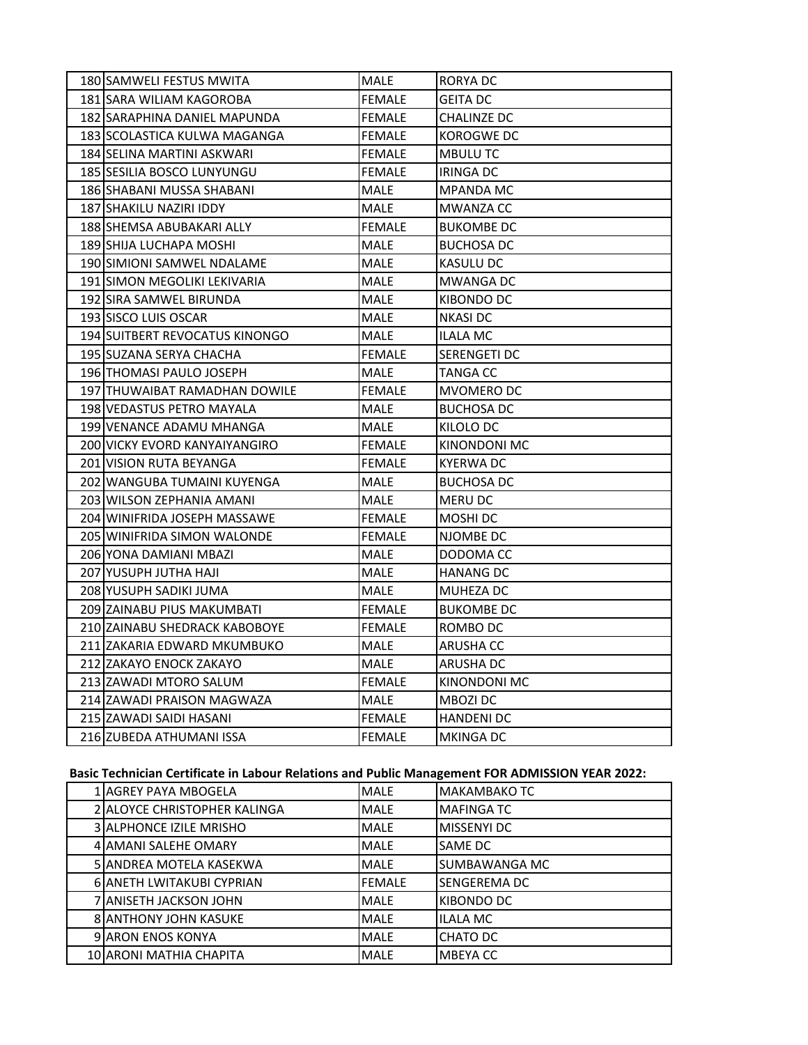| | | | |
|---|---|---|---|
| 180 | SAMWELI FESTUS MWITA | MALE | RORYA DC |
| 181 | SARA WILIAM KAGOROBA | FEMALE | GEITA DC |
| 182 | SARAPHINA DANIEL MAPUNDA | FEMALE | CHALINZE DC |
| 183 | SCOLASTICA KULWA MAGANGA | FEMALE | KOROGWE DC |
| 184 | SELINA MARTINI ASKWARI | FEMALE | MBULU TC |
| 185 | SESILIA BOSCO LUNYUNGU | FEMALE | IRINGA DC |
| 186 | SHABANI MUSSA SHABANI | MALE | MPANDA MC |
| 187 | SHAKILU NAZIRI IDDY | MALE | MWANZA CC |
| 188 | SHEMSA ABUBAKARI ALLY | FEMALE | BUKOMBE DC |
| 189 | SHIJA LUCHAPA MOSHI | MALE | BUCHOSA DC |
| 190 | SIMIONI SAMWEL NDALAME | MALE | KASULU DC |
| 191 | SIMON MEGOLIKI LEKIVARIA | MALE | MWANGA DC |
| 192 | SIRA SAMWEL BIRUNDA | MALE | KIBONDO DC |
| 193 | SISCO LUIS OSCAR | MALE | NKASI DC |
| 194 | SUITBERT REVOCATUS KINONGO | MALE | ILALA MC |
| 195 | SUZANA SERYA CHACHA | FEMALE | SERENGETI DC |
| 196 | THOMASI PAULO JOSEPH | MALE | TANGA CC |
| 197 | THUWAIBAT RAMADHAN DOWILE | FEMALE | MVOMERO DC |
| 198 | VEDASTUS PETRO MAYALA | MALE | BUCHOSA DC |
| 199 | VENANCE ADAMU MHANGA | MALE | KILOLO DC |
| 200 | VICKY EVORD KANYAIYANGIRO | FEMALE | KINONDONI MC |
| 201 | VISION RUTA BEYANGA | FEMALE | KYERWA DC |
| 202 | WANGUBA TUMAINI KUYENGA | MALE | BUCHOSA DC |
| 203 | WILSON ZEPHANIA AMANI | MALE | MERU DC |
| 204 | WINIFRIDA JOSEPH MASSAWE | FEMALE | MOSHI DC |
| 205 | WINIFRIDA SIMON WALONDE | FEMALE | NJOMBE DC |
| 206 | YONA DAMIANI MBAZI | MALE | DODOMA CC |
| 207 | YUSUPH JUTHA HAJI | MALE | HANANG DC |
| 208 | YUSUPH SADIKI JUMA | MALE | MUHEZA DC |
| 209 | ZAINABU PIUS MAKUMBATI | FEMALE | BUKOMBE DC |
| 210 | ZAINABU SHEDRACK KABOBOYE | FEMALE | ROMBO DC |
| 211 | ZAKARIA EDWARD MKUMBUKO | MALE | ARUSHA CC |
| 212 | ZAKAYO ENOCK ZAKAYO | MALE | ARUSHA DC |
| 213 | ZAWADI MTORO SALUM | FEMALE | KINONDONI MC |
| 214 | ZAWADI PRAISON MAGWAZA | MALE | MBOZI DC |
| 215 | ZAWADI SAIDI HASANI | FEMALE | HANDENI DC |
| 216 | ZUBEDA ATHUMANI ISSA | FEMALE | MKINGA DC |

**Basic Technician Certificate in Labour Relations and Public Management FOR ADMISSION YEAR 2022:**

| | | | |
|---|---|---|---|
| 1 | AGREY PAYA MBOGELA | MALE | MAKAMBAKO TC |
| 2 | ALOYCE CHRISTOPHER KALINGA | MALE | MAFINGA TC |
| 3 | ALPHONCE IZILE MRISHO | MALE | MISSENYI DC |
| 4 | AMANI SALEHE OMARY | MALE | SAME DC |
| 5 | ANDREA MOTELA KASEKWA | MALE | SUMBAWANGA MC |
| 6 | ANETH LWITAKUBI CYPRIAN | FEMALE | SENGEREMA DC |
| 7 | ANISETH JACKSON JOHN | MALE | KIBONDO DC |
| 8 | ANTHONY JOHN KASUKE | MALE | ILALA MC |
| 9 | ARON ENOS KONYA | MALE | CHATO DC |
| 10 | ARONI MATHIA CHAPITA | MALE | MBEYA CC |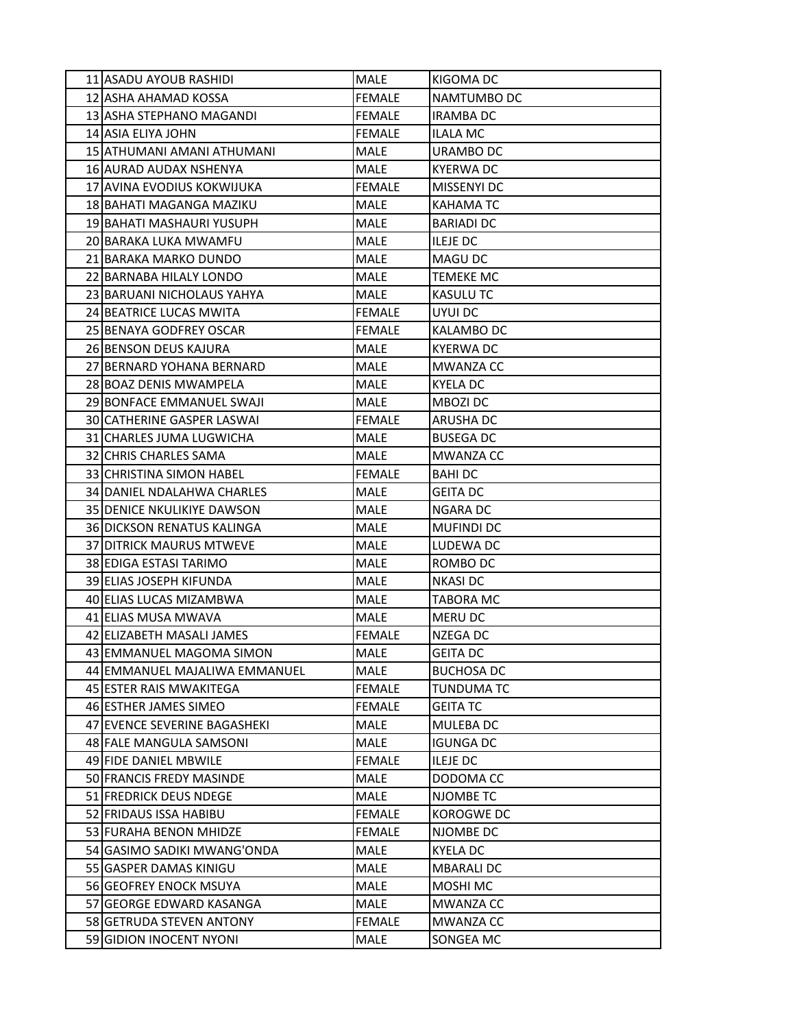| 11 | ASADU AYOUB RASHIDI | MALE | KIGOMA DC |
|---|---|---|---|
| 12 | ASHA AHAMAD KOSSA | FEMALE | NAMTUMBO DC |
| 13 | ASHA STEPHANO MAGANDI | FEMALE | IRAMBA DC |
| 14 | ASIA ELIYA JOHN | FEMALE | ILALA MC |
| 15 | ATHUMANI AMANI ATHUMANI | MALE | URAMBO DC |
| 16 | AURAD AUDAX NSHENYA | MALE | KYERWA DC |
| 17 | AVINA EVODIUS KOKWIJUKA | FEMALE | MISSENYI DC |
| 18 | BAHATI MAGANGA MAZIKU | MALE | KAHAMA TC |
| 19 | BAHATI MASHAURI YUSUPH | MALE | BARIADI DC |
| 20 | BARAKA LUKA MWAMFU | MALE | ILEJE DC |
| 21 | BARAKA MARKO DUNDO | MALE | MAGU DC |
| 22 | BARNABA HILALY LONDO | MALE | TEMEKE MC |
| 23 | BARUANI NICHOLAUS YAHYA | MALE | KASULU TC |
| 24 | BEATRICE LUCAS MWITA | FEMALE | UYUI DC |
| 25 | BENAYA GODFREY OSCAR | FEMALE | KALAMBO DC |
| 26 | BENSON DEUS KAJURA | MALE | KYERWA DC |
| 27 | BERNARD YOHANA BERNARD | MALE | MWANZA CC |
| 28 | BOAZ DENIS MWAMPELA | MALE | KYELA DC |
| 29 | BONFACE EMMANUEL SWAJI | MALE | MBOZI DC |
| 30 | CATHERINE GASPER LASWAI | FEMALE | ARUSHA DC |
| 31 | CHARLES JUMA LUGWICHA | MALE | BUSEGA DC |
| 32 | CHRIS CHARLES SAMA | MALE | MWANZA CC |
| 33 | CHRISTINA SIMON HABEL | FEMALE | BAHI DC |
| 34 | DANIEL NDALAHWA CHARLES | MALE | GEITA DC |
| 35 | DENICE NKULIKIYE DAWSON | MALE | NGARA DC |
| 36 | DICKSON RENATUS KALINGA | MALE | MUFINDI DC |
| 37 | DITRICK MAURUS MTWEVE | MALE | LUDEWA DC |
| 38 | EDIGA ESTASI TARIMO | MALE | ROMBO DC |
| 39 | ELIAS JOSEPH KIFUNDA | MALE | NKASI DC |
| 40 | ELIAS LUCAS MIZAMBWA | MALE | TABORA MC |
| 41 | ELIAS MUSA MWAVA | MALE | MERU DC |
| 42 | ELIZABETH MASALI JAMES | FEMALE | NZEGA DC |
| 43 | EMMANUEL MAGOMA SIMON | MALE | GEITA DC |
| 44 | EMMANUEL MAJALIWA EMMANUEL | MALE | BUCHOSA DC |
| 45 | ESTER RAIS MWAKITEGA | FEMALE | TUNDUMA TC |
| 46 | ESTHER JAMES SIMEO | FEMALE | GEITA TC |
| 47 | EVENCE SEVERINE BAGASHEKI | MALE | MULEBA DC |
| 48 | FALE MANGULA SAMSONI | MALE | IGUNGA DC |
| 49 | FIDE DANIEL MBWILE | FEMALE | ILEJE DC |
| 50 | FRANCIS FREDY MASINDE | MALE | DODOMA CC |
| 51 | FREDRICK DEUS NDEGE | MALE | NJOMBE TC |
| 52 | FRIDAUS ISSA HABIBU | FEMALE | KOROGWE DC |
| 53 | FURAHA BENON MHIDZE | FEMALE | NJOMBE DC |
| 54 | GASIMO SADIKI MWANG'ONDA | MALE | KYELA DC |
| 55 | GASPER DAMAS KINIGU | MALE | MBARALI DC |
| 56 | GEOFREY ENOCK MSUYA | MALE | MOSHI MC |
| 57 | GEORGE EDWARD KASANGA | MALE | MWANZA CC |
| 58 | GETRUDA STEVEN ANTONY | FEMALE | MWANZA CC |
| 59 | GIDION INOCENT NYONI | MALE | SONGEA MC |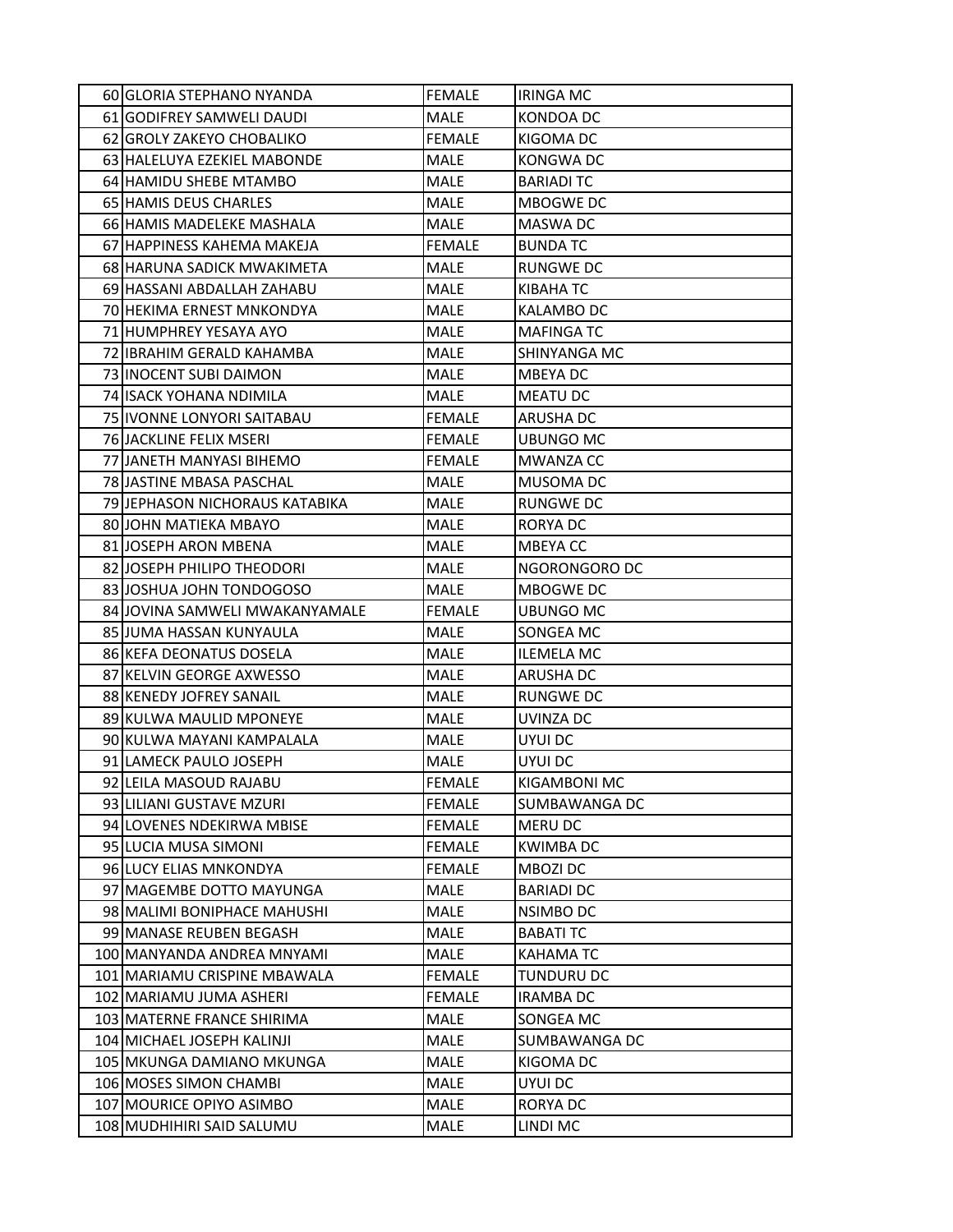| | | | |
|---|---|---|---|
| 60 | GLORIA STEPHANO NYANDA | FEMALE | IRINGA MC |
| 61 | GODIFREY SAMWELI DAUDI | MALE | KONDOA DC |
| 62 | GROLY ZAKEYO CHOBALIKO | FEMALE | KIGOMA DC |
| 63 | HALELUYA EZEKIEL MABONDE | MALE | KONGWA DC |
| 64 | HAMIDU SHEBE MTAMBO | MALE | BARIADI TC |
| 65 | HAMIS DEUS CHARLES | MALE | MBOGWE DC |
| 66 | HAMIS MADELEKE MASHALA | MALE | MASWA DC |
| 67 | HAPPINESS KAHEMA MAKEJA | FEMALE | BUNDA TC |
| 68 | HARUNA SADICK MWAKIMETA | MALE | RUNGWE DC |
| 69 | HASSANI ABDALLAH ZAHABU | MALE | KIBAHA TC |
| 70 | HEKIMA ERNEST MNKONDYA | MALE | KALAMBO DC |
| 71 | HUMPHREY YESAYA AYO | MALE | MAFINGA TC |
| 72 | IBRAHIM GERALD KAHAMBA | MALE | SHINYANGA MC |
| 73 | INOCENT SUBI DAIMON | MALE | MBEYA DC |
| 74 | ISACK YOHANA NDIMILA | MALE | MEATU DC |
| 75 | IVONNE LONYORI SAITABAU | FEMALE | ARUSHA DC |
| 76 | JACKLINE FELIX MSERI | FEMALE | UBUNGO MC |
| 77 | JANETH MANYASI BIHEMO | FEMALE | MWANZA CC |
| 78 | JASTINE MBASA PASCHAL | MALE | MUSOMA DC |
| 79 | JEPHASON NICHORAUS KATABIKA | MALE | RUNGWE DC |
| 80 | JOHN MATIEKA MBAYO | MALE | RORYA DC |
| 81 | JOSEPH ARON MBENA | MALE | MBEYA CC |
| 82 | JOSEPH PHILIPO THEODORI | MALE | NGORONGORO DC |
| 83 | JOSHUA JOHN TONDOGOSO | MALE | MBOGWE DC |
| 84 | JOVINA SAMWELI MWAKANYAMALE | FEMALE | UBUNGO MC |
| 85 | JUMA HASSAN KUNYAULA | MALE | SONGEA MC |
| 86 | KEFA DEONATUS DOSELA | MALE | ILEMELA MC |
| 87 | KELVIN GEORGE AXWESSO | MALE | ARUSHA DC |
| 88 | KENEDY JOFREY SANAIL | MALE | RUNGWE DC |
| 89 | KULWA MAULID MPONEYE | MALE | UVINZA DC |
| 90 | KULWA MAYANI KAMPALALA | MALE | UYUI DC |
| 91 | LAMECK PAULO JOSEPH | MALE | UYUI DC |
| 92 | LEILA MASOUD RAJABU | FEMALE | KIGAMBONI MC |
| 93 | LILIANI GUSTAVE MZURI | FEMALE | SUMBAWANGA DC |
| 94 | LOVENES NDEKIRWA MBISE | FEMALE | MERU DC |
| 95 | LUCIA MUSA SIMONI | FEMALE | KWIMBA DC |
| 96 | LUCY ELIAS MNKONDYA | FEMALE | MBOZI DC |
| 97 | MAGEMBE DOTTO MAYUNGA | MALE | BARIADI DC |
| 98 | MALIMI BONIPHACE MAHUSHI | MALE | NSIMBO DC |
| 99 | MANASE REUBEN BEGASH | MALE | BABATI TC |
| 100 | MANYANDA ANDREA MNYAMI | MALE | KAHAMA TC |
| 101 | MARIAMU CRISPINE MBAWALA | FEMALE | TUNDURU DC |
| 102 | MARIAMU JUMA ASHERI | FEMALE | IRAMBA DC |
| 103 | MATERNE FRANCE SHIRIMA | MALE | SONGEA MC |
| 104 | MICHAEL JOSEPH KALINJI | MALE | SUMBAWANGA DC |
| 105 | MKUNGA DAMIANO MKUNGA | MALE | KIGOMA DC |
| 106 | MOSES SIMON CHAMBI | MALE | UYUI DC |
| 107 | MOURICE OPIYO ASIMBO | MALE | RORYA DC |
| 108 | MUDHIHIRI SAID SALUMU | MALE | LINDI MC |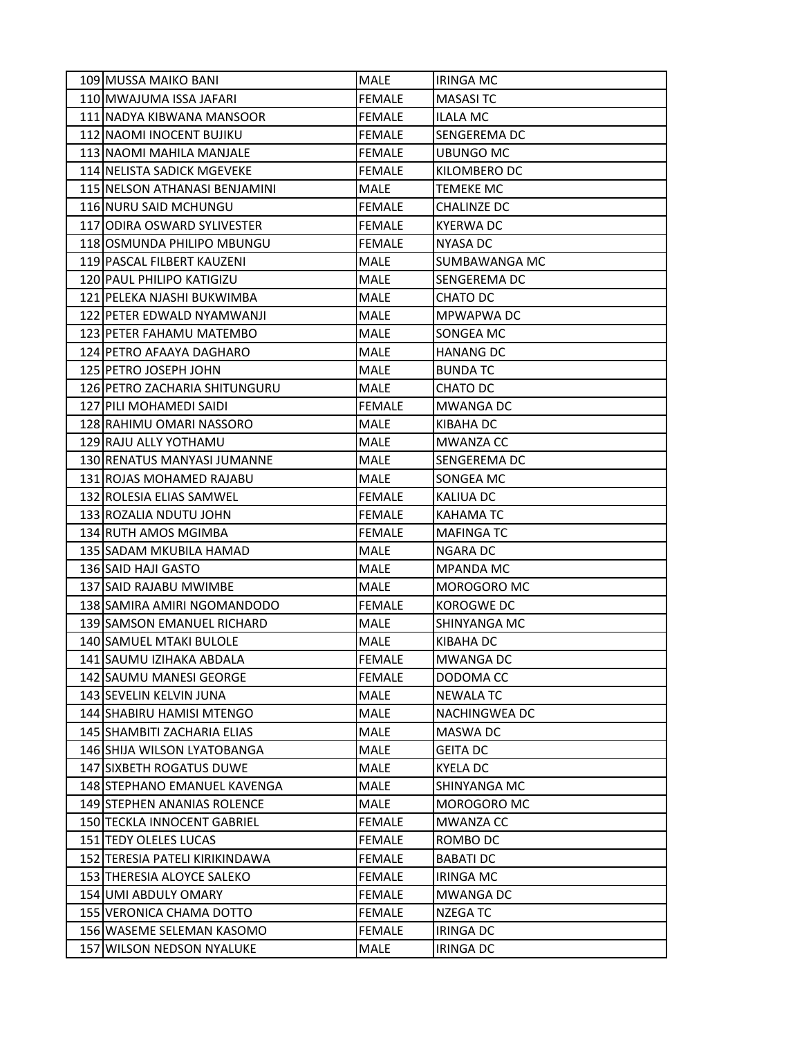| | | | |
|---|---|---|---|
| 109 | MUSSA MAIKO BANI | MALE | IRINGA MC |
| 110 | MWAJUMA ISSA JAFARI | FEMALE | MASASI TC |
| 111 | NADYA KIBWANA MANSOOR | FEMALE | ILALA MC |
| 112 | NAOMI INOCENT BUJIKU | FEMALE | SENGEREMA DC |
| 113 | NAOMI MAHILA MANJALE | FEMALE | UBUNGO MC |
| 114 | NELISTA SADICK MGEVEKE | FEMALE | KILOMBERO DC |
| 115 | NELSON ATHANASI BENJAMINI | MALE | TEMEKE MC |
| 116 | NURU SAID MCHUNGU | FEMALE | CHALINZE DC |
| 117 | ODIRA OSWARD SYLIVESTER | FEMALE | KYERWA DC |
| 118 | OSMUNDA PHILIPO MBUNGU | FEMALE | NYASA DC |
| 119 | PASCAL FILBERT KAUZENI | MALE | SUMBAWANGA MC |
| 120 | PAUL PHILIPO KATIGIZU | MALE | SENGEREMA DC |
| 121 | PELEKA NJASHI BUKWIMBA | MALE | CHATO DC |
| 122 | PETER EDWALD NYAMWANJI | MALE | MPWAPWA DC |
| 123 | PETER FAHAMU MATEMBO | MALE | SONGEA MC |
| 124 | PETRO AFAAYA DAGHARO | MALE | HANANG DC |
| 125 | PETRO JOSEPH JOHN | MALE | BUNDA TC |
| 126 | PETRO ZACHARIA SHITUNGURU | MALE | CHATO DC |
| 127 | PILI MOHAMEDI SAIDI | FEMALE | MWANGA DC |
| 128 | RAHIMU OMARI NASSORO | MALE | KIBAHA DC |
| 129 | RAJU ALLY YOTHAMU | MALE | MWANZA CC |
| 130 | RENATUS MANYASI JUMANNE | MALE | SENGEREMA DC |
| 131 | ROJAS MOHAMED RAJABU | MALE | SONGEA MC |
| 132 | ROLESIA ELIAS SAMWEL | FEMALE | KALIUA DC |
| 133 | ROZALIA NDUTU JOHN | FEMALE | KAHAMA TC |
| 134 | RUTH AMOS MGIMBA | FEMALE | MAFINGA TC |
| 135 | SADAM MKUBILA HAMAD | MALE | NGARA DC |
| 136 | SAID HAJI GASTO | MALE | MPANDA MC |
| 137 | SAID RAJABU MWIMBE | MALE | MOROGORO MC |
| 138 | SAMIRA AMIRI NGOMANDODO | FEMALE | KOROGWE DC |
| 139 | SAMSON EMANUEL RICHARD | MALE | SHINYANGA MC |
| 140 | SAMUEL MTAKI BULOLE | MALE | KIBAHA DC |
| 141 | SAUMU IZIHAKA ABDALA | FEMALE | MWANGA DC |
| 142 | SAUMU MANESI GEORGE | FEMALE | DODOMA CC |
| 143 | SEVELIN KELVIN JUNA | MALE | NEWALA TC |
| 144 | SHABIRU HAMISI MTENGO | MALE | NACHINGWEA DC |
| 145 | SHAMBITI ZACHARIA ELIAS | MALE | MASWA DC |
| 146 | SHIJA WILSON LYATOBANGA | MALE | GEITA DC |
| 147 | SIXBETH ROGATUS DUWE | MALE | KYELA DC |
| 148 | STEPHANO EMANUEL KAVENGA | MALE | SHINYANGA MC |
| 149 | STEPHEN ANANIAS ROLENCE | MALE | MOROGORO MC |
| 150 | TECKLA INNOCENT GABRIEL | FEMALE | MWANZA CC |
| 151 | TEDY OLELES LUCAS | FEMALE | ROMBO DC |
| 152 | TERESIA PATELI KIRIKINDAWA | FEMALE | BABATI DC |
| 153 | THERESIA ALOYCE SALEKO | FEMALE | IRINGA MC |
| 154 | UMI ABDULY OMARY | FEMALE | MWANGA DC |
| 155 | VERONICA CHAMA DOTTO | FEMALE | NZEGA TC |
| 156 | WASEME SELEMAN KASOMO | FEMALE | IRINGA DC |
| 157 | WILSON NEDSON NYALUKE | MALE | IRINGA DC |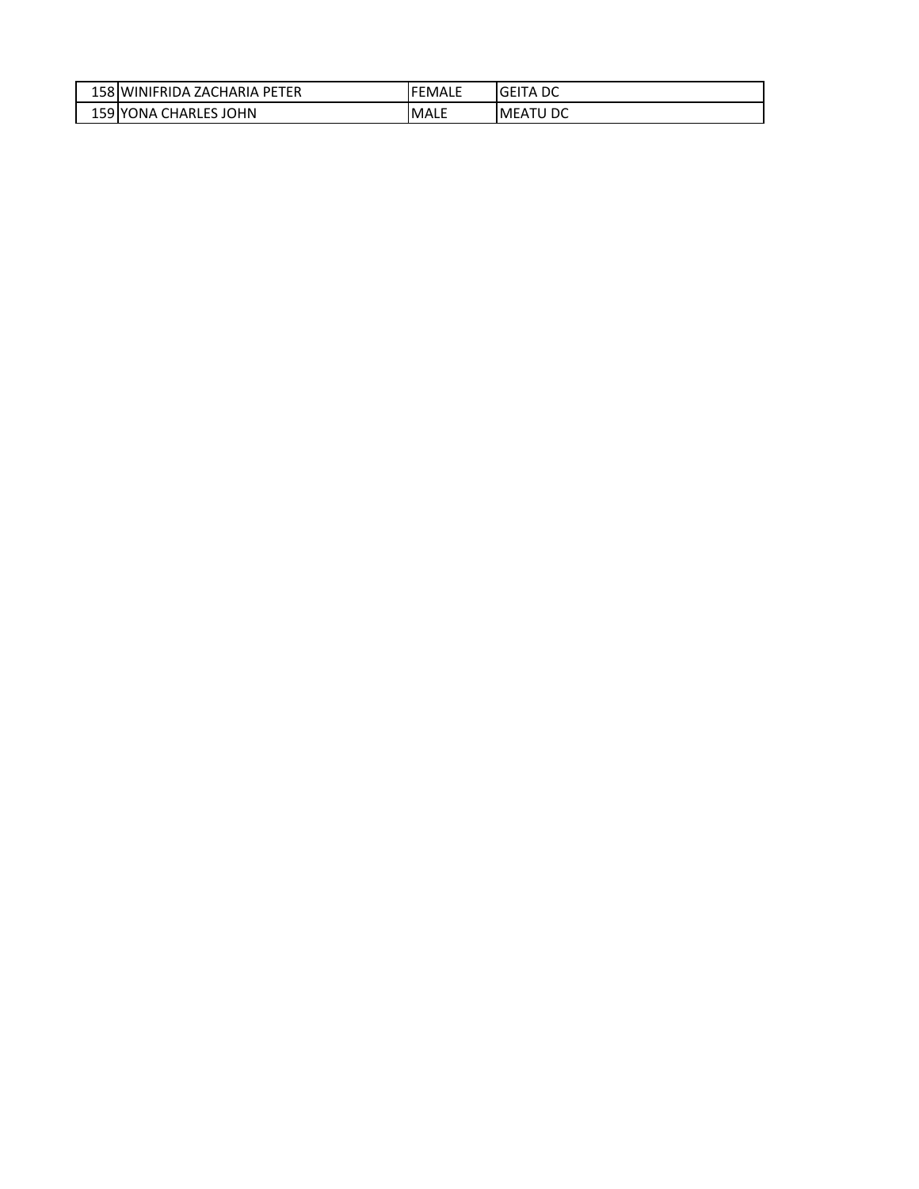| | | | |
|---|---|---|---|
| 158 | WINIFRIDA ZACHARIA PETER | FEMALE | GEITA DC |
| 159 | YONA CHARLES JOHN | MALE | MEATU DC |